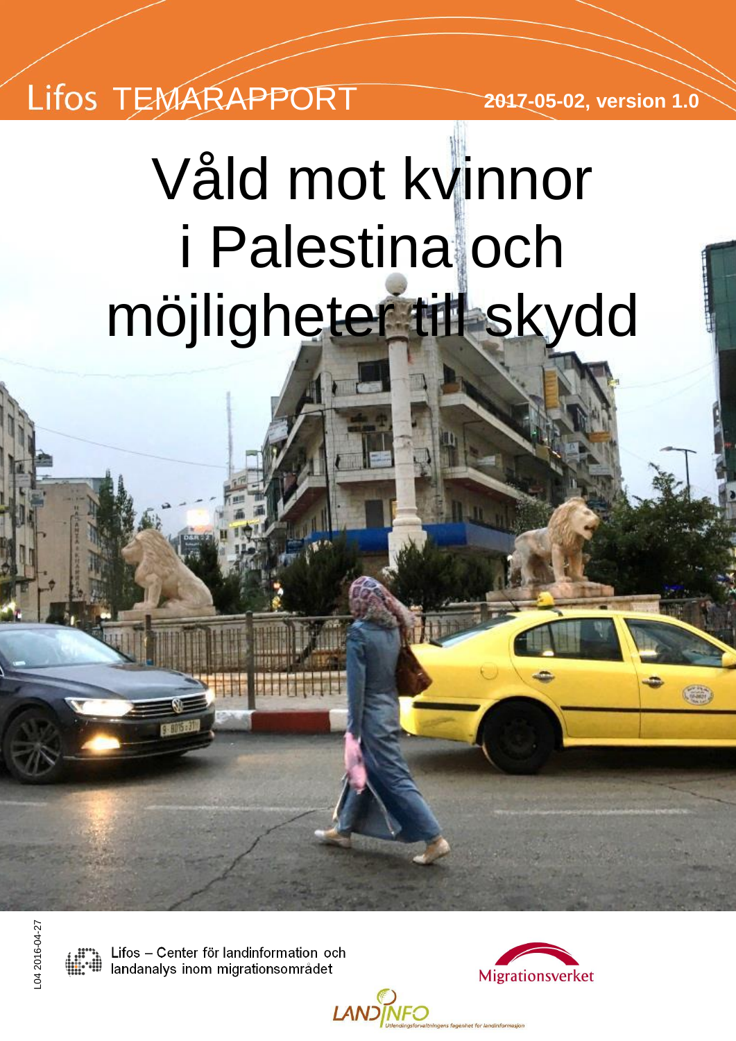Lifos TEMARAPPORT

**2017-05-02, version 1.0**

# Våld mot kvinnor i Palestina och möjligheter till skydd

L04 2016-04-27

Lifos – Center för landinformation och landanalys inom migrationsområdet

Migrationsverket

LANDINFO Utlendingsforvaltningens fagenhet for landinformasjon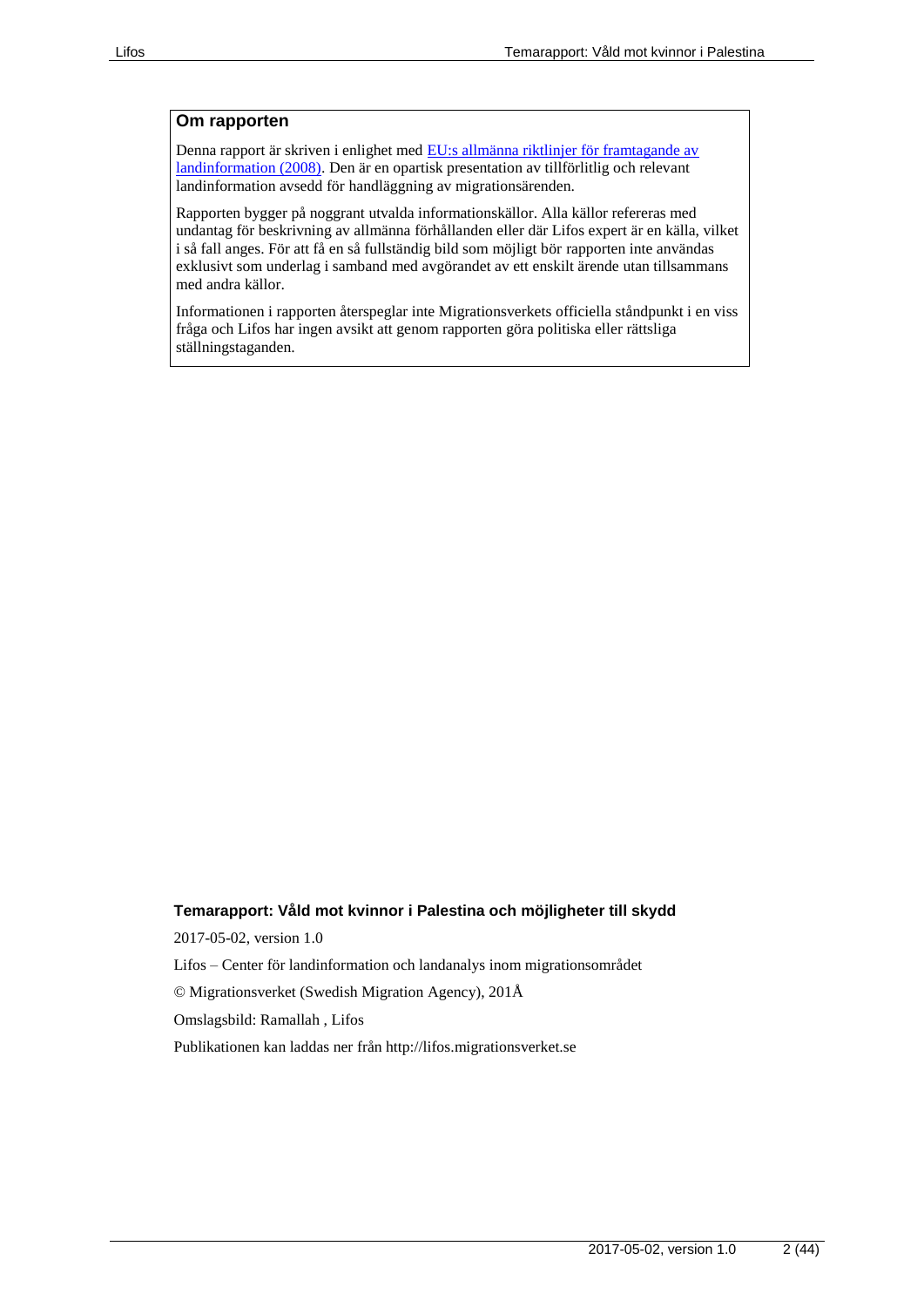## Om rapporten

Denna rapport är skriven i enlighet med [EU:s allmänna riktlinjer för framtagande av landinformation (2008)](). Den är en opartisk presentation av tillförlitlig och relevant landinformation avsedd för handläggning av migrationsärenden.

Rapporten bygger på noggrant utvalda informationskällor. Alla källor refereras med undantag för beskrivning av allmänna förhållanden eller där Lifos expert är en källa, vilket i så fall anges. För att få en så fullständig bild som möjligt bör rapporten inte användas exklusivt som underlag i samband med avgörandet av ett enskilt ärende utan tillsammans med andra källor.

Informationen i rapporten återspeglar inte Migrationsverkets officiella ståndpunkt i en viss fråga och Lifos har ingen avsikt att genom rapporten göra politiska eller rättsliga ställningstaganden.

**Temarapport: Våld mot kvinnor i Palestina och möjligheter till skydd**

2017-05-02, version 1.0

Lifos – Center för landinformation och landanalys inom migrationsområdet

© Migrationsverket (Swedish Migration Agency), 201Å

Omslagsbild: Ramallah , Lifos

Publikationen kan laddas ner från http://lifos.migrationsverket.se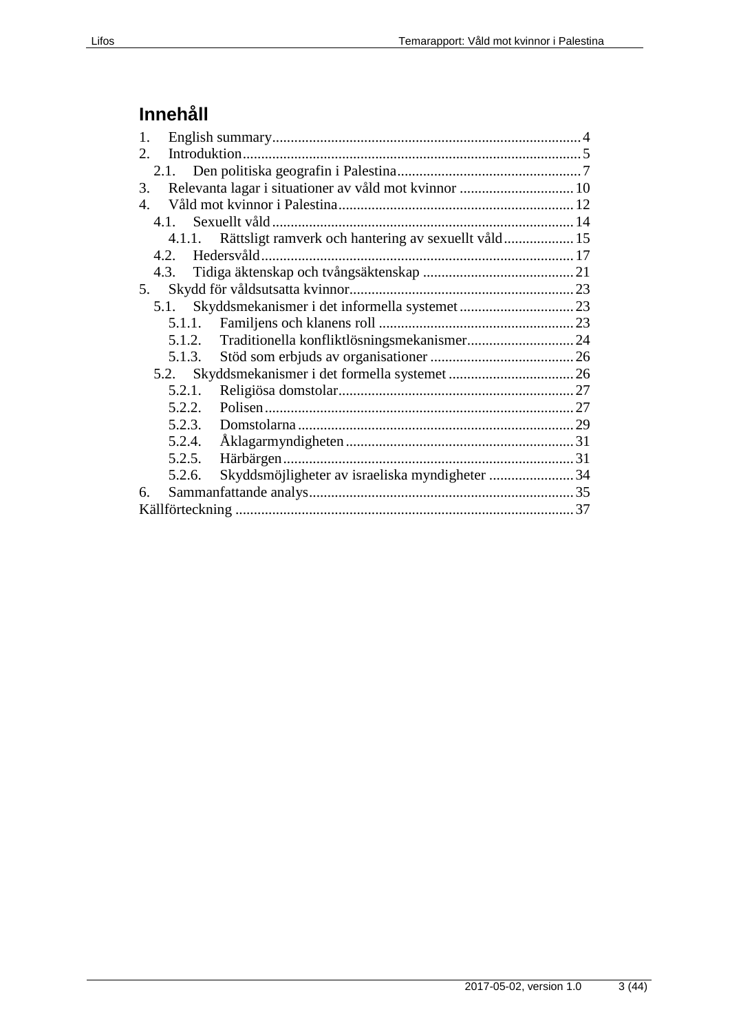# Innehåll

1. English summary....................................................................................4
2. Introduktion............................................................................................5
   2.1. Den politiska geografin i Palestina..................................................7
3. Relevanta lagar i situationer av våld mot kvinnor ...............................10
4. Våld mot kvinnor i Palestina................................................................12
   4.1. Sexuellt våld..................................................................................14
      4.1.1. Rättsligt ramverk och hantering av sexuellt våld...................15
   4.2. Hedersvåld.....................................................................................17
   4.3. Tidiga äktenskap och tvångsäktenskap .........................................21
5. Skydd för våldsutsatta kvinnor.............................................................23
   5.1. Skyddsmekanismer i det informella systemet ...............................23
      5.1.1. Familjens och klanens roll .....................................................23
      5.1.2. Traditionella konfliktlösningsmekanismer.............................24
      5.1.3. Stöd som erbjuds av organisationer .......................................26
   5.2. Skyddsmekanismer i det formella systemet ..................................26
      5.2.1. Religiösa domstolar................................................................27
      5.2.2. Polisen....................................................................................27
      5.2.3. Domstolarna...........................................................................29
      5.2.4. Åklagarmyndigheten..............................................................31
      5.2.5. Härbärgen...............................................................................31
      5.2.6. Skyddsmöjligheter av israeliska myndigheter .......................34
6. Sammanfattande analys........................................................................35

Källförteckning ............................................................................................37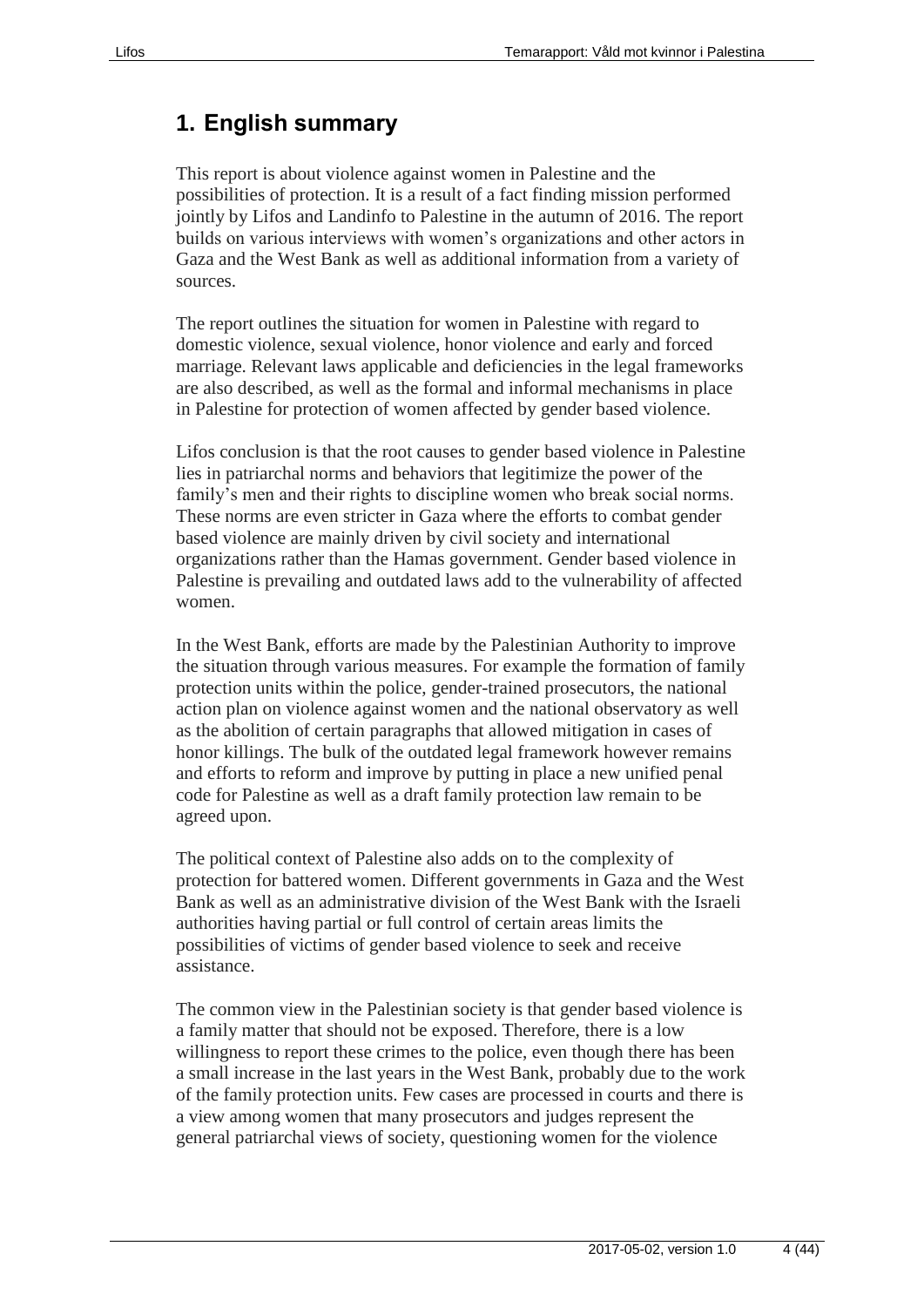## 1. English summary

This report is about violence against women in Palestine and the possibilities of protection. It is a result of a fact finding mission performed jointly by Lifos and Landinfo to Palestine in the autumn of 2016. The report builds on various interviews with women's organizations and other actors in Gaza and the West Bank as well as additional information from a variety of sources.

The report outlines the situation for women in Palestine with regard to domestic violence, sexual violence, honor violence and early and forced marriage. Relevant laws applicable and deficiencies in the legal frameworks are also described, as well as the formal and informal mechanisms in place in Palestine for protection of women affected by gender based violence.

Lifos conclusion is that the root causes to gender based violence in Palestine lies in patriarchal norms and behaviors that legitimize the power of the family's men and their rights to discipline women who break social norms. These norms are even stricter in Gaza where the efforts to combat gender based violence are mainly driven by civil society and international organizations rather than the Hamas government. Gender based violence in Palestine is prevailing and outdated laws add to the vulnerability of affected women.

In the West Bank, efforts are made by the Palestinian Authority to improve the situation through various measures. For example the formation of family protection units within the police, gender-trained prosecutors, the national action plan on violence against women and the national observatory as well as the abolition of certain paragraphs that allowed mitigation in cases of honor killings. The bulk of the outdated legal framework however remains and efforts to reform and improve by putting in place a new unified penal code for Palestine as well as a draft family protection law remain to be agreed upon.

The political context of Palestine also adds on to the complexity of protection for battered women. Different governments in Gaza and the West Bank as well as an administrative division of the West Bank with the Israeli authorities having partial or full control of certain areas limits the possibilities of victims of gender based violence to seek and receive assistance.

The common view in the Palestinian society is that gender based violence is a family matter that should not be exposed. Therefore, there is a low willingness to report these crimes to the police, even though there has been a small increase in the last years in the West Bank, probably due to the work of the family protection units. Few cases are processed in courts and there is a view among women that many prosecutors and judges represent the general patriarchal views of society, questioning women for the violence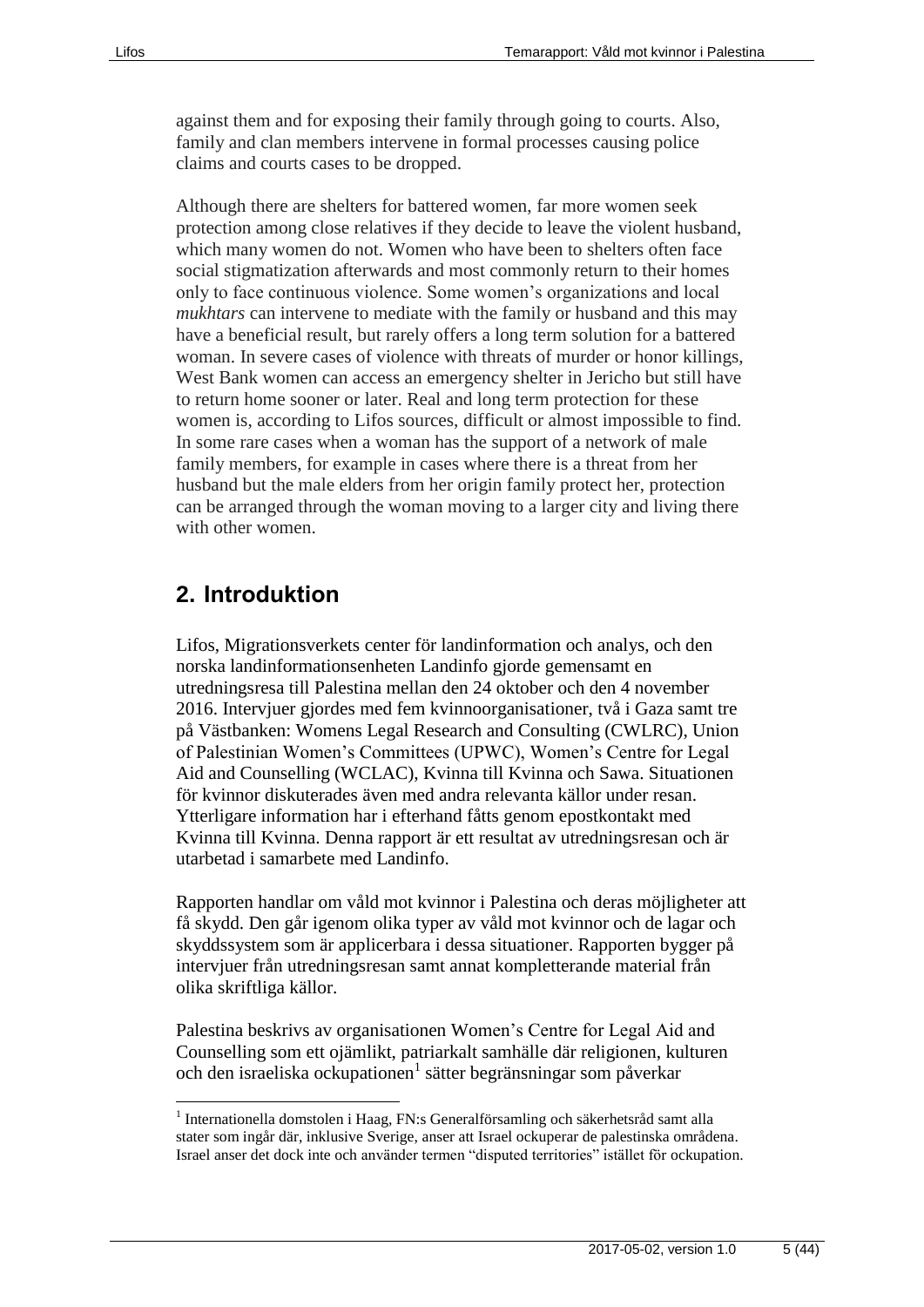against them and for exposing their family through going to courts. Also, family and clan members intervene in formal processes causing police claims and courts cases to be dropped.

Although there are shelters for battered women, far more women seek protection among close relatives if they decide to leave the violent husband, which many women do not. Women who have been to shelters often face social stigmatization afterwards and most commonly return to their homes only to face continuous violence. Some women's organizations and local *mukhtars* can intervene to mediate with the family or husband and this may have a beneficial result, but rarely offers a long term solution for a battered woman. In severe cases of violence with threats of murder or honor killings, West Bank women can access an emergency shelter in Jericho but still have to return home sooner or later. Real and long term protection for these women is, according to Lifos sources, difficult or almost impossible to find. In some rare cases when a woman has the support of a network of male family members, for example in cases where there is a threat from her husband but the male elders from her origin family protect her, protection can be arranged through the woman moving to a larger city and living there with other women.

## 2. Introduktion

Lifos, Migrationsverkets center för landinformation och analys, och den norska landinformationsenheten Landinfo gjorde gemensamt en utredningsresa till Palestina mellan den 24 oktober och den 4 november 2016. Intervjuer gjordes med fem kvinnoorganisationer, två i Gaza samt tre på Västbanken: Womens Legal Research and Consulting (CWLRC), Union of Palestinian Women's Committees (UPWC), Women's Centre for Legal Aid and Counselling (WCLAC), Kvinna till Kvinna och Sawa. Situationen för kvinnor diskuterades även med andra relevanta källor under resan. Ytterligare information har i efterhand fåtts genom epostkontakt med Kvinna till Kvinna. Denna rapport är ett resultat av utredningsresan och är utarbetad i samarbete med Landinfo.

Rapporten handlar om våld mot kvinnor i Palestina och deras möjligheter att få skydd. Den går igenom olika typer av våld mot kvinnor och de lagar och skyddssystem som är applicerbara i dessa situationer. Rapporten bygger på intervjuer från utredningsresan samt annat kompletterande material från olika skriftliga källor.

Palestina beskrivs av organisationen Women's Centre for Legal Aid and Counselling som ett ojämlikt, patriarkalt samhälle där religionen, kulturen och den israeliska ockupationen[1] sätter begränsningar som påverkar

[1] Internationella domstolen i Haag, FN:s Generalförsamling och säkerhetsråd samt alla stater som ingår där, inklusive Sverige, anser att Israel ockuperar de palestinska områdena. Israel anser det dock inte och använder termen "disputed territories" istället för ockupation.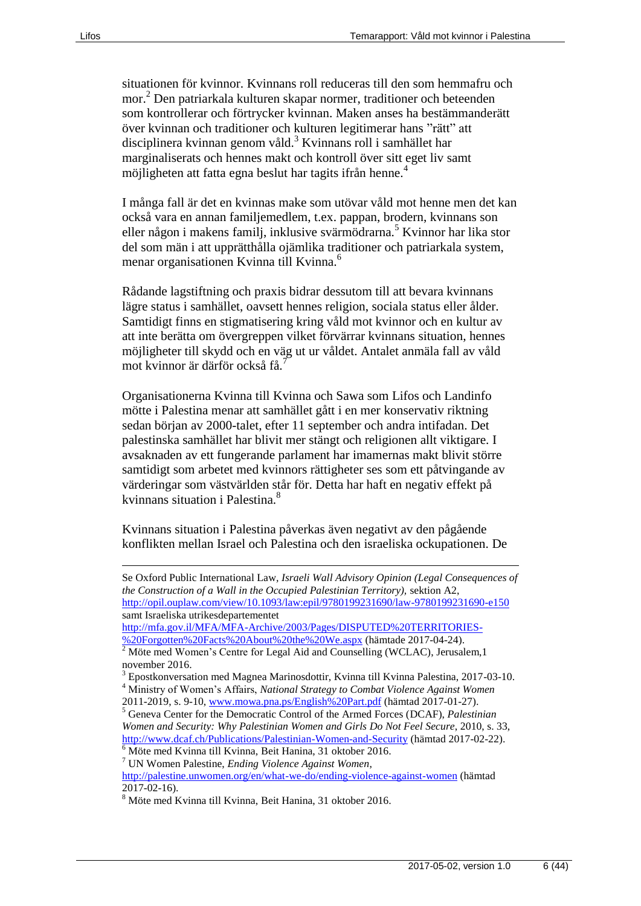situationen för kvinnor. Kvinnans roll reduceras till den som hemmafru och mor.[2] Den patriarkala kulturen skapar normer, traditioner och beteenden som kontrollerar och förtrycker kvinnan. Maken anses ha bestämmanderätt över kvinnan och traditioner och kulturen legitimerar hans ”rätt” att disciplinera kvinnan genom våld.[3] Kvinnans roll i samhället har marginaliserats och hennes makt och kontroll över sitt eget liv samt möjligheten att fatta egna beslut har tagits ifrån henne.[4]

I många fall är det en kvinnas make som utövar våld mot henne men det kan också vara en annan familjemedlem, t.ex. pappan, brodern, kvinnans son eller någon i makens familj, inklusive svärmödrarna.[5] Kvinnor har lika stor del som män i att upprätthålla ojämlika traditioner och patriarkala system, menar organisationen Kvinna till Kvinna.[6]

Rådande lagstiftning och praxis bidrar dessutom till att bevara kvinnans lägre status i samhället, oavsett hennes religion, sociala status eller ålder. Samtidigt finns en stigmatisering kring våld mot kvinnor och en kultur av att inte berätta om övergreppen vilket förvärrar kvinnans situation, hennes möjligheter till skydd och en väg ut ur våldet. Antalet anmäla fall av våld mot kvinnor är därför också få.[7]

Organisationerna Kvinna till Kvinna och Sawa som Lifos och Landinfo mötte i Palestina menar att samhället gått i en mer konservativ riktning sedan början av 2000-talet, efter 11 september och andra intifadan. Det palestinska samhället har blivit mer stängt och religionen allt viktigare. I avsaknaden av ett fungerande parlament har imamernas makt blivit större samtidigt som arbetet med kvinnors rättigheter ses som ett påtvingande av värderingar som västvärlden står för. Detta har haft en negativt effekt på kvinnans situation i Palestina.[8]

Kvinnans situation i Palestina påverkas även negativt av den pågående konflikten mellan Israel och Palestina och den israeliska ockupationen. De

---

Se Oxford Public International Law, *Israeli Wall Advisory Opinion (Legal Consequences of the Construction of a Wall in the Occupied Palestinian Territory)*, sektion A2, http://opil.ouplaw.com/view/10.1093/law:epil/9780199231690/law-9780199231690-e150 samt Israeliska utrikesdepartementet http://mfa.gov.il/MFA/MFA-Archive/2003/Pages/DISPUTED%20TERRITORIES-%20Forgotten%20Facts%20About%20the%20We.aspx (hämtade 2017-04-24).

[2] Möte med Women's Centre for Legal Aid and Counselling (WCLAC), Jerusalem,1 november 2016.

[3] Epostkonversation med Magnea Marinosdottir, Kvinna till Kvinna Palestina, 2017-03-10.

[4] Ministry of Women's Affairs, *National Strategy to Combat Violence Against Women 2011-2019*, s. 9-10, www.mowa.pna.ps/English%20Part.pdf (hämtad 2017-01-27).

[5] Geneva Center for the Democratic Control of the Armed Forces (DCAF), *Palestinian Women and Security: Why Palestinian Women and Girls Do Not Feel Secure*, 2010, s. 33, http://www.dcaf.ch/Publications/Palestinian-Women-and-Security (hämtad 2017-02-22).

[6] Möte med Kvinna till Kvinna, Beit Hanina, 31 oktober 2016.

[7] UN Women Palestine, *Ending Violence Against Women*, http://palestine.unwomen.org/en/what-we-do/ending-violence-against-women (hämtad 2017-02-16).

[8] Möte med Kvinna till Kvinna, Beit Hanina, 31 oktober 2016.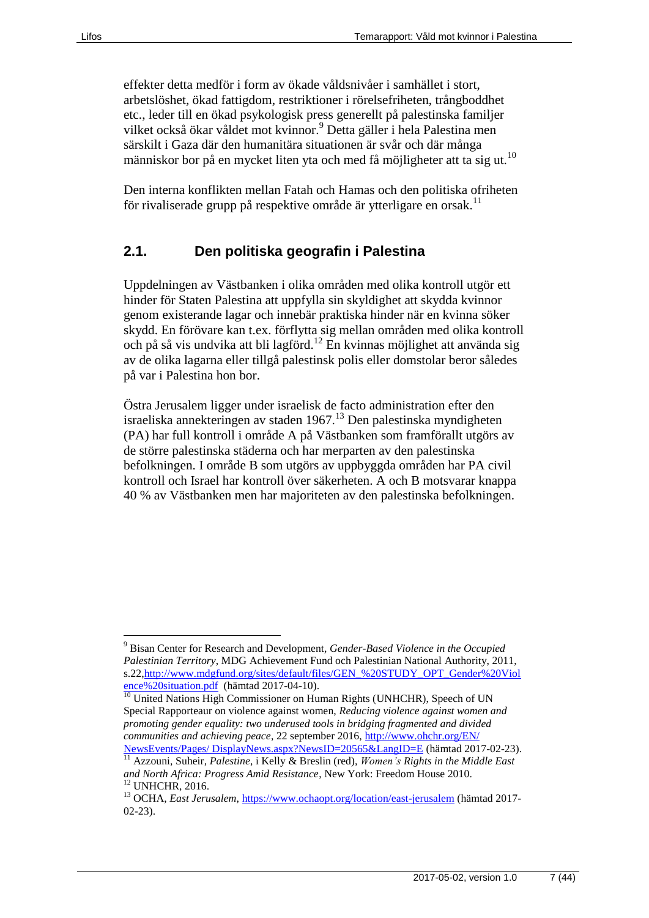effekter detta medför i form av ökade våldsnivåer i samhället i stort, arbetslöshet, ökad fattigdom, restriktioner i rörelsefriheten, trångboddhet etc., leder till en ökad psykologisk press generellt på palestinska familjer vilket också ökar våldet mot kvinnor.[9] Detta gäller i hela Palestina men särskilt i Gaza där den humanitära situationen är svår och där många människor bor på en mycket liten yta och med få möjligheter att ta sig ut.[10]

Den interna konflikten mellan Fatah och Hamas och den politiska ofriheten för rivaliserade grupp på respektive område är ytterligare en orsak.[11]

## 2.1. Den politiska geografin i Palestina

Uppdelningen av Västbanken i olika områden med olika kontroll utgör ett hinder för Staten Palestina att uppfylla sin skyldighet att skydda kvinnor genom existerande lagar och innebär praktiska hinder när en kvinna söker skydd. En förövare kan t.ex. förflytta sig mellan områden med olika kontroll och på så vis undvika att bli lagförd.[12] En kvinnas möjlighet att använda sig av de olika lagarna eller tillgå palestinsk polis eller domstolar beror således på var i Palestina hon bor.

Östra Jerusalem ligger under israelisk de facto administration efter den israeliska annekteringen av staden 1967.[13] Den palestinska myndigheten (PA) har full kontroll i område A på Västbanken som framförallt utgörs av de större palestinska städerna och har merparten av den palestinska befolkningen. I område B som utgörs av uppbyggda områden har PA civil kontroll och Israel har kontroll över säkerheten. A och B motsvarar knappa 40 % av Västbanken men har majoriteten av den palestinska befolkningen.

---

[9] Bisan Center for Research and Development, *Gender-Based Violence in the Occupied Palestinian Territory*, MDG Achievement Fund och Palestinian National Authority, 2011, s.22,http://www.mdgfund.org/sites/default/files/GEN_%20STUDY_OPT_Gender%20Violence%20situation.pdf (hämtad 2017-04-10).

[10] United Nations High Commissioner on Human Rights (UNHCHR), Speech of UN Special Rapporteaur on violence against women, *Reducing violence against women and promoting gender equality: two underused tools in bridging fragmented and divided communities and achieving peace*, 22 september 2016, http://www.ohchr.org/EN/NewsEvents/Pages/ DisplayNews.aspx?NewsID=20565&LangID=E (hämtad 2017-02-23).

[11] Azzouni, Suheir, *Palestine*, i Kelly & Breslin (red), *Women's Rights in the Middle East and North Africa: Progress Amid Resistance*, New York: Freedom House 2010.

[12] UNHCHR, 2016.

[13] OCHA, *East Jerusalem*, https://www.ochaopt.org/location/east-jerusalem (hämtad 2017-02-23).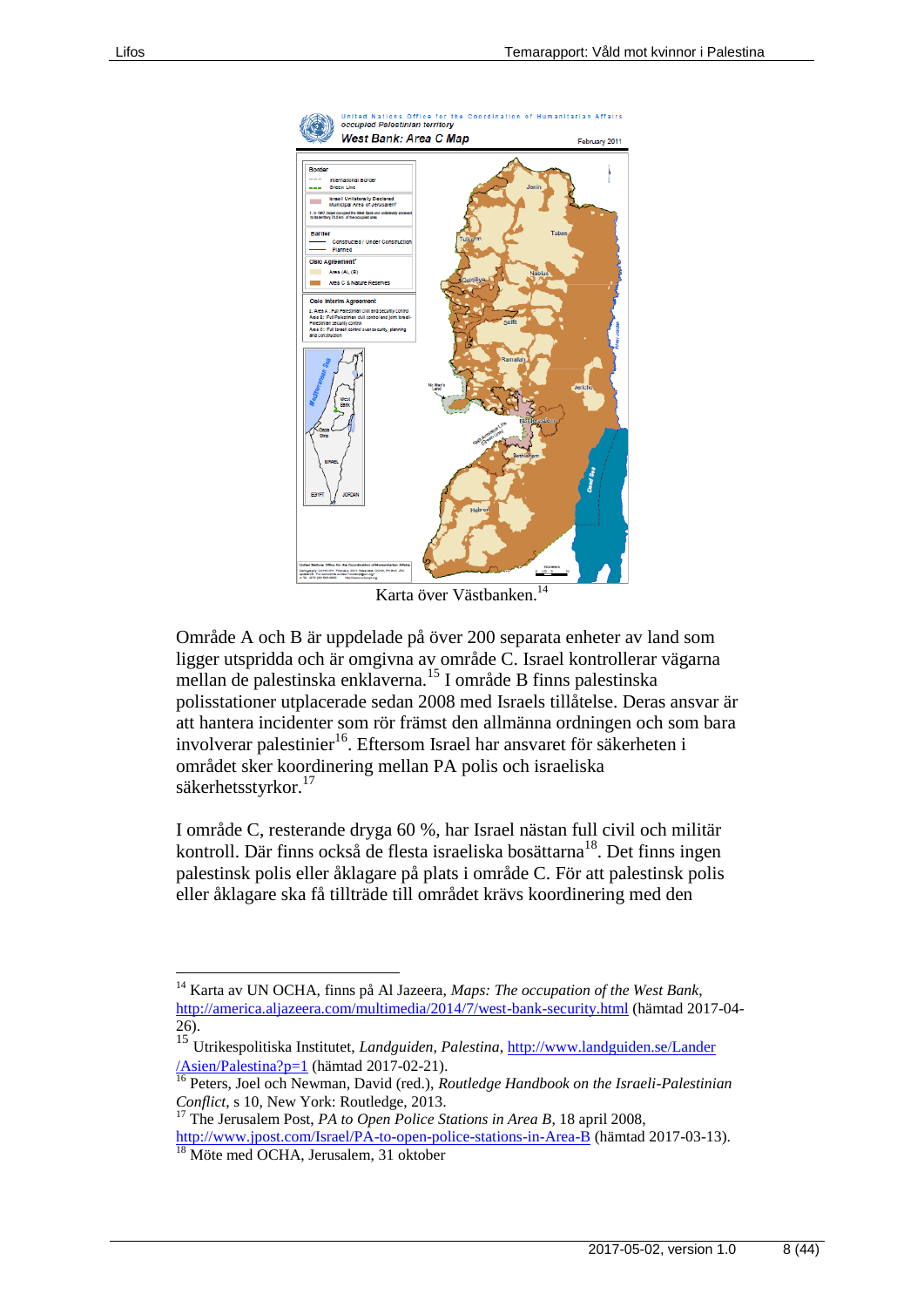Karta över Västbanken.[14]

Område A och B är uppdelade på över 200 separata enheter av land som ligger utspridda och är omgivna av område C. Israel kontrollerar vägarna mellan de palestinska enklaverna.[15] I område B finns palestinska polisstationer utplacerade sedan 2008 med Israels tillåtelse. Deras ansvar är att hantera incidenter som rör främst den allmänna ordningen och som bara involverar palestinier[16]. Eftersom Israel har ansvaret för säkerheten i området sker koordinering mellan PA polis och israeliska säkerhetsstyrkor.[17]

I område C, resterande dryga 60 %, har Israel nästan full civil och militär kontroll. Där finns också de flesta israeliska bosättarna[18]. Det finns ingen palestinsk polis eller åklagare på plats i område C. För att palestinsk polis eller åklagare ska få tillträde till området krävs koordinering med den

---

[14] Karta av UN OCHA, finns på Al Jazeera, *Maps: The occupation of the West Bank*, http://america.aljazeera.com/multimedia/2014/7/west-bank-security.html (hämtad 2017-04-26).

[15] Utrikespolitiska Institutet, *Landguiden, Palestina*, http://www.landguiden.se/Lander/Asien/Palestina?p=1 (hämtad 2017-02-21).

[16] Peters, Joel och Newman, David (red.), *Routledge Handbook on the Israeli-Palestinian Conflict*, s 10, New York: Routledge, 2013.

[17] The Jerusalem Post, *PA to Open Police Stations in Area B*, 18 april 2008, http://www.jpost.com/Israel/PA-to-open-police-stations-in-Area-B (hämtad 2017-03-13).

[18] Möte med OCHA, Jerusalem, 31 oktober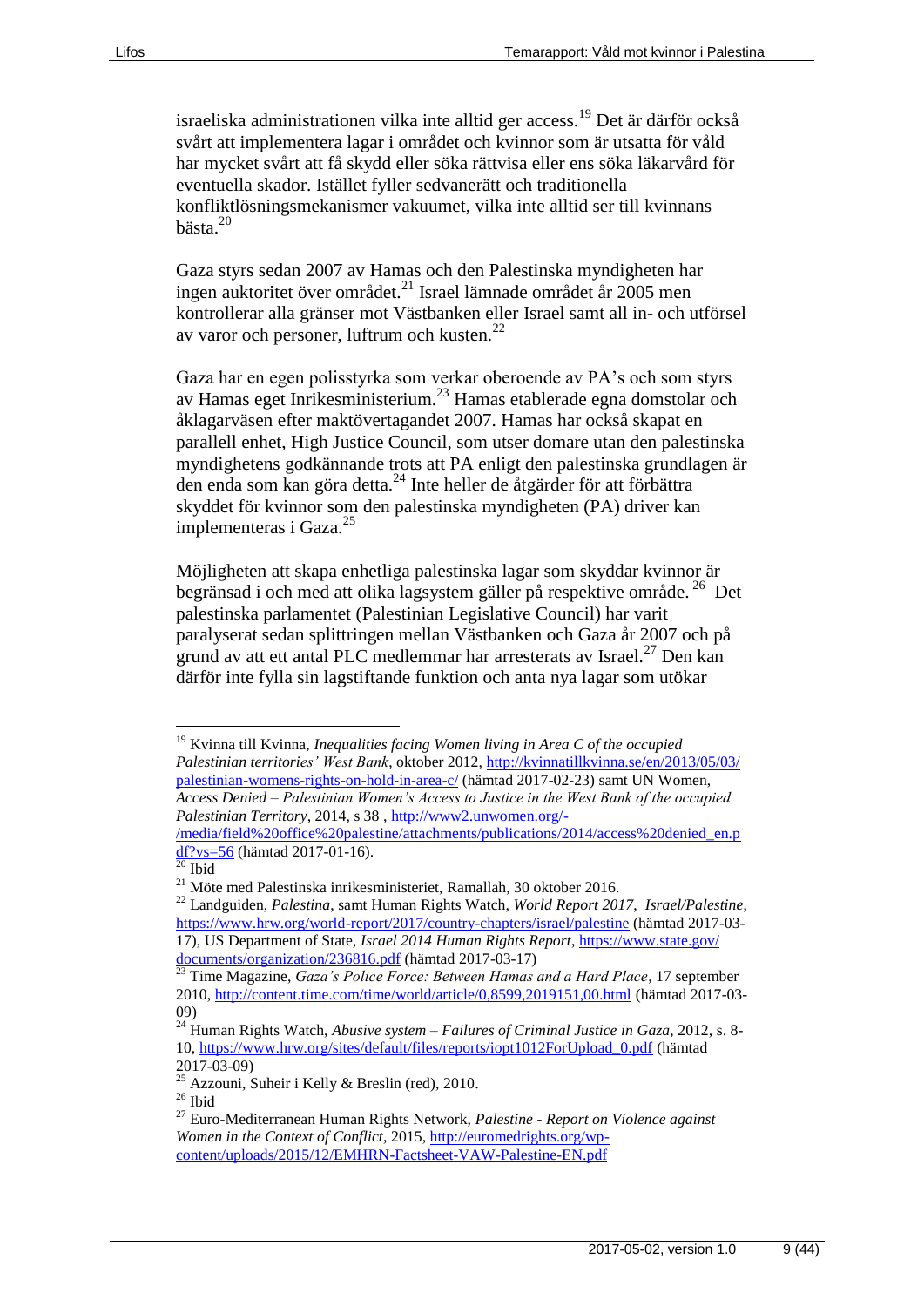israeliska administrationen vilka inte alltid ger access.[19] Det är därför också svårt att implementera lagar i området och kvinnor som är utsatta för våld har mycket svårt att få skydd eller söka rättvisa eller ens söka läkarvård för eventuella skador. Istället fyller sedvanerätt och traditionella konfliktlösningsmekanismer vakuumet, vilka inte alltid ser till kvinnans bästa.[20]

Gaza styrs sedan 2007 av Hamas och den Palestinska myndigheten har ingen auktoritet över området.[21] Israel lämnade området år 2005 men kontrollerar alla gränser mot Västbanken eller Israel samt all in- och utförsel av varor och personer, luftrum och kusten.[22]

Gaza har en egen polisstyrka som verkar oberoende av PA's och som styrs av Hamas eget Inrikesministerium.[23] Hamas etablerade egna domstolar och åklagarväsen efter maktövertagandet 2007. Hamas har också skapat en parallell enhet, High Justice Council, som utser domare utan den palestinska myndighetens godkännande trots att PA enligt den palestinska grundlagen är den enda som kan göra detta.[24] Inte heller de åtgärder för att förbättra skyddet för kvinnor som den palestinska myndigheten (PA) driver kan implementeras i Gaza.[25]

Möjligheten att skapa enhetliga palestinska lagar som skyddar kvinnor är begränsad i och med att olika lagsystem gäller på respektive område.[26] Det palestinska parlamentet (Palestinian Legislative Council) har varit paralyserat sedan splittringen mellan Västbanken och Gaza år 2007 och på grund av att ett antal PLC medlemmar har arresterats av Israel.[27] Den kan därför inte fylla sin lagstiftande funktion och anta nya lagar som utökar

---

[19] Kvinna till Kvinna, *Inequalities facing Women living in Area C of the occupied Palestinian territories' West Bank*, oktober 2012, http://kvinnatillkvinna.se/en/2013/05/03/palestinian-womens-rights-on-hold-in-area-c/ (hämtad 2017-02-23) samt UN Women, *Access Denied – Palestinian Women's Access to Justice in the West Bank of the occupied Palestinian Territory*, 2014, s 38 , http://www2.unwomen.org/-/media/field%20office%20palestine/attachments/publications/2014/access%20denied_en.pdf?vs=56 (hämtad 2017-01-16).

[20] Ibid

[21] Möte med Palestinska inrikesministeriet, Ramallah, 30 oktober 2016.

[22] Landguiden, *Palestina*, samt Human Rights Watch, *World Report 2017, Israel/Palestine*, https://www.hrw.org/world-report/2017/country-chapters/israel/palestine (hämtad 2017-03-17), US Department of State, *Israel 2014 Human Rights Report*, https://www.state.gov/documents/organization/236816.pdf (hämtad 2017-03-17)

[23] Time Magazine, *Gaza's Police Force: Between Hamas and a Hard Place*, 17 september 2010, http://content.time.com/time/world/article/0,8599,2019151,00.html (hämtad 2017-03-09)

[24] Human Rights Watch, *Abusive system – Failures of Criminal Justice in Gaza*, 2012, s. 8-10, https://www.hrw.org/sites/default/files/reports/iopt1012ForUpload_0.pdf (hämtad 2017-03-09)

[25] Azzouni, Suheir i Kelly & Breslin (red), 2010.

[26] Ibid

[27] Euro-Mediterranean Human Rights Network, *Palestine - Report on Violence against Women in the Context of Conflict*, 2015, http://euromedrights.org/wp-content/uploads/2015/12/EMHRN-Factsheet-VAW-Palestine-EN.pdf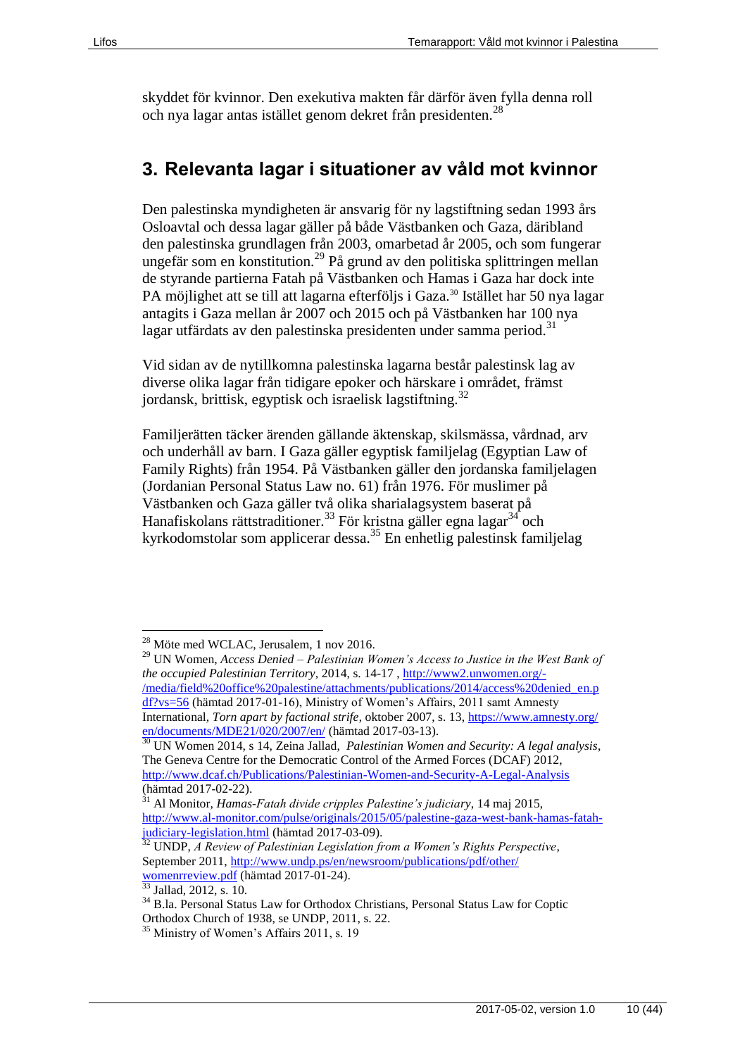skyddet för kvinnor. Den exekutiva makten får därför även fylla denna roll och nya lagar antas istället genom dekret från presidenten.[28]

## 3. Relevanta lagar i situationer av våld mot kvinnor

Den palestinska myndigheten är ansvarig för ny lagstiftning sedan 1993 års Osloavtal och dessa lagar gäller på både Västbanken och Gaza, däribland den palestinska grundlagen från 2003, omarbetad år 2005, och som fungerar ungefär som en konstitution.[29] På grund av den politiska splittringen mellan de styrande partierna Fatah på Västbanken och Hamas i Gaza har dock inte PA möjlighet att se till att lagarna efterföljs i Gaza.[30] Istället har 50 nya lagar antagits i Gaza mellan år 2007 och 2015 och på Västbanken har 100 nya lagar utfärdats av den palestinska presidenten under samma period.[31]

Vid sidan av de nytillkomna palestinska lagarna består palestinsk lag av diverse olika lagar från tidigare epoker och härskare i området, främst jordansk, brittisk, egyptisk och israelisk lagstiftning.[32]

Familjerätten täcker ärenden gällande äktenskap, skilsmässa, vårdnad, arv och underhåll av barn. I Gaza gäller egyptisk familjelag (Egyptian Law of Family Rights) från 1954. På Västbanken gäller den jordanska familjelagen (Jordanian Personal Status Law no. 61) från 1976. För muslimer på Västbanken och Gaza gäller två olika sharialagsystem baserat på Hanafiskolans rättstraditioner.[33] För kristna gäller egna lagar[34] och kyrkodomstolar som applicerar dessa.[35] En enhetlig palestinsk familjelag

---

[28] Möte med WCLAC, Jerusalem, 1 nov 2016.

[29] UN Women, *Access Denied – Palestinian Women's Access to Justice in the West Bank of the occupied Palestinian Territory*, 2014, s. 14-17 , http://www2.unwomen.org/-/media/field%20office%20palestine/attachments/publications/2014/access%20denied_en.pdf?vs=56 (hämtad 2017-01-16), Ministry of Women's Affairs, 2011 samt Amnesty International, *Torn apart by factional strife*, oktober 2007, s. 13, https://www.amnesty.org/en/documents/MDE21/020/2007/en/ (hämtad 2017-03-13).

[30] UN Women 2014, s 14, Zeina Jallad, *Palestinian Women and Security: A legal analysis*, The Geneva Centre for the Democratic Control of the Armed Forces (DCAF) 2012, http://www.dcaf.ch/Publications/Palestinian-Women-and-Security-A-Legal-Analysis (hämtad 2017-02-22).

[31] Al Monitor, *Hamas-Fatah divide cripples Palestine's judiciary*, 14 maj 2015, http://www.al-monitor.com/pulse/originals/2015/05/palestine-gaza-west-bank-hamas-fatah-judiciary-legislation.html (hämtad 2017-03-09).

[32] UNDP, *A Review of Palestinian Legislation from a Women's Rights Perspective*, September 2011, http://www.undp.ps/en/newsroom/publications/pdf/other/womenrreview.pdf (hämtad 2017-01-24).

[33] Jallad, 2012, s. 10.

[34] B.la. Personal Status Law for Orthodox Christians, Personal Status Law for Coptic Orthodox Church of 1938, se UNDP, 2011, s. 22.

[35] Ministry of Women's Affairs 2011, s. 19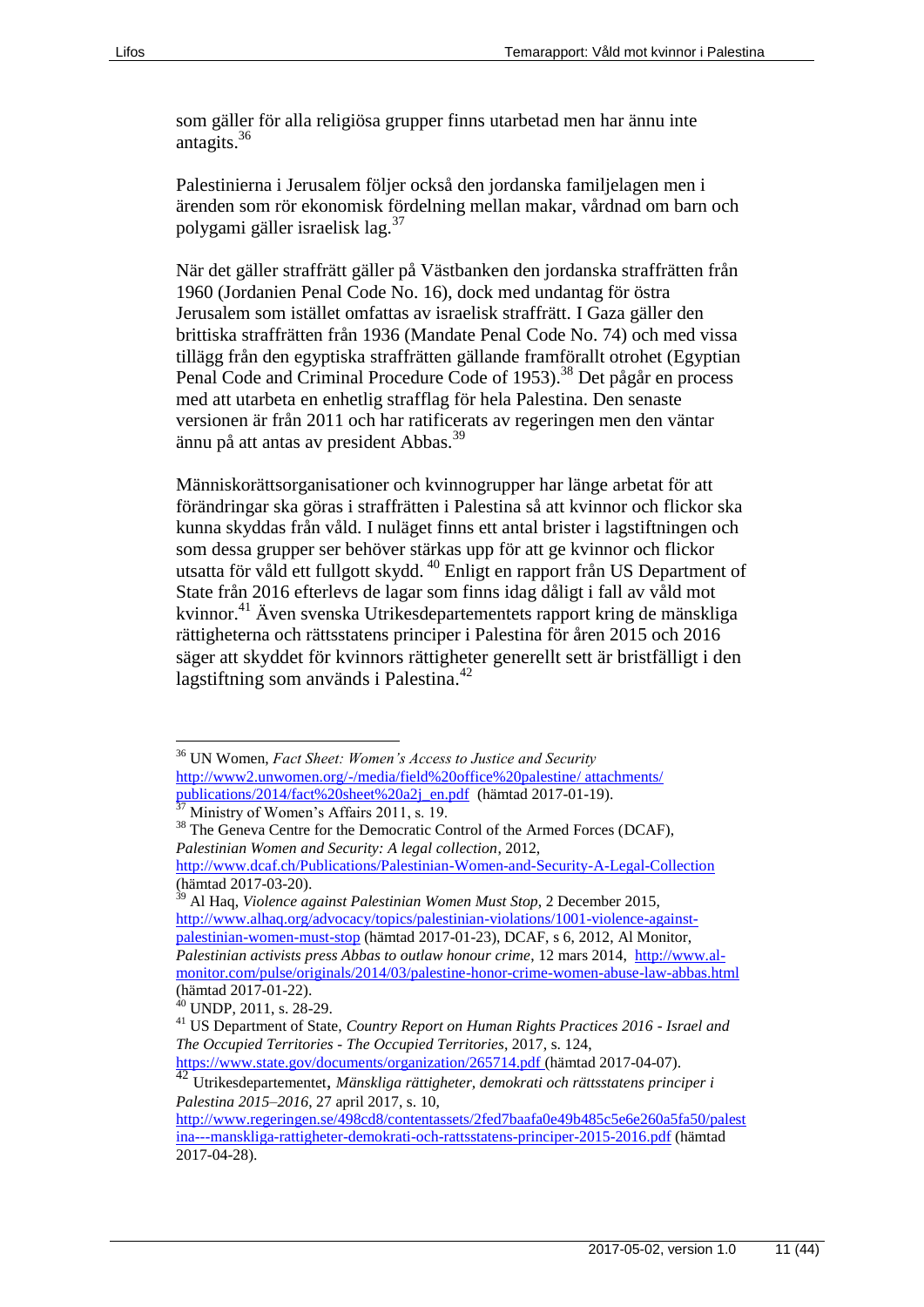som gäller för alla religiösa grupper finns utarbetad men har ännu inte antagits.[36]

Palestinierna i Jerusalem följer också den jordanska familjelagen men i ärenden som rör ekonomisk fördelning mellan makar, vårdnad om barn och polygami gäller israelisk lag.[37]

När det gäller straffrätt gäller på Västbanken den jordanska straffrätten från 1960 (Jordanien Penal Code No. 16), dock med undantag för östra Jerusalem som istället omfattas av israelisk straffrätt. I Gaza gäller den brittiska straffrätten från 1936 (Mandate Penal Code No. 74) och med vissa tillägg från den egyptiska straffrätten gällande framförallt otrohet (Egyptian Penal Code and Criminal Procedure Code of 1953).[38] Det pågår en process med att utarbeta en enhetlig strafflag för hela Palestina. Den senaste versionen är från 2011 och har ratificerats av regeringen men den väntar ännu på att antas av president Abbas.[39]

Människorättsorganisationer och kvinnogrupper har länge arbetat för att förändringar ska göras i straffrätten i Palestina så att kvinnor och flickor ska kunna skyddas från våld. I nuläget finns ett antal brister i lagstiftningen och som dessa grupper ser behöver stärkas upp för att ge kvinnor och flickor utsatta för våld ett fullgott skydd.[40] Enligt en rapport från US Department of State från 2016 efterlevs de lagar som finns idag dåligt i fall av våld mot kvinnor.[41] Även svenska Utrikesdepartementets rapport kring de mänskliga rättigheterna och rättsstatens principer i Palestina för åren 2015 och 2016 säger att skyddet för kvinnors rättigheter generellt sett är bristfälligt i den lagstiftning som används i Palestina.[42]

---

[36] UN Women, *Fact Sheet: Women's Access to Justice and Security* http://www2.unwomen.org/-/media/field%20office%20palestine/ attachments/ publications/2014/fact%20sheet%20a2j_en.pdf (hämtad 2017-01-19).

[37] Ministry of Women's Affairs 2011, s. 19.

[38] The Geneva Centre for the Democratic Control of the Armed Forces (DCAF), *Palestinian Women and Security: A legal collection*, 2012, http://www.dcaf.ch/Publications/Palestinian-Women-and-Security-A-Legal-Collection (hämtad 2017-03-20).

[39] Al Haq, *Violence against Palestinian Women Must Stop*, 2 December 2015, http://www.alhaq.org/advocacy/topics/palestinian-violations/1001-violence-against-palestinian-women-must-stop (hämtad 2017-01-23), DCAF, s 6, 2012, Al Monitor, *Palestinian activists press Abbas to outlaw honour crime*, 12 mars 2014, http://www.al-monitor.com/pulse/originals/2014/03/palestine-honor-crime-women-abuse-law-abbas.html (hämtad 2017-01-22).

[40] UNDP, 2011, s. 28-29.

[41] US Department of State, *Country Report on Human Rights Practices 2016 - Israel and The Occupied Territories - The Occupied Territories*, 2017, s. 124, https://www.state.gov/documents/organization/265714.pdf (hämtad 2017-04-07).

[42] Utrikesdepartementet, *Mänskliga rättigheter, demokrati och rättsstatens principer i Palestina 2015–2016*, 27 april 2017, s. 10, http://www.regeringen.se/498cd8/contentassets/2fed7baafa0e49b485c5e6e260a5fa50/palestina---manskliga-rattigheter-demokrati-och-rattsstatens-principer-2015-2016.pdf (hämtad 2017-04-28).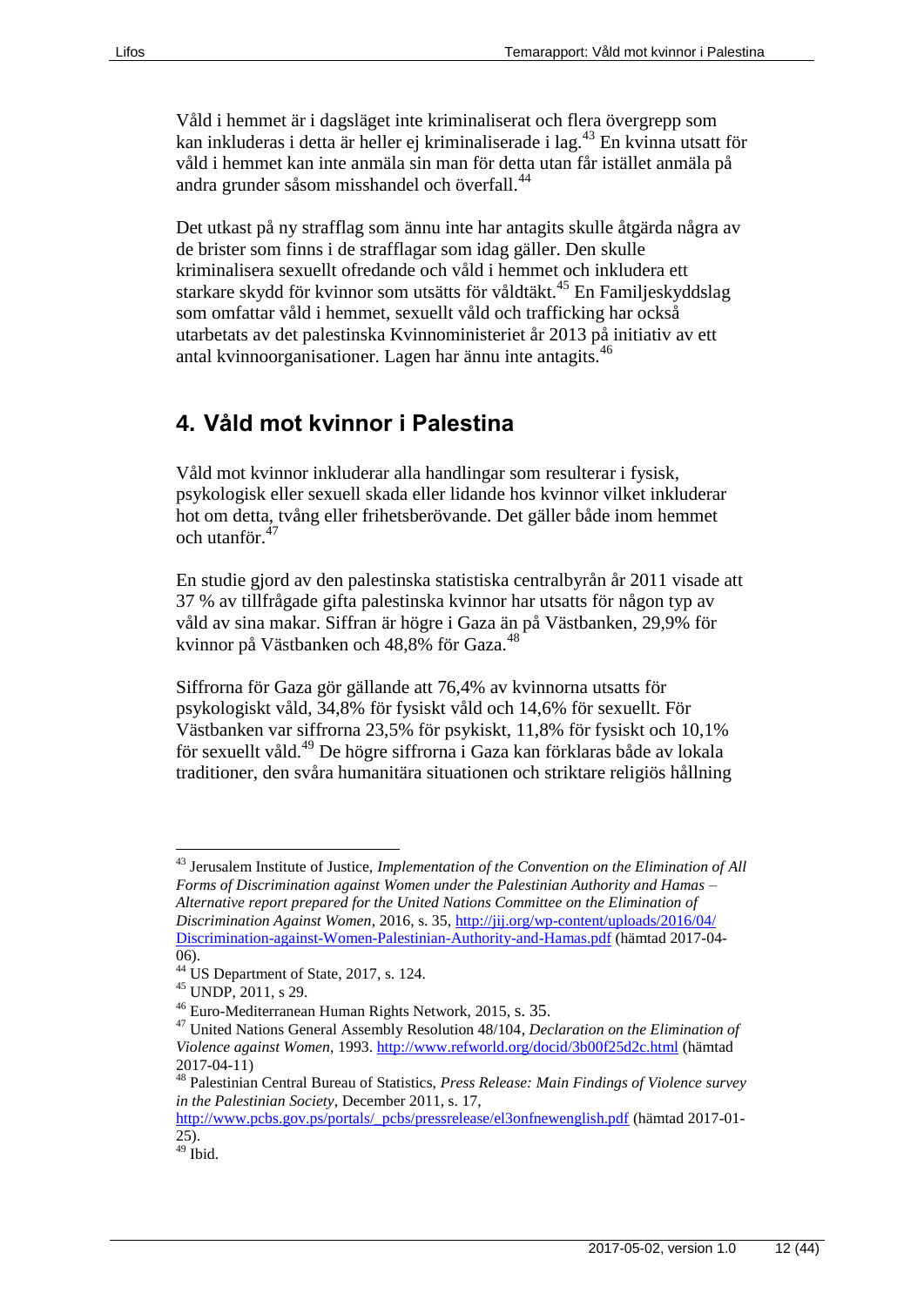Våld i hemmet är i dagsläget inte kriminaliserat och flera övergrepp som kan inkluderas i detta är heller ej kriminaliserade i lag.[43] En kvinna utsatt för våld i hemmet kan inte anmäla sin man för detta utan får istället anmäla på andra grunder såsom misshandel och överfall.[44]

Det utkast på ny strafflag som ännu inte har antagits skulle åtgärda några av de brister som finns i de strafflagar som idag gäller. Den skulle kriminalisera sexuellt ofredande och våld i hemmet och inkludera ett starkare skydd för kvinnor som utsätts för våldtäkt.[45] En Familjeskyddslag som omfattar våld i hemmet, sexuellt våld och trafficking har också utarbetats av det palestinska Kvinnoministeriet år 2013 på initiativ av ett antal kvinnoorganisationer. Lagen har ännu inte antagits.[46]

## 4. Våld mot kvinnor i Palestina

Våld mot kvinnor inkluderar alla handlingar som resulterar i fysisk, psykologisk eller sexuell skada eller lidande hos kvinnor vilket inkluderar hot om detta, tvång eller frihetsberövande. Det gäller både inom hemmet och utanför.[47]

En studie gjord av den palestinska statistiska centralbyrån år 2011 visade att 37 % av tillfrågade gifta palestinska kvinnor har utsatts för någon typ av våld av sina makar. Siffran är högre i Gaza än på Västbanken, 29,9% för kvinnor på Västbanken och 48,8% för Gaza.[48]

Siffrorna för Gaza gör gällande att 76,4% av kvinnorna utsatts för psykologiskt våld, 34,8% för fysiskt våld och 14,6% för sexuellt. För Västbanken var siffrorna 23,5% för psykiskt, 11,8% för fysiskt och 10,1% för sexuellt våld.[49] De högre siffrorna i Gaza kan förklaras både av lokala traditioner, den svåra humanitära situationen och striktare religiös hållning

---

[43] Jerusalem Institute of Justice, *Implementation of the Convention on the Elimination of All Forms of Discrimination against Women under the Palestinian Authority and Hamas – Alternative report prepared for the United Nations Committee on the Elimination of Discrimination Against Women*, 2016, s. 35, http://jij.org/wp-content/uploads/2016/04/Discrimination-against-Women-Palestinian-Authority-and-Hamas.pdf (hämtad 2017-04-06).

[44] US Department of State, 2017, s. 124.

[45] UNDP, 2011, s 29.

[46] Euro-Mediterranean Human Rights Network, 2015, s. 35.

[47] United Nations General Assembly Resolution 48/104, *Declaration on the Elimination of Violence against Women*, 1993. http://www.refworld.org/docid/3b00f25d2c.html (hämtad 2017-04-11)

[48] Palestinian Central Bureau of Statistics, *Press Release: Main Findings of Violence survey in the Palestinian Society*, December 2011, s. 17, http://www.pcbs.gov.ps/portals/_pcbs/pressrelease/el3onfnewenglish.pdf (hämtad 2017-01-25).

[49] Ibid.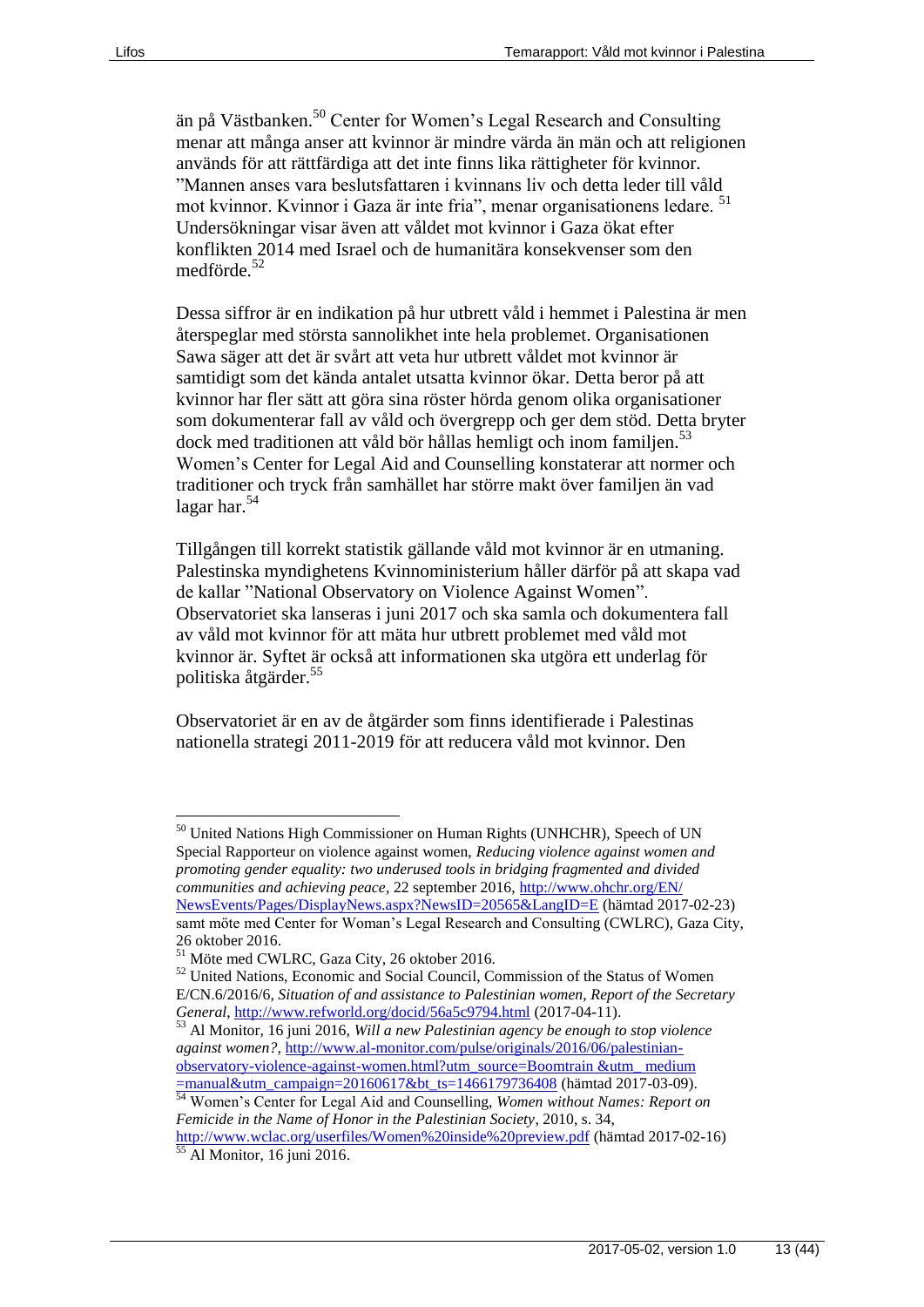än på Västbanken.[50] Center for Women's Legal Research and Consulting menar att många anser att kvinnor är mindre värda än män och att religionen används för att rättfärdiga att det inte finns lika rättigheter för kvinnor. "Mannen anses vara beslutsfattaren i kvinnans liv och detta leder till våld mot kvinnor. Kvinnor i Gaza är inte fria", menar organisationens ledare. [51] Undersökningar visar även att våldet mot kvinnor i Gaza ökat efter konflikten 2014 med Israel och de humanitära konsekvenser som den medförde.[52]

Dessa siffror är en indikation på hur utbrett våld i hemmet i Palestina är men återspeglar med största sannolikhet inte hela problemet. Organisationen Sawa säger att det är svårt att veta hur utbrett våldet mot kvinnor är samtidigt som det kända antalet utsatta kvinnor ökar. Detta beror på att kvinnor har fler sätt att göra sina röster hörda genom olika organisationer som dokumenterar fall av våld och övergrepp och ger dem stöd. Detta bryter dock med traditionen att våld bör hållas hemligt och inom familjen.[53] Women's Center for Legal Aid and Counselling konstaterar att normer och traditioner och tryck från samhället har större makt över familjen än vad lagar har.[54]

Tillgången till korrekt statistik gällande våld mot kvinnor är en utmaning. Palestinska myndighetens Kvinnoministerium håller därför på att skapa vad de kallar "National Observatory on Violence Against Women". Observatoriet ska lanseras i juni 2017 och ska samla och dokumentera fall av våld mot kvinnor för att mäta hur utbrett problemet med våld mot kvinnor är. Syftet är också att informationen ska utgöra ett underlag för politiska åtgärder.[55]

Observatoriet är en av de åtgärder som finns identifierade i Palestinas nationella strategi 2011-2019 för att reducera våld mot kvinnor. Den

---

[50] United Nations High Commissioner on Human Rights (UNHCHR), Speech of UN Special Rapporteur on violence against women, *Reducing violence against women and promoting gender equality: two underused tools in bridging fragmented and divided communities and achieving peace*, 22 september 2016, http://www.ohchr.org/EN/NewsEvents/Pages/DisplayNews.aspx?NewsID=20565&LangID=E (hämtad 2017-02-23) samt möte med Center for Woman's Legal Research and Consulting (CWLRC), Gaza City, 26 oktober 2016.

[51] Möte med CWLRC, Gaza City, 26 oktober 2016.

[52] United Nations, Economic and Social Council, Commission of the Status of Women E/CN.6/2016/6, *Situation of and assistance to Palestinian women, Report of the Secretary General*, http://www.refworld.org/docid/56a5c9794.html (2017-04-11).

[53] Al Monitor, 16 juni 2016, *Will a new Palestinian agency be enough to stop violence against women?*, http://www.al-monitor.com/pulse/originals/2016/06/palestinian-observatory-violence-against-women.html?utm_source=Boomtrain &utm_ medium =manual&utm_campaign=20160617&bt_ts=1466179736408 (hämtad 2017-03-09).

[54] Women's Center for Legal Aid and Counselling, *Women without Names: Report on Femicide in the Name of Honor in the Palestinian Society*, 2010, s. 34, http://www.wclac.org/userfiles/Women%20inside%20preview.pdf (hämtad 2017-02-16)

[55] Al Monitor, 16 juni 2016.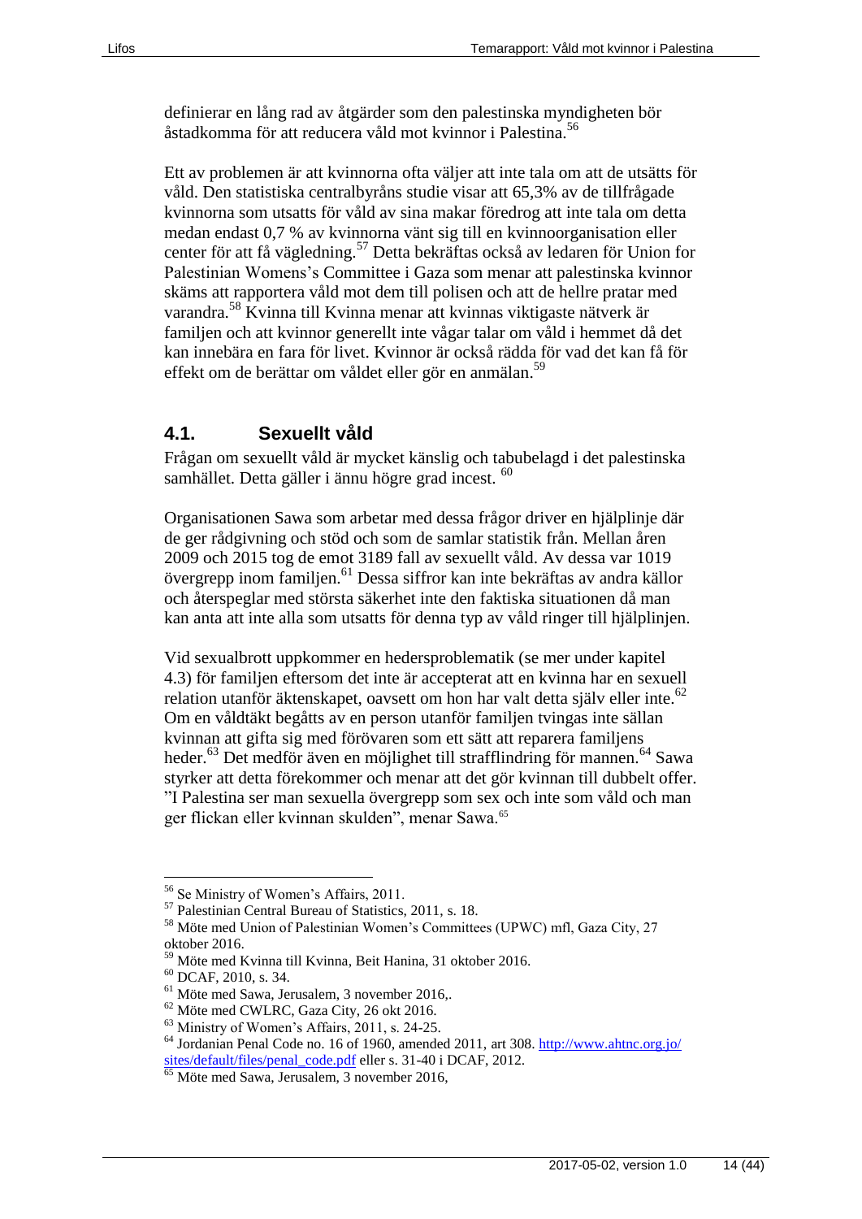definierar en lång rad av åtgärder som den palestinska myndigheten bör åstadkomma för att reducera våld mot kvinnor i Palestina.[56]

Ett av problemen är att kvinnorna ofta väljer att inte tala om att de utsätts för våld. Den statistiska centralbyråns studie visar att 65,3% av de tillfrågade kvinnorna som utsatts för våld av sina makar föredrog att inte tala om detta medan endast 0,7 % av kvinnorna vänt sig till en kvinnoorganisation eller center för att få vägledning.[57] Detta bekräftas också av ledaren för Union for Palestinian Womens's Committee i Gaza som menar att palestinska kvinnor skäms att rapportera våld mot dem till polisen och att de hellre pratar med varandra.[58] Kvinna till Kvinna menar att kvinnas viktigaste nätverk är familjen och att kvinnor generellt inte vågar talar om våld i hemmet då det kan innebära en fara för livet. Kvinnor är också rädda för vad det kan få för effekt om de berättar om våldet eller gör en anmälan.[59]

## 4.1. Sexuellt våld

Frågan om sexuellt våld är mycket känslig och tabubelagd i det palestinska samhället. Detta gäller i ännu högre grad incest. [60]

Organisationen Sawa som arbetar med dessa frågor driver en hjälplinje där de ger rådgivning och stöd och som de samlar statistik från. Mellan åren 2009 och 2015 tog de emot 3189 fall av sexuellt våld. Av dessa var 1019 övergrepp inom familjen.[61] Dessa siffror kan inte bekräftas av andra källor och återspeglar med största säkerhet inte den faktiska situationen då man kan anta att inte alla som utsatts för denna typ av våld ringer till hjälplinjen.

Vid sexualbrott uppkommer en hedersproblematik (se mer under kapitel 4.3) för familjen eftersom det inte är accepterat att en kvinna har en sexuell relation utanför äktenskapet, oavsett om hon har valt detta själv eller inte.[62] Om en våldtäkt begåtts av en person utanför familjen tvingas inte sällan kvinnan att gifta sig med förövaren som ett sätt att reparera familjens heder.[63] Det medför även en möjlighet till strafflindring för mannen.[64] Sawa styrker att detta förekommer och menar att det gör kvinnan till dubbelt offer. "I Palestina ser man sexuella övergrepp som sex och inte som våld och man ger flickan eller kvinnan skulden", menar Sawa.[65]

---

[56] Se Ministry of Women's Affairs, 2011.
[57] Palestinian Central Bureau of Statistics, 2011, s. 18.
[58] Möte med Union of Palestinian Women's Committees (UPWC) mfl, Gaza City, 27 oktober 2016.
[59] Möte med Kvinna till Kvinna, Beit Hanina, 31 oktober 2016.
[60] DCAF, 2010, s. 34.
[61] Möte med Sawa, Jerusalem, 3 november 2016,.
[62] Möte med CWLRC, Gaza City, 26 okt 2016.
[63] Ministry of Women's Affairs, 2011, s. 24-25.
[64] Jordanian Penal Code no. 16 of 1960, amended 2011, art 308. http://www.ahtnc.org.jo/sites/default/files/penal_code.pdf eller s. 31-40 i DCAF, 2012.
[65] Möte med Sawa, Jerusalem, 3 november 2016,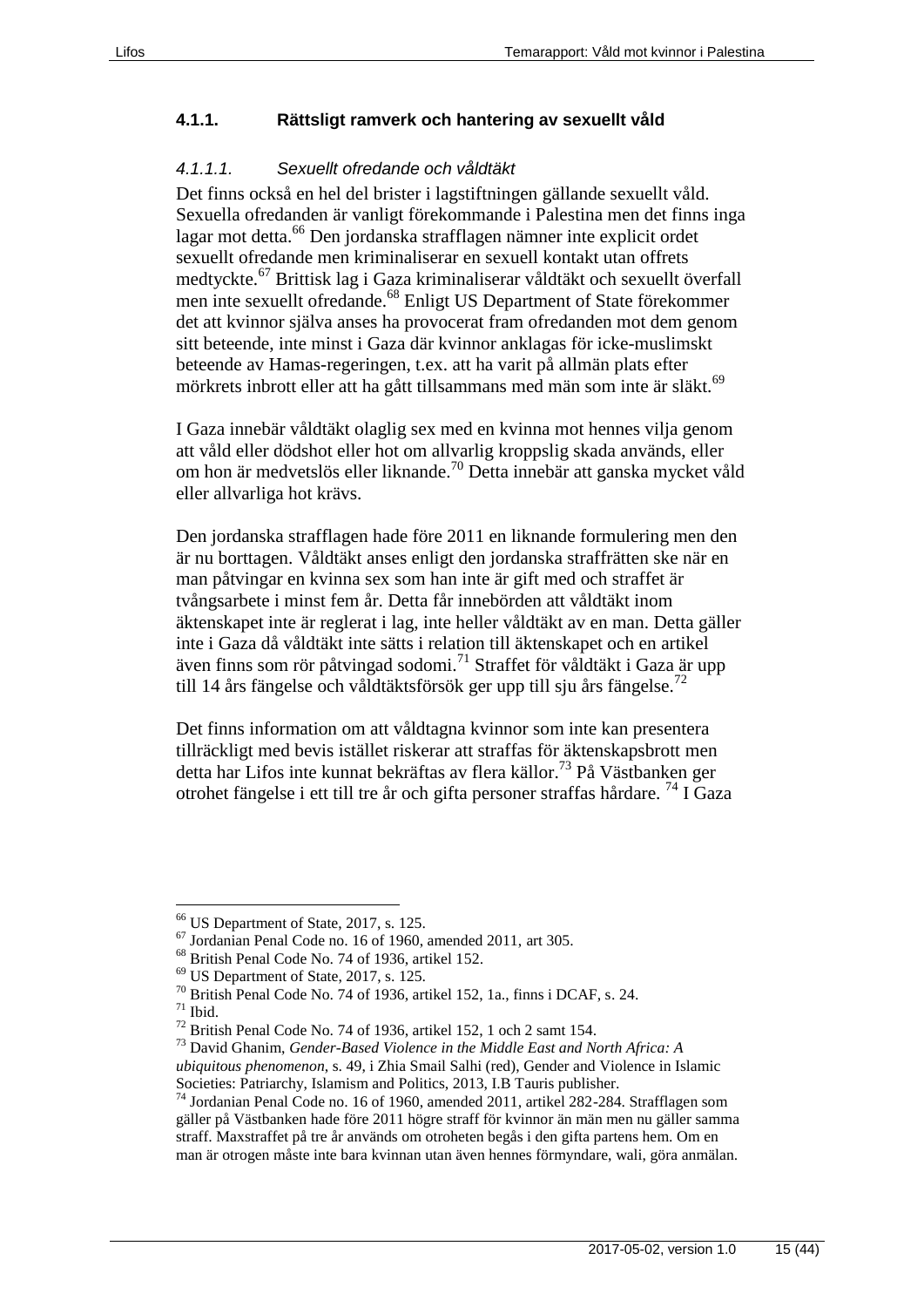### 4.1.1. Rättsligt ramverk och hantering av sexuellt våld

#### *4.1.1.1. Sexuellt ofredande och våldtäkt*

Det finns också en hel del brister i lagstiftningen gällande sexuellt våld. Sexuella ofredanden är vanligt förekommande i Palestina men det finns inga lagar mot detta.[66] Den jordanska strafflagen nämner inte explicit ordet sexuellt ofredande men kriminaliserar en sexuell kontakt utan offrets medtyckte.[67] Brittisk lag i Gaza kriminaliserar våldtäkt och sexuellt överfall men inte sexuellt ofredande.[68] Enligt US Department of State förekommer det att kvinnor själva anses ha provocerat fram ofredanden mot dem genom sitt beteende, inte minst i Gaza där kvinnor anklagas för icke-muslimskt beteende av Hamas-regeringen, t.ex. att ha varit på allmän plats efter mörkrets inbrott eller att ha gått tillsammans med män som inte är släkt.[69]

I Gaza innebär våldtäkt olaglig sex med en kvinna mot hennes vilja genom att våld eller dödshot eller hot om allvarlig kroppslig skada används, eller om hon är medvetslös eller liknande.[70] Detta innebär att ganska mycket våld eller allvarliga hot krävs.

Den jordanska strafflagen hade före 2011 en liknande formulering men den är nu borttagen. Våldtäkt anses enligt den jordanska straffrätten ske när en man påtvingar en kvinna sex som han inte är gift med och straffet är tvångsarbete i minst fem år. Detta får innebörden att våldtäkt inom äktenskapet inte är reglerat i lag, inte heller våldtäkt av en man. Detta gäller inte i Gaza då våldtäkt inte sätts i relation till äktenskapet och en artikel även finns som rör påtvingad sodomi.[71] Straffet för våldtäkt i Gaza är upp till 14 års fängelse och våldtäktsförsök ger upp till sju års fängelse.[72]

Det finns information om att våldtagna kvinnor som inte kan presentera tillräckligt med bevis istället riskerar att straffas för äktenskapsbrott men detta har Lifos inte kunnat bekräftas av flera källor.[73] På Västbanken ger otrohet fängelse i ett till tre år och gifta personer straffas hårdare. [74] I Gaza

---

[66] US Department of State, 2017, s. 125.
[67] Jordanian Penal Code no. 16 of 1960, amended 2011, art 305.
[68] British Penal Code No. 74 of 1936, artikel 152.
[69] US Department of State, 2017, s. 125.
[70] British Penal Code No. 74 of 1936, artikel 152, 1a., finns i DCAF, s. 24.
[71] Ibid.
[72] British Penal Code No. 74 of 1936, artikel 152, 1 och 2 samt 154.
[73] David Ghanim, *Gender-Based Violence in the Middle East and North Africa: A ubiquitous phenomenon*, s. 49, i Zhia Smail Salhi (red), Gender and Violence in Islamic Societies: Patriarchy, Islamism and Politics, 2013, I.B Tauris publisher.
[74] Jordanian Penal Code no. 16 of 1960, amended 2011, artikel 282-284. Strafflagen som gäller på Västbanken hade före 2011 högre straff för kvinnor än män men nu gäller samma straff. Maxstraffet på tre år används om otroheten begås i den gifta partens hem. Om en man är otrogen måste inte bara kvinnan utan även hennes förmyndare, wali, göra anmälan.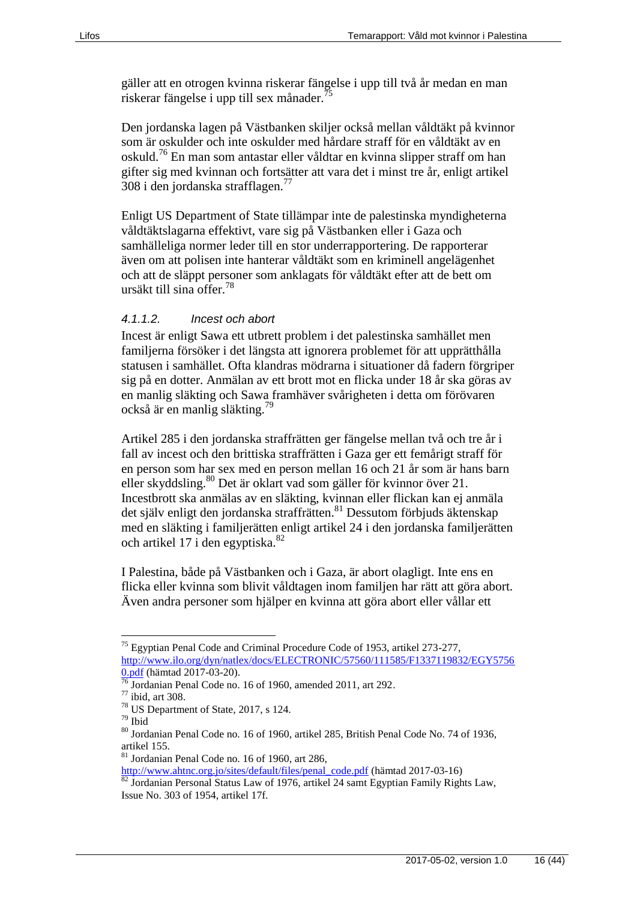gäller att en otrogen kvinna riskerar fängelse i upp till två år medan en man riskerar fängelse i upp till sex månader.[75]

Den jordanska lagen på Västbanken skiljer också mellan våldtäkt på kvinnor som är oskulder och inte oskulder med hårdare straff för en våldtäkt av en oskuld.[76] En man som antastar eller våldtar en kvinna slipper straff om han gifter sig med kvinnan och fortsätter att vara det i minst tre år, enligt artikel 308 i den jordanska strafflagen.[77]

Enligt US Department of State tillämpar inte de palestinska myndigheterna våldtäktslagarna effektivt, vare sig på Västbanken eller i Gaza och samhälleliga normer leder till en stor underrapportering. De rapporterar även om att polisen inte hanterar våldtäkt som en kriminell angelägenhet och att de släppt personer som anklagats för våldtäkt efter att de bett om ursäkt till sina offer.[78]

#### *4.1.1.2. Incest och abort*

Incest är enligt Sawa ett utbrett problem i det palestinska samhället men familjerna försöker i det längsta att ignorera problemet för att upprätthålla statusen i samhället. Ofta klandras mödrarna i situationer då fadern förgriper sig på en dotter. Anmälan av ett brott mot en flicka under 18 år ska göras av en manlig släkting och Sawa framhäver svårigheten i detta om förövaren också är en manlig släkting.[79]

Artikel 285 i den jordanska straffrätten ger fängelse mellan två och tre år i fall av incest och den brittiska straffrätten i Gaza ger ett femårigt straff för en person som har sex med en person mellan 16 och 21 år som är hans barn eller skyddsling.[80] Det är oklart vad som gäller för kvinnor över 21. Incestbrott ska anmälas av en släkting, kvinnan eller flickan kan ej anmäla det själv enligt den jordanska straffrätten.[81] Dessutom förbjuds äktenskap med en släkting i familjerätten enligt artikel 24 i den jordanska familjerätten och artikel 17 i den egyptiska.[82]

I Palestina, både på Västbanken och i Gaza, är abort olagligt. Inte ens en flicka eller kvinna som blivit våldtagen inom familjen har rätt att göra abort. Även andra personer som hjälper en kvinna att göra abort eller vållar ett

---

[75] Egyptian Penal Code and Criminal Procedure Code of 1953, artikel 273-277, http://www.ilo.org/dyn/natlex/docs/ELECTRONIC/57560/111585/F1337119832/EGY57560.pdf (hämtad 2017-03-20).

[76] Jordanian Penal Code no. 16 of 1960, amended 2011, art 292.

[77] ibid, art 308.

[78] US Department of State, 2017, s 124.

[79] Ibid

[80] Jordanian Penal Code no. 16 of 1960, artikel 285, British Penal Code No. 74 of 1936, artikel 155.

[81] Jordanian Penal Code no. 16 of 1960, art 286, http://www.ahtnc.org.jo/sites/default/files/penal_code.pdf (hämtad 2017-03-16)

[82] Jordanian Personal Status Law of 1976, artikel 24 samt Egyptian Family Rights Law, Issue No. 303 of 1954, artikel 17f.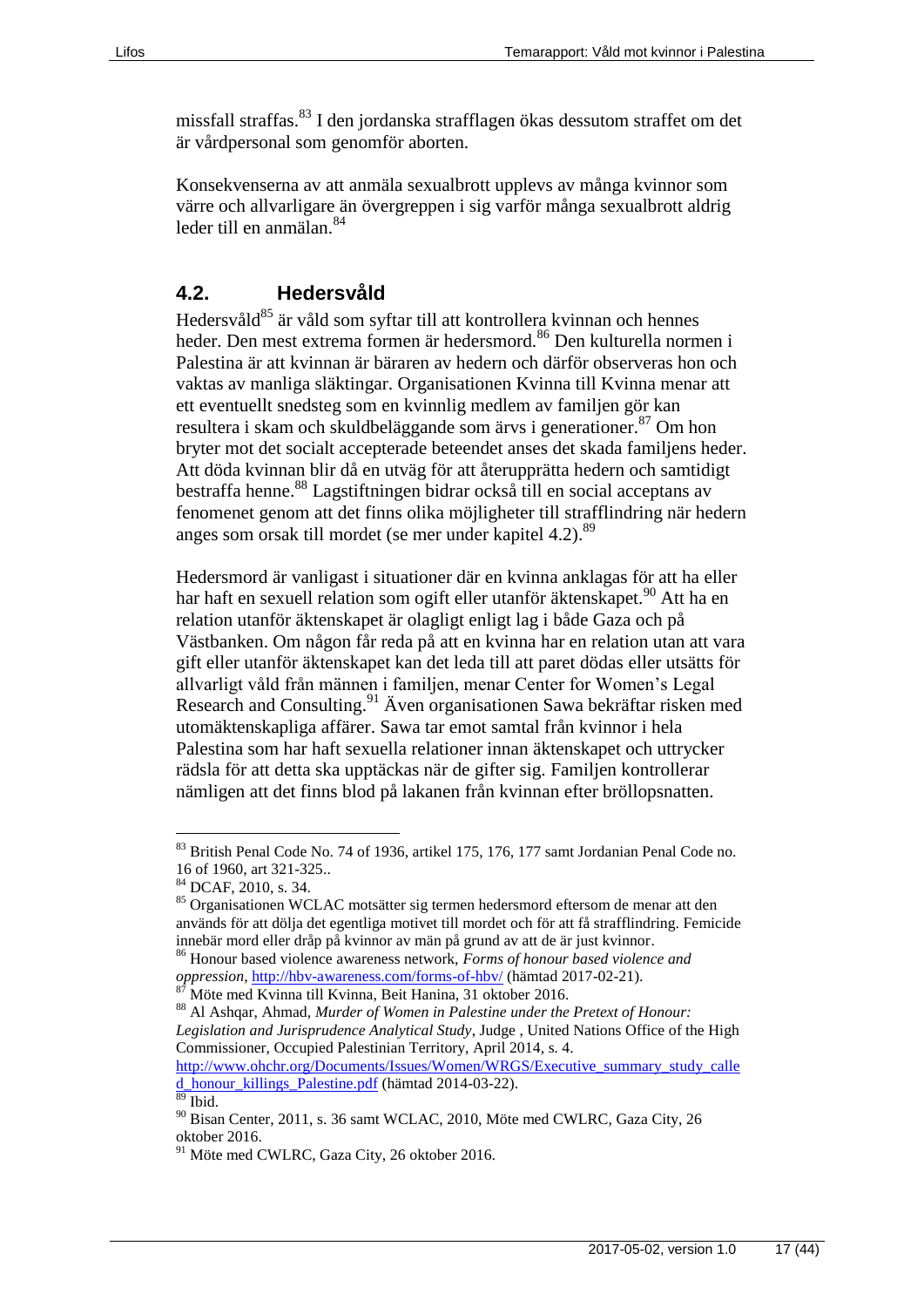missfall straffas.[83] I den jordanska strafflagen ökas dessutom straffet om det är vårdpersonal som genomför aborten.

Konsekvenserna av att anmäla sexualbrott upplevs av många kvinnor som värre och allvarligare än övergreppen i sig varför många sexualbrott aldrig leder till en anmälan.[84]

## 4.2. Hedersvåld

Hedersvåld[85] är våld som syftar till att kontrollera kvinnan och hennes heder. Den mest extrema formen är hedersmord.[86] Den kulturella normen i Palestina är att kvinnan är bäraren av hedern och därför observeras hon och vaktas av manliga släktingar. Organisationen Kvinna till Kvinna menar att ett eventuellt snedsteg som en kvinnlig medlem av familjen gör kan resultera i skam och skuldbeläggande som ärvs i generationer.[87] Om hon bryter mot det socialt accepterade beteendet anses det skada familjens heder. Att döda kvinnan blir då en utväg för att återupprätta hedern och samtidigt bestraffa henne.[88] Lagstiftningen bidrar också till en social acceptans av fenomenet genom att det finns olika möjligheter till strafflindring när hedern anges som orsak till mordet (se mer under kapitel 4.2).[89]

Hedersmord är vanligast i situationer där en kvinna anklagas för att ha eller har haft en sexuell relation som ogift eller utanför äktenskapet.[90] Att ha en relation utanför äktenskapet är olagligt enligt lag i både Gaza och på Västbanken. Om någon får reda på att en kvinna har en relation utan att vara gift eller utanför äktenskapet kan det leda till att paret dödas eller utsätts för allvarligt våld från männen i familjen, menar Center for Women's Legal Research and Consulting.[91] Även organisationen Sawa bekräftar risken med utomäktenskapliga affärer. Sawa tar emot samtal från kvinnor i hela Palestina som har haft sexuella relationer innan äktenskapet och uttrycker rädsla för att detta ska upptäckas när de gifter sig. Familjen kontrollerar nämligen att det finns blod på lakanen från kvinnan efter bröllopsnatten.

---

[83] British Penal Code No. 74 of 1936, artikel 175, 176, 177 samt Jordanian Penal Code no. 16 of 1960, art 321-325..

[84] DCAF, 2010, s. 34.

[85] Organisationen WCLAC motsätter sig termen hedersmord eftersom de menar att den används för att dölja det egentliga motivet till mordet och för att få strafflindring. Femicide innebär mord eller dråp på kvinnor av män på grund av att de är just kvinnor.

[86] Honour based violence awareness network, *Forms of honour based violence and oppression*, http://hbv-awareness.com/forms-of-hbv/ (hämtad 2017-02-21).

[87] Möte med Kvinna till Kvinna, Beit Hanina, 31 oktober 2016.

[88] Al Ashqar, Ahmad, *Murder of Women in Palestine under the Pretext of Honour: Legislation and Jurisprudence Analytical Study*, Judge , United Nations Office of the High Commissioner, Occupied Palestinian Territory, April 2014, s. 4. http://www.ohchr.org/Documents/Issues/Women/WRGS/Executive_summary_study_called_honour_killings_Palestine.pdf (hämtad 2014-03-22).

[89] Ibid.

[90] Bisan Center, 2011, s. 36 samt WCLAC, 2010, Möte med CWLRC, Gaza City, 26 oktober 2016.

[91] Möte med CWLRC, Gaza City, 26 oktober 2016.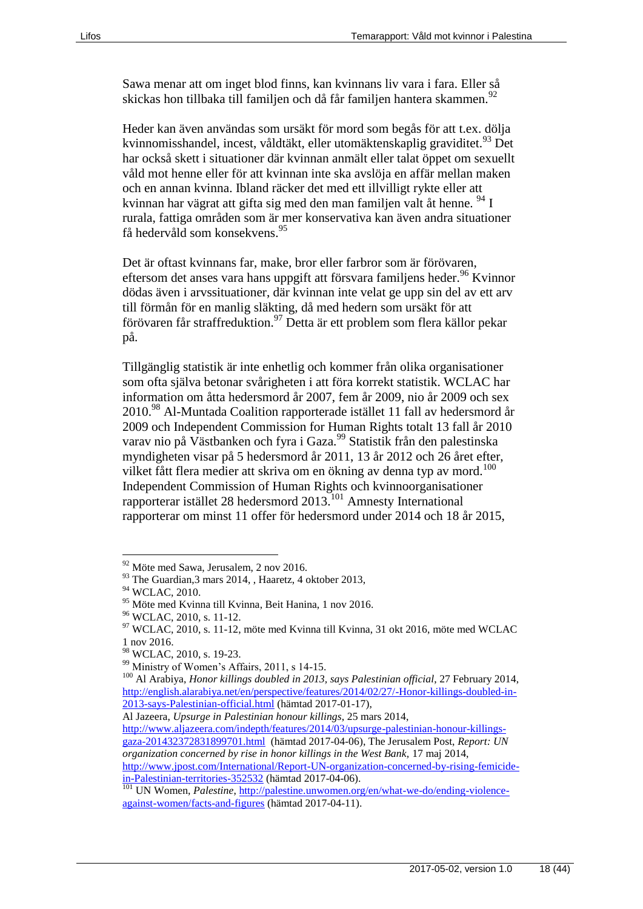Sawa menar att om inget blod finns, kan kvinnans liv vara i fara. Eller så skickas hon tillbaka till familjen och då får familjen hantera skammen.[92]

Heder kan även användas som ursäkt för mord som begås för att t.ex. dölja kvinnomisshandel, incest, våldtäkt, eller utomäktenskaplig graviditet.[93] Det har också skett i situationer där kvinnan anmält eller talat öppet om sexuellt våld mot henne eller för att kvinnan inte ska avslöja en affär mellan maken och en annan kvinna. Ibland räcker det med ett illvilligt rykte eller att kvinnan har vägrat att gifta sig med den man familjen valt åt henne. [94] I rurala, fattiga områden som är mer konservativa kan även andra situationer få hedervåld som konsekvens.[95]

Det är oftast kvinnans far, make, bror eller farbror som är förövaren, eftersom det anses vara hans uppgift att försvara familjens heder.[96] Kvinnor dödas även i arvssituationer, där kvinnan inte velat ge upp sin del av ett arv till förmån för en manlig släkting, då med hedern som ursäkt för att förövaren får straffreduktion.[97] Detta är ett problem som flera källor pekar på.

Tillgänglig statistik är inte enhetlig och kommer från olika organisationer som ofta själva betonar svårigheten i att föra korrekt statistik. WCLAC har information om åtta hedersmord år 2007, fem år 2009, nio år 2009 och sex 2010.[98] Al-Muntada Coalition rapporterade istället 11 fall av hedersmord år 2009 och Independent Commission for Human Rights totalt 13 fall år 2010 varav nio på Västbanken och fyra i Gaza.[99] Statistik från den palestinska myndigheten visar på 5 hedersmord år 2011, 13 år 2012 och 26 året efter, vilket fått flera medier att skriva om en ökning av denna typ av mord.[100] Independent Commission of Human Rights och kvinnoorganisationer rapporterar istället 28 hedersmord 2013.[101] Amnesty International rapporterar om minst 11 offer för hedersmord under 2014 och 18 år 2015,

---

[92] Möte med Sawa, Jerusalem, 2 nov 2016.

[93] The Guardian,3 mars 2014, , Haaretz, 4 oktober 2013,

[94] WCLAC, 2010.

[95] Möte med Kvinna till Kvinna, Beit Hanina, 1 nov 2016.

[96] WCLAC, 2010, s. 11-12.

[97] WCLAC, 2010, s. 11-12, möte med Kvinna till Kvinna, 31 okt 2016, möte med WCLAC 1 nov 2016.

[98] WCLAC, 2010, s. 19-23.

[99] Ministry of Women's Affairs, 2011, s 14-15.

[100] Al Arabiya, *Honor killings doubled in 2013, says Palestinian official*, 27 February 2014, http://english.alarabiya.net/en/perspective/features/2014/02/27/-Honor-killings-doubled-in-2013-says-Palestinian-official.html (hämtad 2017-01-17), Al Jazeera, *Upsurge in Palestinian honour killings*, 25 mars 2014, http://www.aljazeera.com/indepth/features/2014/03/upsurge-palestinian-honour-killings-gaza-201432372831899701.html (hämtad 2017-04-06), The Jerusalem Post, *Report: UN organization concerned by rise in honor killings in the West Bank*, 17 maj 2014, http://www.jpost.com/International/Report-UN-organization-concerned-by-rising-femicide-in-Palestinian-territories-352532 (hämtad 2017-04-06).

[101] UN Women, *Palestine*, http://palestine.unwomen.org/en/what-we-do/ending-violence-against-women/facts-and-figures (hämtad 2017-04-11).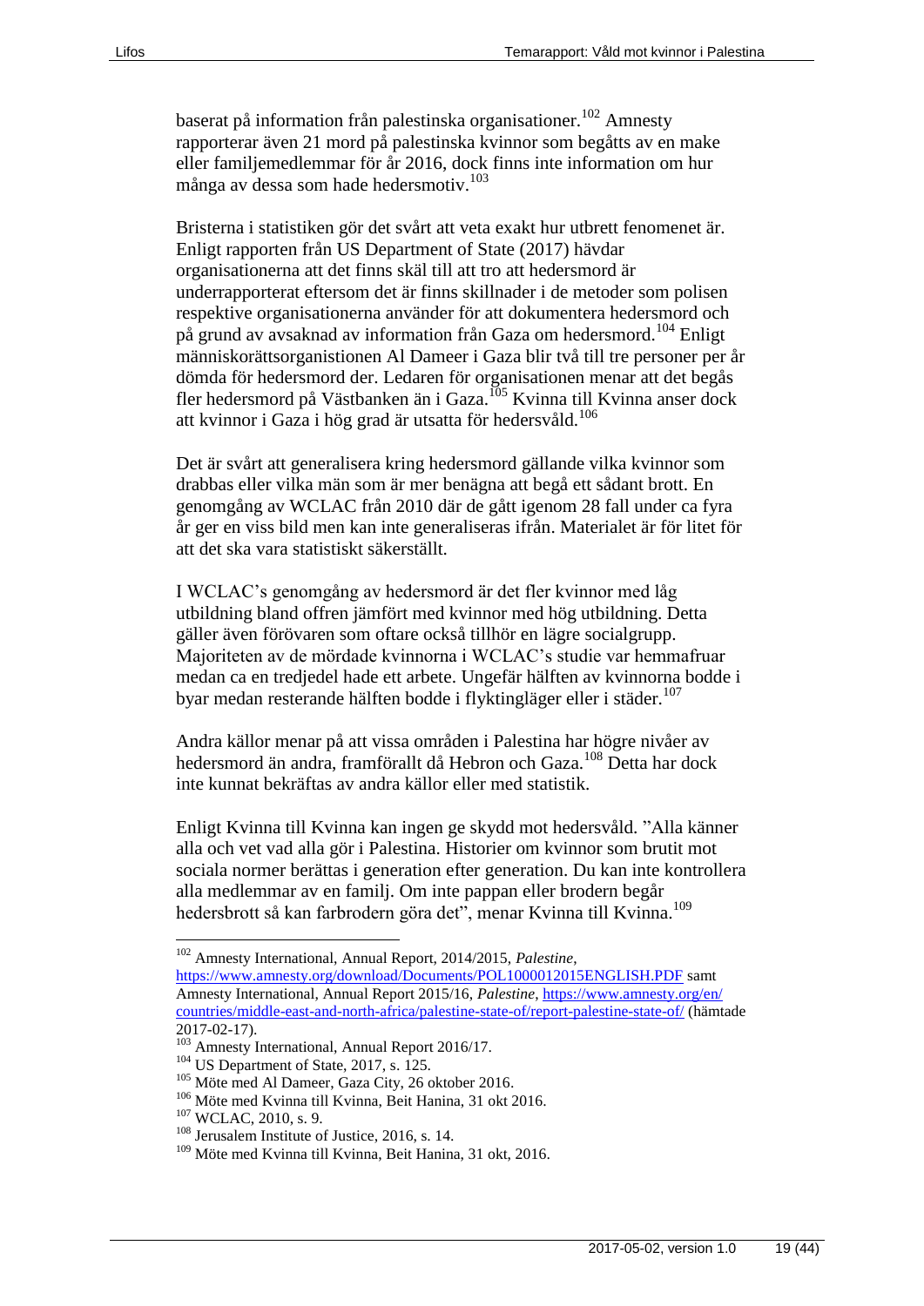baserat på information från palestinska organisationer.[102] Amnesty rapporterar även 21 mord på palestinska kvinnor som begåtts av en make eller familjemedlemmar för år 2016, dock finns inte information om hur många av dessa som hade hedersmotiv.[103]

Bristerna i statistiken gör det svårt att veta exakt hur utbrett fenomenet är. Enligt rapporten från US Department of State (2017) hävdar organisationerna att det finns skäl till att tro att hedersmord är underrapporterat eftersom det är finns skillnader i de metoder som polisen respektive organisationerna använder för att dokumentera hedersmord och på grund av avsaknad av information från Gaza om hedersmord.[104] Enligt människorättsorganistionen Al Dameer i Gaza blir två till tre personer per år dömda för hedersmord der. Ledaren för organisationen menar att det begås fler hedersmord på Västbanken än i Gaza.[105] Kvinna till Kvinna anser dock att kvinnor i Gaza i hög grad är utsatta för hedersvåld.[106]

Det är svårt att generalisera kring hedersmord gällande vilka kvinnor som drabbas eller vilka män som är mer benägna att begå ett sådant brott. En genomgång av WCLAC från 2010 där de gått igenom 28 fall under ca fyra år ger en viss bild men kan inte generaliseras ifrån. Materialet är för litet för att det ska vara statistiskt säkerställt.

I WCLAC's genomgång av hedersmord är det fler kvinnor med låg utbildning bland offren jämfört med kvinnor med hög utbildning. Detta gäller även förövaren som oftare också tillhör en lägre socialgrupp. Majoriteten av de mördade kvinnorna i WCLAC's studie var hemmafruar medan ca en tredjedel hade ett arbete. Ungefär hälften av kvinnorna bodde i byar medan resterande hälften bodde i flyktingläger eller i städer.[107]

Andra källor menar på att vissa områden i Palestina har högre nivåer av hedersmord än andra, framförallt då Hebron och Gaza.[108] Detta har dock inte kunnat bekräftas av andra källor eller med statistik.

Enligt Kvinna till Kvinna kan ingen ge skydd mot hedersvåld. "Alla känner alla och vet vad alla gör i Palestina. Historier om kvinnor som brutit mot sociala normer berättas i generation efter generation. Du kan inte kontrollera alla medlemmar av en familj. Om inte pappan eller brodern begår hedersbrott så kan farbrodern göra det", menar Kvinna till Kvinna.[109]

---

[102] Amnesty International, Annual Report, 2014/2015, *Palestine*, https://www.amnesty.org/download/Documents/POL1000012015ENGLISH.PDF samt Amnesty International, Annual Report 2015/16, *Palestine*, https://www.amnesty.org/en/countries/middle-east-and-north-africa/palestine-state-of/report-palestine-state-of/ (hämtade 2017-02-17).

[103] Amnesty International, Annual Report 2016/17.

[104] US Department of State, 2017, s. 125.

[105] Möte med Al Dameer, Gaza City, 26 oktober 2016.

[106] Möte med Kvinna till Kvinna, Beit Hanina, 31 okt 2016.

[107] WCLAC, 2010, s. 9.

[108] Jerusalem Institute of Justice, 2016, s. 14.

[109] Möte med Kvinna till Kvinna, Beit Hanina, 31 okt, 2016.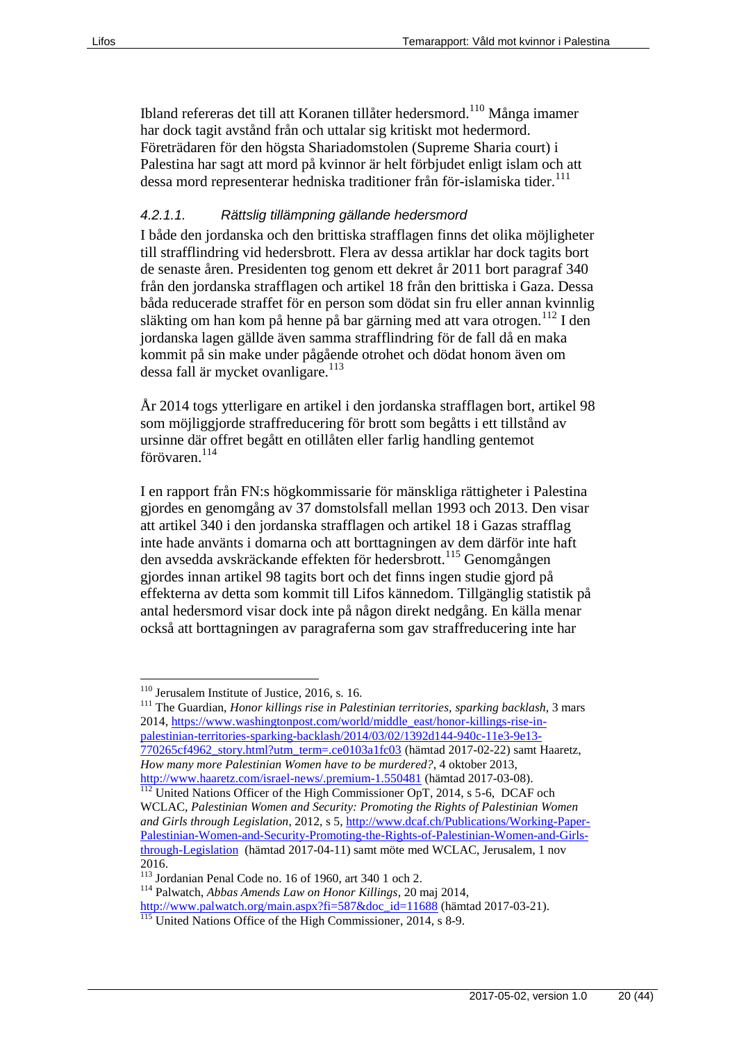Ibland refereras det till att Koranen tillåter hedersmord.[110] Många imamer har dock tagit avstånd från och uttalar sig kritiskt mot hedermord. Företrädaren för den högsta Shariadomstolen (Supreme Sharia court) i Palestina har sagt att mord på kvinnor är helt förbjudet enligt islam och att dessa mord representerar hedniska traditioner från för-islamiska tider.[111]

#### *4.2.1.1. Rättslig tillämpning gällande hedersmord*

I både den jordanska och den brittiska strafflagen finns det olika möjligheter till strafflindring vid hedersbrott. Flera av dessa artiklar har dock tagits bort de senaste åren. Presidenten tog genom ett dekret år 2011 bort paragraf 340 från den jordanska strafflagen och artikel 18 från den brittiska i Gaza. Dessa båda reducerade straffet för en person som dödat sin fru eller annan kvinnlig släkting om han kom på henne på bar gärning med att vara otrogen.[112] I den jordanska lagen gällde även samma strafflindring för de fall då en maka kommit på sin make under pågående otrohet och dödat honom även om dessa fall är mycket ovanligare.[113]

År 2014 togs ytterligare en artikel i den jordanska strafflagen bort, artikel 98 som möjliggjorde straffreducering för brott som begåtts i ett tillstånd av ursinne där offret begått en otillåten eller farlig handling gentemot förövaren.[114]

I en rapport från FN:s högkommissarie för mänskliga rättigheter i Palestina gjordes en genomgång av 37 domstolsfall mellan 1993 och 2013. Den visar att artikel 340 i den jordanska strafflagen och artikel 18 i Gazas strafflag inte hade använts i domarna och att borttagningen av dem därför inte haft den avsedda avskräckande effekten för hedersbrott.[115] Genomgången gjordes innan artikel 98 tagits bort och det finns ingen studie gjord på effekterna av detta som kommit till Lifos kännedom. Tillgänglig statistik på antal hedersmord visar dock inte på någon direkt nedgång. En källa menar också att borttagningen av paragraferna som gav straffreducering inte har

---

[110] Jerusalem Institute of Justice, 2016, s. 16.

[111] The Guardian, *Honor killings rise in Palestinian territories, sparking backlash*, 3 mars 2014, https://www.washingtonpost.com/world/middle_east/honor-killings-rise-in-palestinian-territories-sparking-backlash/2014/03/02/1392d144-940c-11e3-9e13-770265cf4962_story.html?utm_term=.ce0103a1fc03 (hämtad 2017-02-22) samt Haaretz, *How many more Palestinian Women have to be murdered?*, 4 oktober 2013, http://www.haaretz.com/israel-news/.premium-1.550481 (hämtad 2017-03-08).

[112] United Nations Officer of the High Commissioner OpT, 2014, s 5-6, DCAF och WCLAC, *Palestinian Women and Security: Promoting the Rights of Palestinian Women and Girls through Legislation*, 2012, s 5, http://www.dcaf.ch/Publications/Working-Paper-Palestinian-Women-and-Security-Promoting-the-Rights-of-Palestinian-Women-and-Girls-through-Legislation (hämtad 2017-04-11) samt möte med WCLAC, Jerusalem, 1 nov 2016.

[113] Jordanian Penal Code no. 16 of 1960, art 340 1 och 2.

[114] Palwatch, *Abbas Amends Law on Honor Killings*, 20 maj 2014, http://www.palwatch.org/main.aspx?fi=587&doc_id=11688 (hämtad 2017-03-21).

[115] United Nations Office of the High Commissioner, 2014, s 8-9.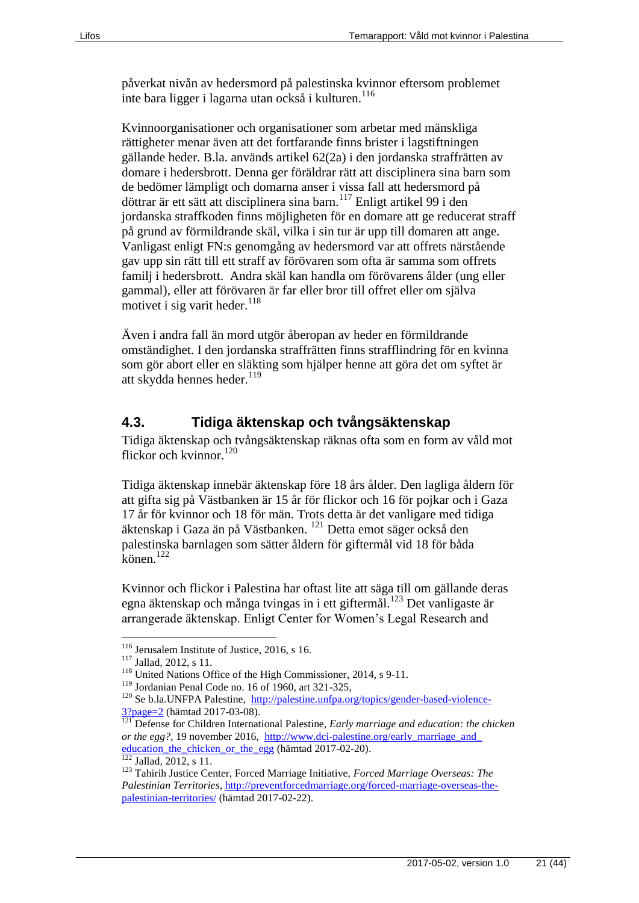påverkat nivån av hedersmord på palestinska kvinnor eftersom problemet inte bara ligger i lagarna utan också i kulturen.[116]

Kvinnoorganisationer och organisationer som arbetar med mänskliga rättigheter menar även att det fortfarande finns brister i lagstiftningen gällande heder. B.la. används artikel 62(2a) i den jordanska straffrätten av domare i hedersbrott. Denna ger föräldrar rätt att disciplinera sina barn som de bedömer lämpligt och domarna anser i vissa fall att hedersmord på döttrar är ett sätt att disciplinera sina barn.[117] Enligt artikel 99 i den jordanska straffkoden finns möjligheten för en domare att ge reducerat straff på grund av förmildrande skäl, vilka i sin tur är upp till domaren att ange. Vanligast enligt FN:s genomgång av hedersmord var att offrets närstående gav upp sin rätt till ett straff av förövaren som ofta är samma som offrets familj i hedersbrott.  Andra skäl kan handla om förövarens ålder (ung eller gammal), eller att förövaren är far eller bror till offret eller om själva motivet i sig varit heder.[118]

Även i andra fall än mord utgör åberopan av heder en förmildrande omständighet. I den jordanska straffrätten finns strafflindring för en kvinna som gör abort eller en släkting som hjälper henne att göra det om syftet är att skydda hennes heder.[119]

## 4.3. Tidiga äktenskap och tvångsäktenskap

Tidiga äktenskap och tvångsäktenskap räknas ofta som en form av våld mot flickor och kvinnor.[120]

Tidiga äktenskap innebär äktenskap före 18 års ålder. Den lagliga åldern för att gifta sig på Västbanken är 15 år för flickor och 16 för pojkar och i Gaza 17 år för kvinnor och 18 för män. Trots detta är det vanligare med tidiga äktenskap i Gaza än på Västbanken. [121] Detta emot säger också den palestinska barnlagen som sätter åldern för giftermål vid 18 för båda könen.[122]

Kvinnor och flickor i Palestina har oftast lite att säga till om gällande deras egna äktenskap och många tvingas in i ett giftermål.[123] Det vanligaste är arrangerade äktenskap. Enligt Center for Women's Legal Research and

---

[116] Jerusalem Institute of Justice, 2016, s 16.

[117] Jallad, 2012, s 11.

[118] United Nations Office of the High Commissioner, 2014, s 9-11.

[119] Jordanian Penal Code no. 16 of 1960, art 321-325,

[120] Se b.la.UNFPA Palestine, http://palestine.unfpa.org/topics/gender-based-violence-3?page=2 (hämtad 2017-03-08).

[121] Defense for Children International Palestine, *Early marriage and education: the chicken or the egg?*, 19 november 2016, http://www.dci-palestine.org/early_marriage_and_education_the_chicken_or_the_egg (hämtad 2017-02-20).

[122] Jallad, 2012, s 11.

[123] Tahirih Justice Center, Forced Marriage Initiative, *Forced Marriage Overseas: The Palestinian Territories*, http://preventforcedmarriage.org/forced-marriage-overseas-the-palestinian-territories/ (hämtad 2017-02-22).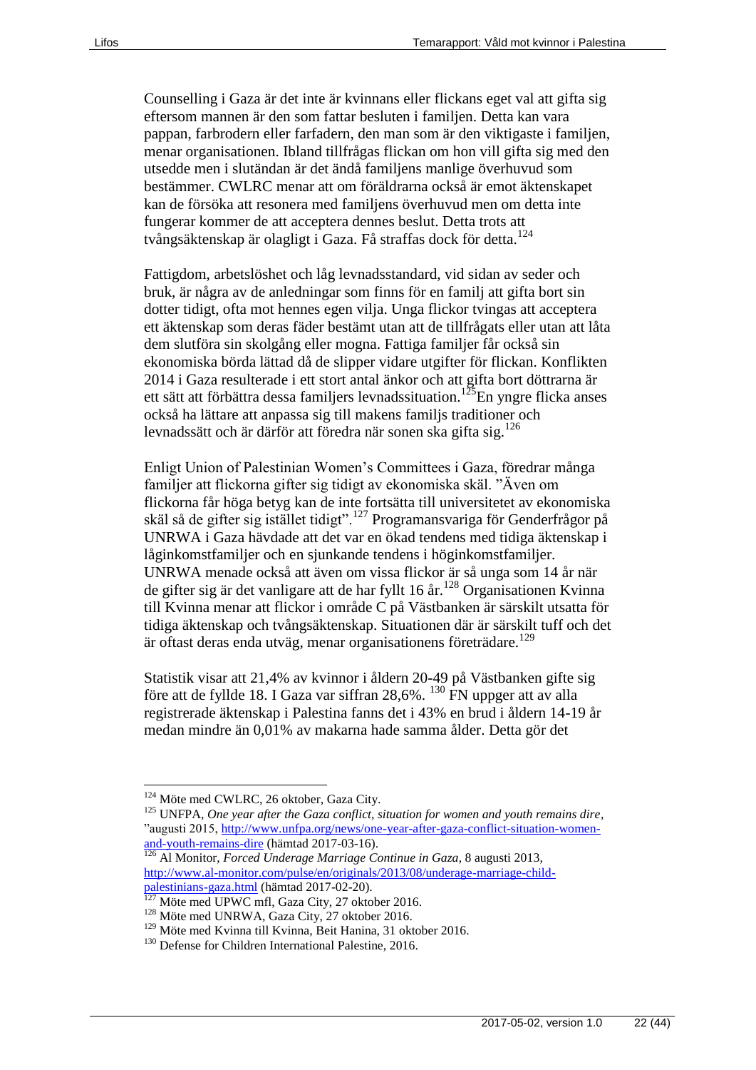Counselling i Gaza är det inte är kvinnans eller flickans eget val att gifta sig eftersom mannen är den som fattar besluten i familjen. Detta kan vara pappan, farbrodern eller farfadern, den man som är den viktigaste i familjen, menar organisationen. Ibland tillfrågas flickan om hon vill gifta sig med den utsedde men i slutändan är det ändå familjens manlige överhuvud som bestämmer. CWLRC menar att om föräldrarna också är emot äktenskapet kan de försöka att resonera med familjens överhuvud men om detta inte fungerar kommer de att acceptera dennes beslut. Detta trots att tvångsäktenskap är olagligt i Gaza. Få straffas dock för detta.[124]

Fattigdom, arbetslöshet och låg levnadsstandard, vid sidan av seder och bruk, är några av de anledningar som finns för en familj att gifta bort sin dotter tidigt, ofta mot hennes egen vilja. Unga flickor tvingas acceptera ett äktenskap som deras fäder bestämt utan att de tillfrågats eller utan att låta dem slutföra sin skolgång eller mogna. Fattiga familjer får också sin ekonomiska börda lättad då de slipper vidare utgifter för flickan. Konflikten 2014 i Gaza resulterade i ett stort antal änkor och att gifta bort döttrarna är ett sätt att förbättra dessa familjers levnadssituation.[125]En yngre flicka anses också ha lättare att anpassa sig till makens familjs traditioner och levnadssätt och är därför att föredra när sonen ska gifta sig.[126]

Enligt Union of Palestinian Women's Committees i Gaza, föredrar många familjer att flickorna gifter sig tidigt av ekonomiska skäl. "Även om flickorna får höga betyg kan de inte fortsätta till universitetet av ekonomiska skäl så de gifter sig istället tidigt".[127] Programansvariga för Genderfrågor på UNRWA i Gaza hävdade att det var en ökad tendens med tidiga äktenskap i låginkomstfamiljer och en sjunkande tendens i höginkomstfamiljer. UNRWA menade också att även om vissa flickor är så unga som 14 år när de gifter sig är det vanligare att de har fyllt 16 år.[128] Organisationen Kvinna till Kvinna menar att flickor i område C på Västbanken är särskilt utsatta för tidiga äktenskap och tvångsäktenskap. Situationen där är särskilt tuff och det är oftast deras enda utväg, menar organisationens företrädare.[129]

Statistik visar att 21,4% av kvinnor i åldern 20-49 på Västbanken gifte sig före att de fyllde 18. I Gaza var siffran 28,6%. [130] FN uppger att av alla registrerade äktenskap i Palestina fanns det i 43% en brud i åldern 14-19 år medan mindre än 0,01% av makarna hade samma ålder. Detta gör det

---

[124] Möte med CWLRC, 26 oktober, Gaza City.

[125] UNFPA, *One year after the Gaza conflict, situation for women and youth remains dire*, "augusti 2015, http://www.unfpa.org/news/one-year-after-gaza-conflict-situation-women-and-youth-remains-dire (hämtad 2017-03-16).

[126] Al Monitor, *Forced Underage Marriage Continue in Gaza*, 8 augusti 2013, http://www.al-monitor.com/pulse/en/originals/2013/08/underage-marriage-child-palestinians-gaza.html (hämtad 2017-02-20).

[127] Möte med UPWC mfl, Gaza City, 27 oktober 2016.

[128] Möte med UNRWA, Gaza City, 27 oktober 2016.

[129] Möte med Kvinna till Kvinna, Beit Hanina, 31 oktober 2016.

[130] Defense for Children International Palestine, 2016.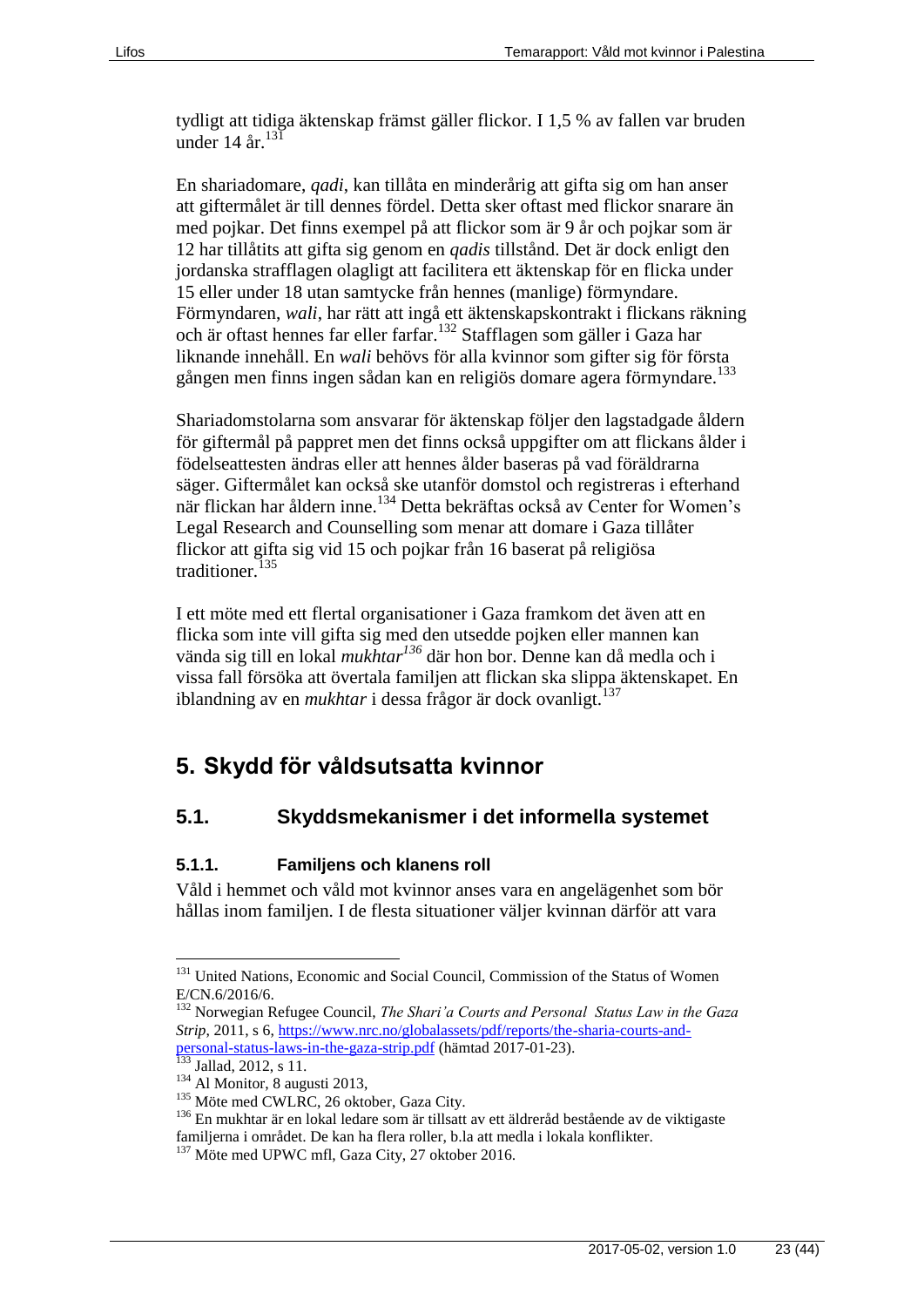tydligt att tidiga äktenskap främst gäller flickor. I 1,5 % av fallen var bruden under 14 år.[131]

En shariadomare, *qadi*, kan tillåta en minderårig att gifta sig om han anser att giftermålet är till dennes fördel. Detta sker oftast med flickor snarare än med pojkar. Det finns exempel på att flickor som är 9 år och pojkar som är 12 har tillåtits att gifta sig genom en *qadis* tillstånd. Det är dock enligt den jordanska strafflagen olagligt att facilitera ett äktenskap för en flicka under 15 eller under 18 utan samtycke från hennes (manlige) förmyndare. Förmyndaren, *wali*, har rätt att ingå ett äktenskapskontrakt i flickans räkning och är oftast hennes far eller farfar.[132] Stafflagen som gäller i Gaza har liknande innehåll. En *wali* behövs för alla kvinnor som gifter sig för första gången men finns ingen sådan kan en religiös domare agera förmyndare.[133]

Shariadomstolarna som ansvarar för äktenskap följer den lagstadgade åldern för giftermål på pappret men det finns också uppgifter om att flickans ålder i födelseattesten ändras eller att hennes ålder baseras på vad föräldrarna säger. Giftermålet kan också ske utanför domstol och registreras i efterhand när flickan har åldern inne.[134] Detta bekräftas också av Center for Women's Legal Research and Counselling som menar att domare i Gaza tillåter flickor att gifta sig vid 15 och pojkar från 16 baserat på religiösa traditioner.[135]

I ett möte med ett flertal organisationer i Gaza framkom det även att en flicka som inte vill gifta sig med den utsedde pojken eller mannen kan vända sig till en lokal *mukhtar*[136] där hon bor. Denne kan då medla och i vissa fall försöka att övertala familjen att flickan ska slippa äktenskapet. En iblandning av en *mukhtar* i dessa frågor är dock ovanligt.[137]

# 5. Skydd för våldsutsatta kvinnor

## 5.1. Skyddsmekanismer i det informella systemet

### 5.1.1. Familjens och klanens roll

Våld i hemmet och våld mot kvinnor anses vara en angelägenhet som bör hållas inom familjen. I de flesta situationer väljer kvinnan därför att vara

---

[131] United Nations, Economic and Social Council, Commission of the Status of Women E/CN.6/2016/6.

[132] Norwegian Refugee Council, *The Shari'a Courts and Personal Status Law in the Gaza Strip*, 2011, s 6, https://www.nrc.no/globalassets/pdf/reports/the-sharia-courts-and-personal-status-laws-in-the-gaza-strip.pdf (hämtad 2017-01-23).

[133] Jallad, 2012, s 11.

[134] Al Monitor, 8 augusti 2013,

[135] Möte med CWLRC, 26 oktober, Gaza City.

[136] En mukhtar är en lokal ledare som är tillsatt av ett äldreråd bestående av de viktigaste familjerna i området. De kan ha flera roller, b.la att medla i lokala konflikter.

[137] Möte med UPWC mfl, Gaza City, 27 oktober 2016.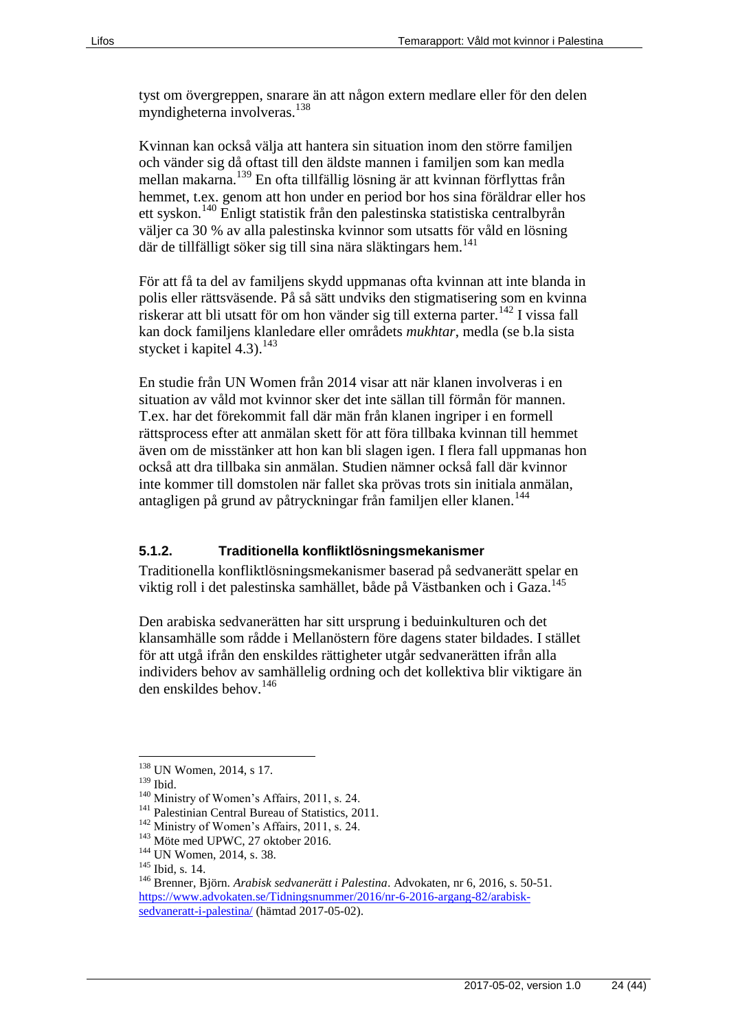tyst om övergreppen, snarare än att någon extern medlare eller för den delen myndigheterna involveras.[138]

Kvinnan kan också välja att hantera sin situation inom den större familjen och vänder sig då oftast till den äldste mannen i familjen som kan medla mellan makarna.[139] En ofta tillfällig lösning är att kvinnan förflyttas från hemmet, t.ex. genom att hon under en period bor hos sina föräldrar eller hos ett syskon.[140] Enligt statistik från den palestinska statistiska centralbyrån väljer ca 30 % av alla palestinska kvinnor som utsatts för våld en lösning där de tillfälligt söker sig till sina nära släktingars hem.[141]

För att få ta del av familjens skydd uppmanas ofta kvinnan att inte blanda in polis eller rättsväsende. På så sätt undviks den stigmatisering som en kvinna riskerar att bli utsatt för om hon vänder sig till externa parter.[142] I vissa fall kan dock familjens klanledare eller områdets *mukhtar*, medla (se b.la sista stycket i kapitel 4.3).[143]

En studie från UN Women från 2014 visar att när klanen involveras i en situation av våld mot kvinnor sker det inte sällan till förmån för mannen. T.ex. har det förekommit fall där män från klanen ingriper i en formell rättsprocess efter att anmälan skett för att föra tillbaka kvinnan till hemmet även om de misstänker att hon kan bli slagen igen. I flera fall uppmanas hon också att dra tillbaka sin anmälan. Studien nämner också fall där kvinnor inte kommer till domstolen när fallet ska prövas trots sin initiala anmälan, antagligen på grund av påtryckningar från familjen eller klanen.[144]

#### 5.1.2. Traditionella konfliktlösningsmekanismer

Traditionella konfliktlösningsmekanismer baserad på sedvanerätt spelar en viktig roll i det palestinska samhället, både på Västbanken och i Gaza.[145]

Den arabiska sedvanerätten har sitt ursprung i beduinkulturen och det klansamhälle som rådde i Mellanöstern före dagens stater bildades. I stället för att utgå ifrån den enskildes rättigheter utgår sedvanerätten ifrån alla individers behov av samhällelig ordning och det kollektiva blir viktigare än den enskildes behov.[146]

---

[138] UN Women, 2014, s 17.
[139] Ibid.
[140] Ministry of Women's Affairs, 2011, s. 24.
[141] Palestinian Central Bureau of Statistics, 2011.
[142] Ministry of Women's Affairs, 2011, s. 24.
[143] Möte med UPWC, 27 oktober 2016.
[144] UN Women, 2014, s. 38.
[145] Ibid, s. 14.
[146] Brenner, Björn. *Arabisk sedvanerätt i Palestina*. Advokaten, nr 6, 2016, s. 50-51. https://www.advokaten.se/Tidningsnummer/2016/nr-6-2016-argang-82/arabisk-sedvaneratt-i-palestina/ (hämtad 2017-05-02).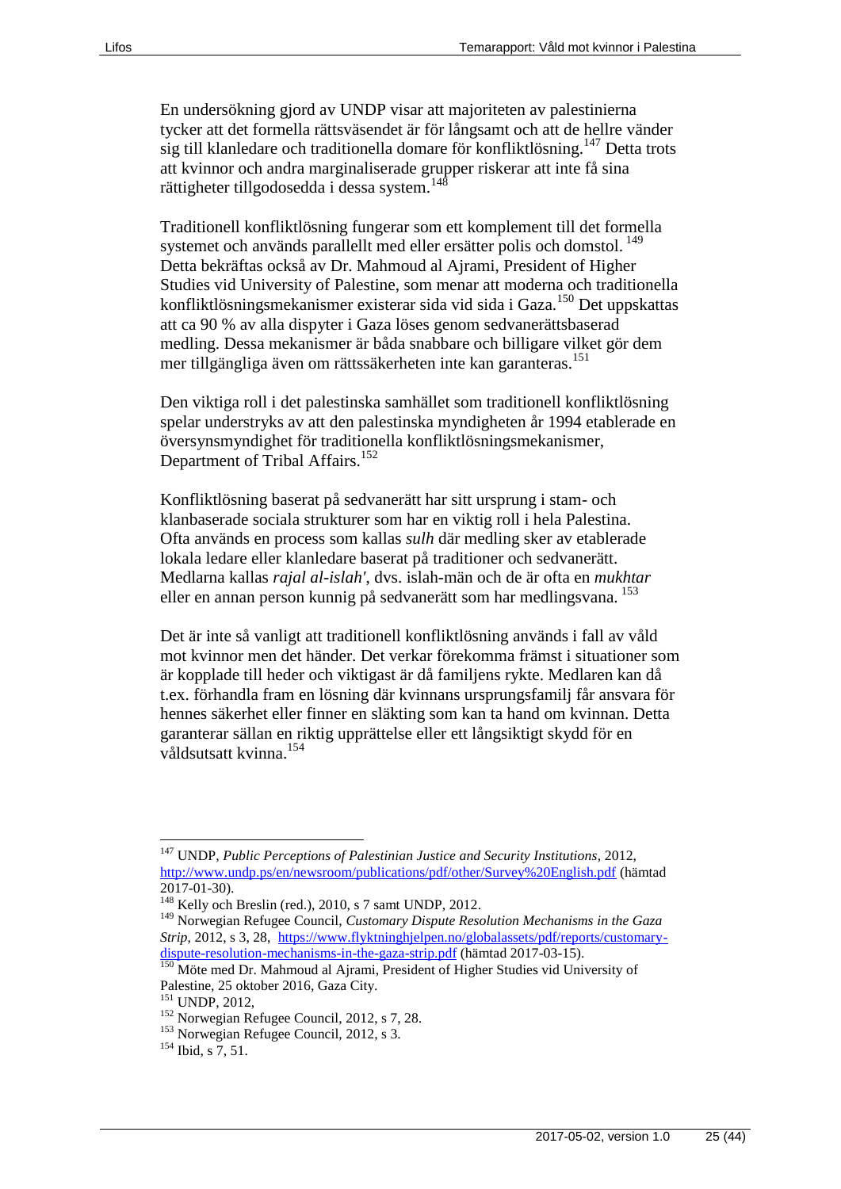En undersökning gjord av UNDP visar att majoriteten av palestinierna tycker att det formella rättsväsendet är för långsamt och att de hellre vänder sig till klanledare och traditionella domare för konfliktlösning.[147] Detta trots att kvinnor och andra marginaliserade grupper riskerar att inte få sina rättigheter tillgodosedda i dessa system.[148]

Traditionell konfliktlösning fungerar som ett komplement till det formella systemet och används parallellt med eller ersätter polis och domstol.[149] Detta bekräftas också av Dr. Mahmoud al Ajrami, President of Higher Studies vid University of Palestine, som menar att moderna och traditionella konfliktlösningsmekanismer existerar sida vid sida i Gaza.[150] Det uppskattas att ca 90 % av alla dispyter i Gaza löses genom sedvanerättsbaserad medling. Dessa mekanismer är båda snabbare och billigare vilket gör dem mer tillgängliga även om rättssäkerheten inte kan garanteras.[151]

Den viktiga roll i det palestinska samhället som traditionell konfliktlösning spelar understryks av att den palestinska myndigheten år 1994 etablerade en översynsmyndighet för traditionella konfliktlösningsmekanismer, Department of Tribal Affairs.[152]

Konfliktlösning baserat på sedvanerätt har sitt ursprung i stam- och klanbaserade sociala strukturer som har en viktig roll i hela Palestina. Ofta används en process som kallas *sulh* där medling sker av etablerade lokala ledare eller klanledare baserat på traditioner och sedvanerätt. Medlarna kallas *rajal al-islah'*, dvs. islah-män och de är ofta en *mukhtar* eller en annan person kunnig på sedvanerätt som har medlingsvana.[153]

Det är inte så vanligt att traditionell konfliktlösning används i fall av våld mot kvinnor men det händer. Det verkar förekomma främst i situationer som är kopplade till heder och viktigast är då familjens rykte. Medlaren kan då t.ex. förhandla fram en lösning där kvinnans ursprungsfamilj får ansvara för hennes säkerhet eller finner en släkting som kan ta hand om kvinnan. Detta garanterar sällan en riktig upprättelse eller ett långsiktigt skydd för en våldsutsatt kvinna.[154]

---

[147] UNDP, *Public Perceptions of Palestinian Justice and Security Institutions*, 2012, http://www.undp.ps/en/newsroom/publications/pdf/other/Survey%20English.pdf (hämtad 2017-01-30).

[148] Kelly och Breslin (red.), 2010, s 7 samt UNDP, 2012.

[149] Norwegian Refugee Council, *Customary Dispute Resolution Mechanisms in the Gaza Strip*, 2012, s 3, 28, https://www.flyktninghjelpen.no/globalassets/pdf/reports/customary-dispute-resolution-mechanisms-in-the-gaza-strip.pdf (hämtad 2017-03-15).

[150] Möte med Dr. Mahmoud al Ajrami, President of Higher Studies vid University of Palestine, 25 oktober 2016, Gaza City.

[151] UNDP, 2012,

[152] Norwegian Refugee Council, 2012, s 7, 28.

[153] Norwegian Refugee Council, 2012, s 3.

[154] Ibid, s 7, 51.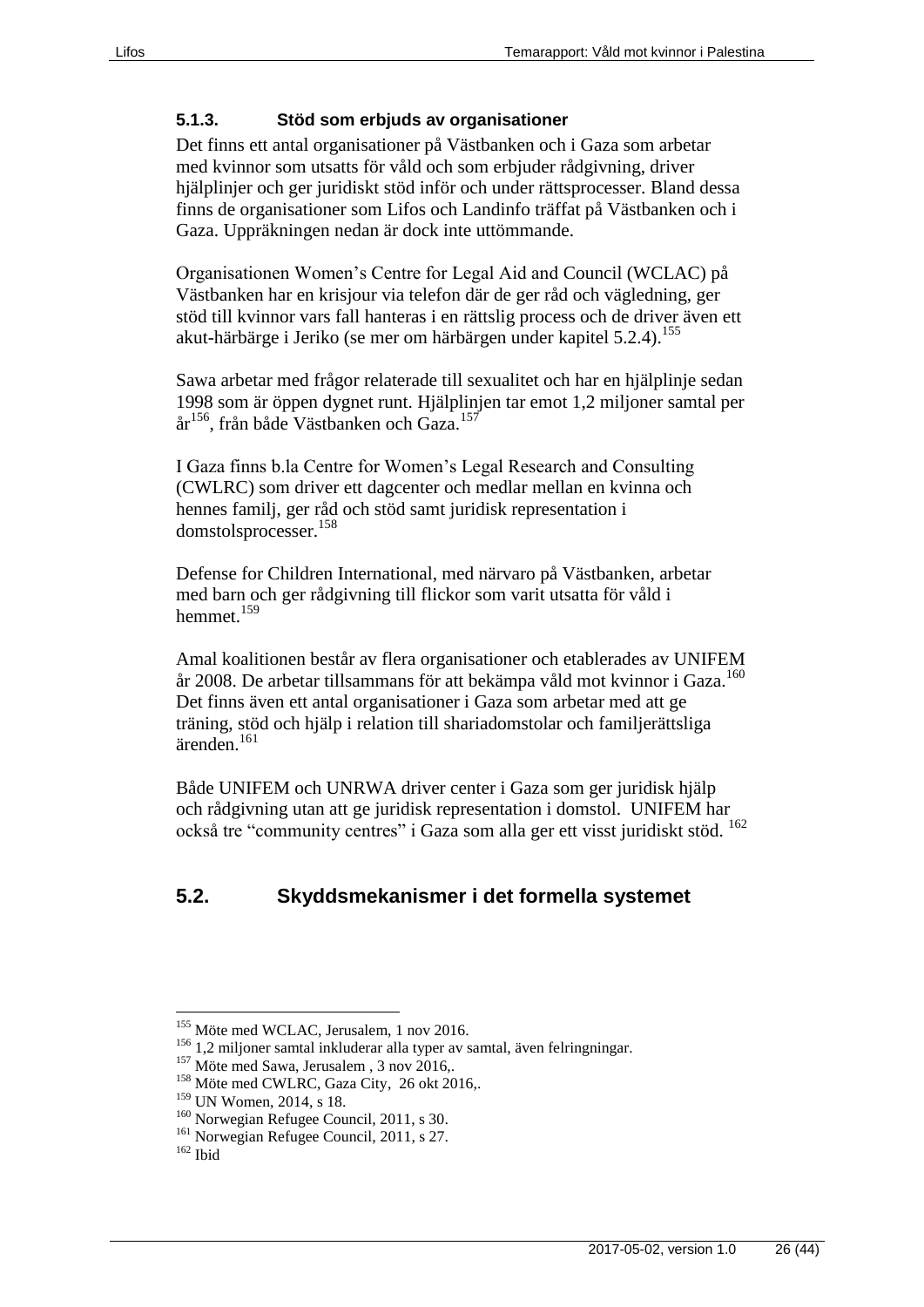### 5.1.3. Stöd som erbjuds av organisationer

Det finns ett antal organisationer på Västbanken och i Gaza som arbetar med kvinnor som utsatts för våld och som erbjuder rådgivning, driver hjälplinjer och ger juridiskt stöd inför och under rättsprocesser. Bland dessa finns de organisationer som Lifos och Landinfo träffat på Västbanken och i Gaza. Uppräkningen nedan är dock inte uttömmande.

Organisationen Women's Centre for Legal Aid and Council (WCLAC) på Västbanken har en krisjour via telefon där de ger råd och vägledning, ger stöd till kvinnor vars fall hanteras i en rättslig process och de driver även ett akut-härbärge i Jeriko (se mer om härbärgen under kapitel 5.2.4).[155]

Sawa arbetar med frågor relaterade till sexualitet och har en hjälplinje sedan 1998 som är öppen dygnet runt. Hjälplinjen tar emot 1,2 miljoner samtal per år[156], från både Västbanken och Gaza.[157]

I Gaza finns b.la Centre for Women's Legal Research and Consulting (CWLRC) som driver ett dagcenter och medlar mellan en kvinna och hennes familj, ger råd och stöd samt juridisk representation i domstolsprocesser.[158]

Defense for Children International, med närvaro på Västbanken, arbetar med barn och ger rådgivning till flickor som varit utsatta för våld i hemmet.[159]

Amal koalitionen består av flera organisationer och etablerades av UNIFEM år 2008. De arbetar tillsammans för att bekämpa våld mot kvinnor i Gaza.[160] Det finns även ett antal organisationer i Gaza som arbetar med att ge träning, stöd och hjälp i relation till shariadomstolar och familjerättsliga ärenden.[161]

Både UNIFEM och UNRWA driver center i Gaza som ger juridisk hjälp och rådgivning utan att ge juridisk representation i domstol. UNIFEM har också tre "community centres" i Gaza som alla ger ett visst juridiskt stöd. [162]

## 5.2. Skyddsmekanismer i det formella systemet

---

[155] Möte med WCLAC, Jerusalem, 1 nov 2016.

[156] 1,2 miljoner samtal inkluderar alla typer av samtal, även felringningar.

[157] Möte med Sawa, Jerusalem , 3 nov 2016,.

[158] Möte med CWLRC, Gaza City, 26 okt 2016,.

[159] UN Women, 2014, s 18.

[160] Norwegian Refugee Council, 2011, s 30.

[161] Norwegian Refugee Council, 2011, s 27.

[162] Ibid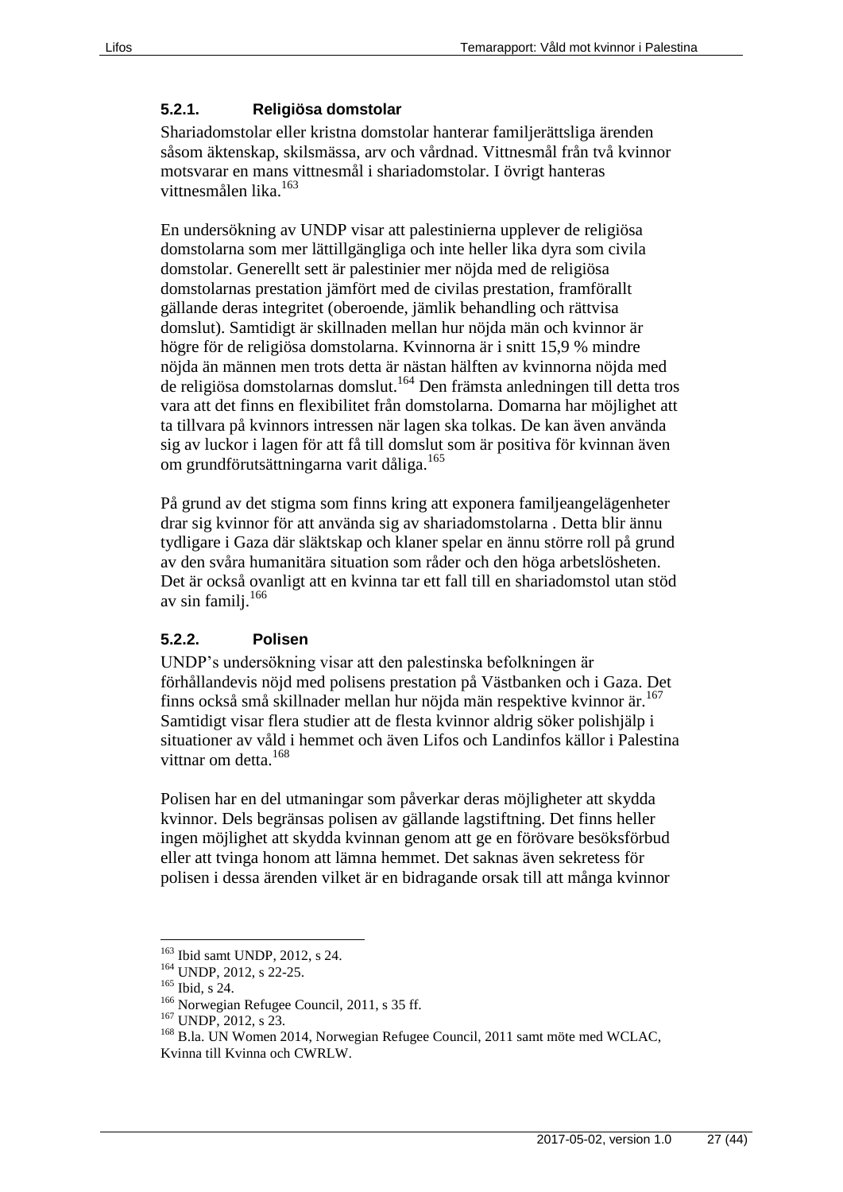### 5.2.1. Religiösa domstolar

Shariadomstolar eller kristna domstolar hanterar familjerättsliga ärenden såsom äktenskap, skilsmässa, arv och vårdnad. Vittnesmål från två kvinnor motsvarar en mans vittnesmål i shariadomstolar. I övrigt hanteras vittnesmålen lika.[163]

En undersökning av UNDP visar att palestinierna upplever de religiösa domstolarna som mer lättillgängliga och inte heller lika dyra som civila domstolar. Generellt sett är palestinier mer nöjda med de religiösa domstolarnas prestation jämfört med de civilas prestation, framförallt gällande deras integritet (oberoende, jämlik behandling och rättvisa domslut). Samtidigt är skillnaden mellan hur nöjda män och kvinnor är högre för de religiösa domstolarna. Kvinnorna är i snitt 15,9 % mindre nöjda än männen men trots detta är nästan hälften av kvinnorna nöjda med de religiösa domstolarnas domslut.[164] Den främsta anledningen till detta tros vara att det finns en flexibilitet från domstolarna. Domarna har möjlighet att ta tillvara på kvinnors intressen när lagen ska tolkas. De kan även använda sig av luckor i lagen för att få till domslut som är positiva för kvinnan även om grundförutsättningarna varit dåliga.[165]

På grund av det stigma som finns kring att exponera familjeangelägenheter drar sig kvinnor för att använda sig av shariadomstolarna . Detta blir ännu tydligare i Gaza där släktskap och klaner spelar en ännu större roll på grund av den svåra humanitära situation som råder och den höga arbetslösheten. Det är också ovanligt att en kvinna tar ett fall till en shariadomstol utan stöd av sin familj.[166]

### 5.2.2. Polisen

UNDP's undersökning visar att den palestinska befolkningen är förhållandevis nöjd med polisens prestation på Västbanken och i Gaza. Det finns också små skillnader mellan hur nöjda män respektive kvinnor är.[167] Samtidigt visar flera studier att de flesta kvinnor aldrig söker polishjälp i situationer av våld i hemmet och även Lifos och Landinfos källor i Palestina vittnar om detta.[168]

Polisen har en del utmaningar som påverkar deras möjligheter att skydda kvinnor. Dels begränsas polisen av gällande lagstiftning. Det finns heller ingen möjlighet att skydda kvinnan genom att ge en förövare besöksförbud eller att tvinga honom att lämna hemmet. Det saknas även sekretess för polisen i dessa ärenden vilket är en bidragande orsak till att många kvinnor

---

[163] Ibid samt UNDP, 2012, s 24.
[164] UNDP, 2012, s 22-25.
[165] Ibid, s 24.
[166] Norwegian Refugee Council, 2011, s 35 ff.
[167] UNDP, 2012, s 23.
[168] B.la. UN Women 2014, Norwegian Refugee Council, 2011 samt möte med WCLAC, Kvinna till Kvinna och CWRLW.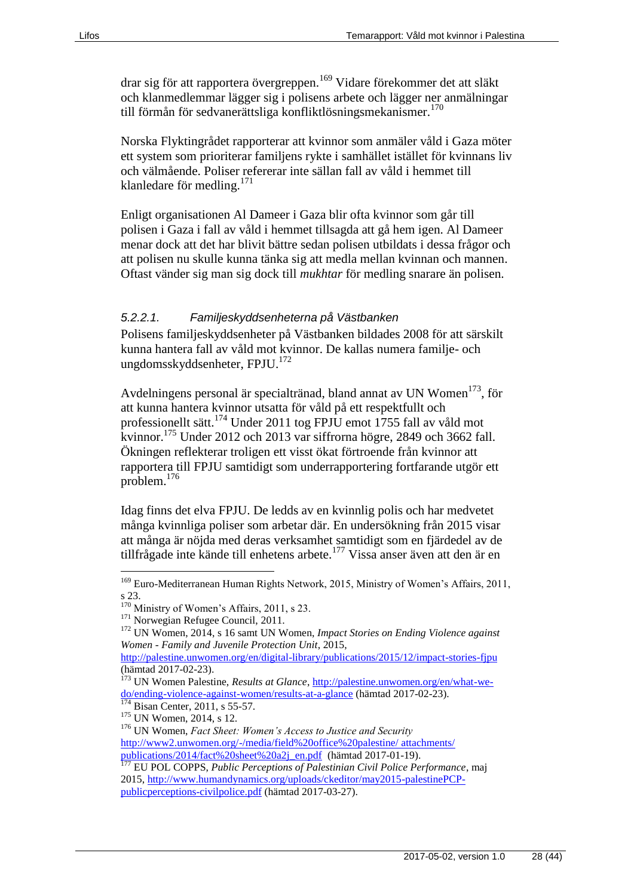drar sig för att rapportera övergreppen.[169] Vidare förekommer det att släkt och klanmedlemmar lägger sig i polisens arbete och lägger ner anmälningar till förmån för sedvanerättsliga konfliktlösningsmekanismer.[170]

Norska Flyktingrådet rapporterar att kvinnor som anmäler våld i Gaza möter ett system som prioriterar familjens rykte i samhället istället för kvinnans liv och välmående. Poliser refererar inte sällan fall av våld i hemmet till klanledare för medling.[171]

Enligt organisationen Al Dameer i Gaza blir ofta kvinnor som går till polisen i Gaza i fall av våld i hemmet tillsagda att gå hem igen. Al Dameer menar dock att det har blivit bättre sedan polisen utbildats i dessa frågor och att polisen nu skulle kunna tänka sig att medla mellan kvinnan och mannen. Oftast vänder sig man sig dock till *mukhtar* för medling snarare än polisen.

#### *5.2.2.1. Familjeskyddsenheterna på Västbanken*

Polisens familjeskyddsenheter på Västbanken bildades 2008 för att särskilt kunna hantera fall av våld mot kvinnor. De kallas numera familje- och ungdomsskyddsenheter, FPJU.[172]

Avdelningens personal är specialtränad, bland annat av UN Women[173], för att kunna hantera kvinnor utsatta för våld på ett respektfullt och professionellt sätt.[174] Under 2011 tog FPJU emot 1755 fall av våld mot kvinnor.[175] Under 2012 och 2013 var siffrorna högre, 2849 och 3662 fall. Ökningen reflekterar troligen ett visst ökat förtroende från kvinnor att rapportera till FPJU samtidigt som underrapportering fortfarande utgör ett problem.[176]

Idag finns det elva FPJU. De leds av en kvinnlig polis och har medvetet många kvinnliga poliser som arbetar där. En undersökning från 2015 visar att många är nöjda med deras verksamhet samtidigt som en fjärdedel av de tillfrågade inte kände till enhetens arbete.[177] Vissa anser även att den är en

---

[169] Euro-Mediterranean Human Rights Network, 2015, Ministry of Women's Affairs, 2011, s 23.

[170] Ministry of Women's Affairs, 2011, s 23.

[171] Norwegian Refugee Council, 2011.

[172] UN Women, 2014, s 16 samt UN Women, *Impact Stories on Ending Violence against Women - Family and Juvenile Protection Unit*, 2015, http://palestine.unwomen.org/en/digital-library/publications/2015/12/impact-stories-fjpu (hämtad 2017-02-23).

[173] UN Women Palestine, *Results at Glance*, http://palestine.unwomen.org/en/what-we-do/ending-violence-against-women/results-at-a-glance (hämtad 2017-02-23).

[174] Bisan Center, 2011, s 55-57.

[175] UN Women, 2014, s 12.

[176] UN Women, *Fact Sheet: Women's Access to Justice and Security* http://www2.unwomen.org/-/media/field%20office%20palestine/ attachments/ publications/2014/fact%20sheet%20a2j_en.pdf (hämtad 2017-01-19).

[177] EU POL COPPS, *Public Perceptions of Palestinian Civil Police Performance*, maj 2015, http://www.humandynamics.org/uploads/ckeditor/may2015-palestinePCP-publicperceptions-civilpolice.pdf (hämtad 2017-03-27).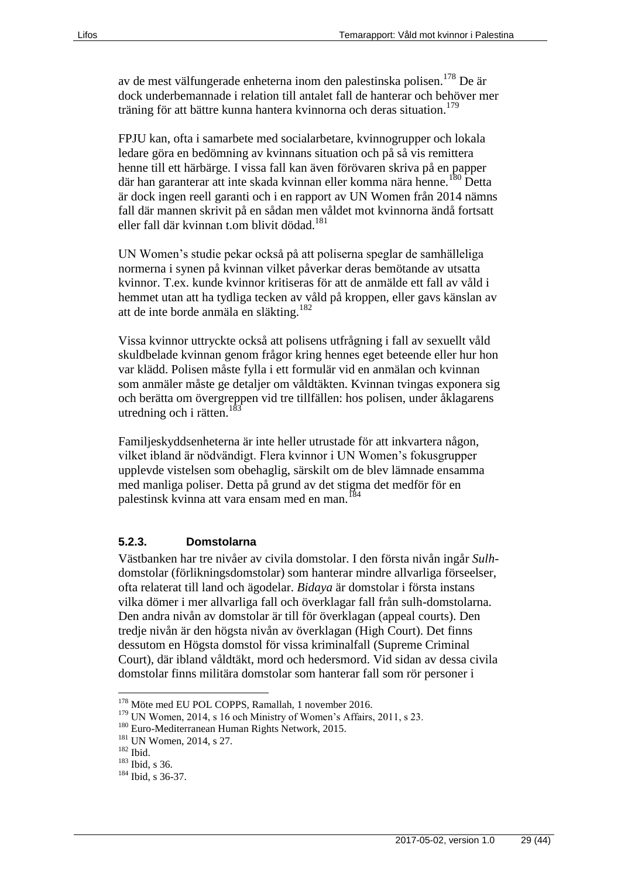av de mest välfungerade enheterna inom den palestinska polisen.[178] De är dock underbemannade i relation till antalet fall de hanterar och behöver mer träning för att bättre kunna hantera kvinnorna och deras situation.[179]

FPJU kan, ofta i samarbete med socialarbetare, kvinnogrupper och lokala ledare göra en bedömning av kvinnans situation och på så vis remittera henne till ett härbärge. I vissa fall kan även förövaren skriva på en papper där han garanterar att inte skada kvinnan eller komma nära henne.[180] Detta är dock ingen reell garanti och i en rapport av UN Women från 2014 nämns fall där mannen skrivit på en sådan men våldet mot kvinnorna ändå fortsatt eller fall där kvinnan t.om blivit dödad.[181]

UN Women's studie pekar också på att poliserna speglar de samhälleliga normerna i synen på kvinnan vilket påverkar deras bemötande av utsatta kvinnor. T.ex. kunde kvinnor kritiseras för att de anmälde ett fall av våld i hemmet utan att ha tydliga tecken av våld på kroppen, eller gavs känslan av att de inte borde anmäla en släkting.[182]

Vissa kvinnor uttryckte också att polisens utfrågning i fall av sexuellt våld skuldbelade kvinnan genom frågor kring hennes eget beteende eller hur hon var klädd. Polisen måste fylla i ett formulär vid en anmälan och kvinnan som anmäler måste ge detaljer om våldtäkten. Kvinnan tvingas exponera sig och berätta om övergreppen vid tre tillfällen: hos polisen, under åklagarens utredning och i rätten.[183]

Familjeskyddsenheterna är inte heller utrustade för att inkvartera någon, vilket ibland är nödvändigt. Flera kvinnor i UN Women's fokusgrupper upplevde vistelsen som obehaglig, särskilt om de blev lämnade ensamma med manliga poliser. Detta på grund av det stigma det medför för en palestinsk kvinna att vara ensam med en man.[184]

### 5.2.3. Domstolarna

Västbanken har tre nivåer av civila domstolar. I den första nivån ingår *Sulh*-domstolar (förlikningsdomstolar) som hanterar mindre allvarliga förseelser, ofta relaterat till land och ägodelar. *Bidaya* är domstolar i första instans vilka dömer i mer allvarliga fall och överklagar fall från sulh-domstolarna. Den andra nivån av domstolar är till för överklagan (appeal courts). Den tredje nivån är den högsta nivån av överklagan (High Court). Det finns dessutom en Högsta domstol för vissa kriminalfall (Supreme Criminal Court), där ibland våldtäkt, mord och hedersmord. Vid sidan av dessa civila domstolar finns militära domstolar som hanterar fall som rör personer i

---

[178] Möte med EU POL COPPS, Ramallah, 1 november 2016.
[179] UN Women, 2014, s 16 och Ministry of Women's Affairs, 2011, s 23.
[180] Euro-Mediterranean Human Rights Network, 2015.
[181] UN Women, 2014, s 27.
[182] Ibid.
[183] Ibid, s 36.
[184] Ibid, s 36-37.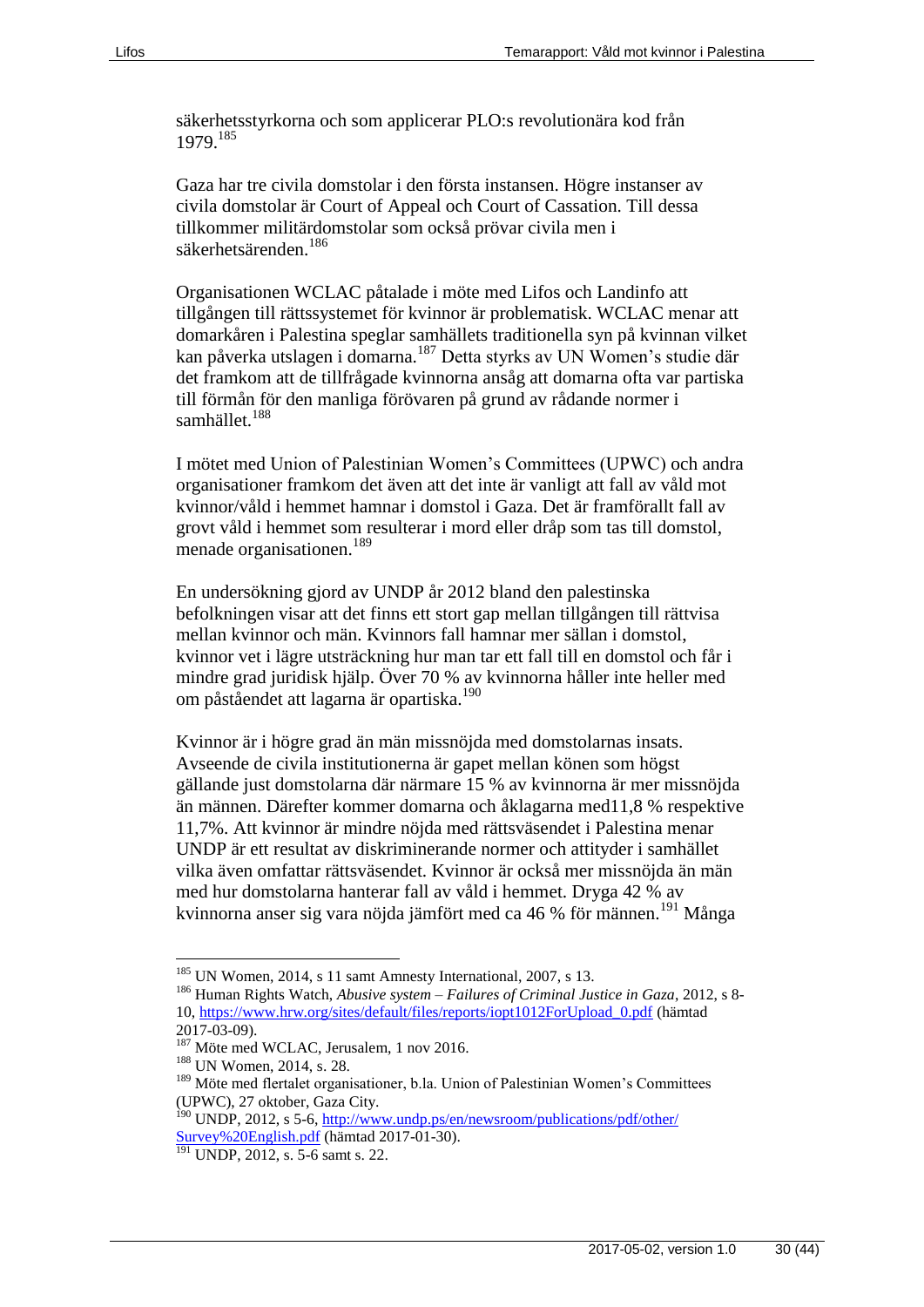säkerhetsstyrkorna och som applicerar PLO:s revolutionära kod från 1979.[185]

Gaza har tre civila domstolar i den första instansen. Högre instanser av civila domstolar är Court of Appeal och Court of Cassation. Till dessa tillkommer militärdomstolar som också prövar civila men i säkerhetsärenden.[186]

Organisationen WCLAC påtalade i möte med Lifos och Landinfo att tillgången till rättssystemet för kvinnor är problematisk. WCLAC menar att domarkåren i Palestina speglar samhällets traditionella syn på kvinnan vilket kan påverka utslagen i domarna.[187] Detta styrks av UN Women's studie där det framkom att de tillfrågade kvinnorna ansåg att domarna ofta var partiska till förmån för den manliga förövaren på grund av rådande normer i samhället.[188]

I mötet med Union of Palestinian Women's Committees (UPWC) och andra organisationer framkom det även att det inte är vanligt att fall av våld mot kvinnor/våld i hemmet hamnar i domstol i Gaza. Det är framförallt fall av grovt våld i hemmet som resulterar i mord eller dråp som tas till domstol, menade organisationen.[189]

En undersökning gjord av UNDP år 2012 bland den palestinska befolkningen visar att det finns ett stort gap mellan tillgången till rättvisa mellan kvinnor och män. Kvinnors fall hamnar mer sällan i domstol, kvinnor vet i lägre utsträckning hur man tar ett fall till en domstol och får i mindre grad juridisk hjälp. Över 70 % av kvinnorna håller inte heller med om påståendet att lagarna är opartiska.[190]

Kvinnor är i högre grad än män missnöjda med domstolarnas insats. Avseende de civila institutionerna är gapet mellan könen som högst gällande just domstolarna där närmare 15 % av kvinnorna är mer missnöjda än männen. Därefter kommer domarna och åklagarna med11,8 % respektive 11,7%. Att kvinnor är mindre nöjda med rättsväsendet i Palestina menar UNDP är ett resultat av diskriminerande normer och attityder i samhället vilka även omfattar rättsväsendet. Kvinnor är också mer missnöjda än män med hur domstolarna hanterar fall av våld i hemmet. Dryga 42 % av kvinnorna anser sig vara nöjda jämfört med ca 46 % för männen.[191] Många

---

[185] UN Women, 2014, s 11 samt Amnesty International, 2007, s 13.

[186] Human Rights Watch, *Abusive system – Failures of Criminal Justice in Gaza*, 2012, s 8-10, https://www.hrw.org/sites/default/files/reports/iopt1012ForUpload_0.pdf (hämtad 2017-03-09).

[187] Möte med WCLAC, Jerusalem, 1 nov 2016.

[188] UN Women, 2014, s. 28.

[189] Möte med flertalet organisationer, b.la. Union of Palestinian Women's Committees (UPWC), 27 oktober, Gaza City.

[190] UNDP, 2012, s 5-6, http://www.undp.ps/en/newsroom/publications/pdf/other/Survey%20English.pdf (hämtad 2017-01-30).

[191] UNDP, 2012, s. 5-6 samt s. 22.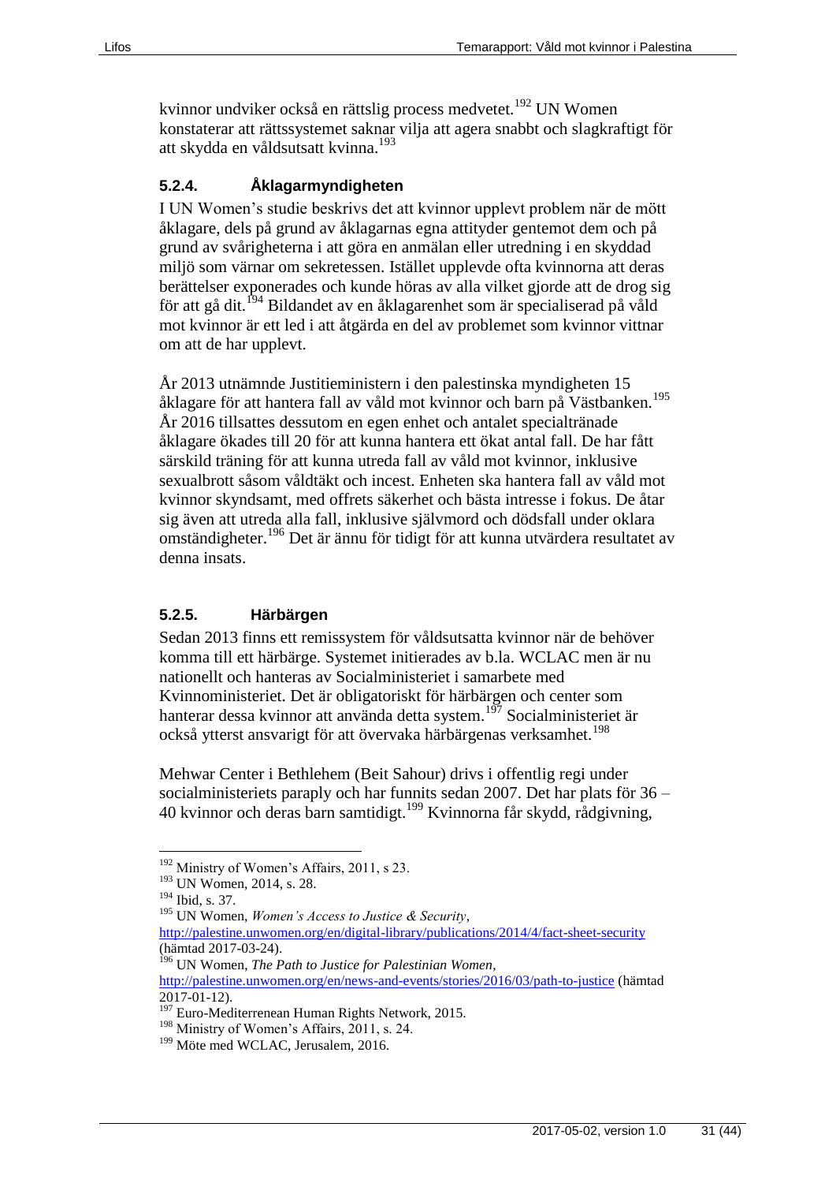kvinnor undviker också en rättslig process medvetet.[192] UN Women konstaterar att rättssystemet saknar vilja att agera snabbt och slagkraftigt för att skydda en våldsutsatt kvinna.[193]

### 5.2.4. Åklagarmyndigheten

I UN Women's studie beskrivs det att kvinnor upplevt problem när de mött åklagare, dels på grund av åklagarnas egna attityder gentemot dem och på grund av svårigheterna i att göra en anmälan eller utredning i en skyddad miljö som värnar om sekretessen. Istället upplevde ofta kvinnorna att deras berättelser exponerades och kunde höras av alla vilket gjorde att de drog sig för att gå dit.[194] Bildandet av en åklagarenhet som är specialiserad på våld mot kvinnor är ett led i att åtgärda en del av problemet som kvinnor vittnar om att de har upplevt.

År 2013 utnämnde Justitieministern i den palestinska myndigheten 15 åklagare för att hantera fall av våld mot kvinnor och barn på Västbanken.[195] År 2016 tillsattes dessutom en egen enhet och antalet specialtränade åklagare ökades till 20 för att kunna hantera ett ökat antal fall. De har fått särskild träning för att kunna utreda fall av våld mot kvinnor, inklusive sexualbrott såsom våldtäkt och incest. Enheten ska hantera fall av våld mot kvinnor skyndsamt, med offrets säkerhet och bästa intresse i fokus. De åtar sig även att utreda alla fall, inklusive självmord och dödsfall under oklara omständigheter.[196] Det är ännu för tidigt för att kunna utvärdera resultatet av denna insats.

### 5.2.5. Härbärgen

Sedan 2013 finns ett remissystem för våldsutsatta kvinnor när de behöver komma till ett härbärge. Systemet initierades av b.la. WCLAC men är nu nationellt och hanteras av Socialministeriet i samarbete med Kvinnoministeriet. Det är obligatoriskt för härbärgen och center som hanterar dessa kvinnor att använda detta system.[197] Socialministeriet är också ytterst ansvarigt för att övervaka härbärgenas verksamhet.[198]

Mehwar Center i Bethlehem (Beit Sahour) drivs i offentlig regi under socialministeriets paraply och har funnits sedan 2007. Det har plats för 36 – 40 kvinnor och deras barn samtidigt.[199] Kvinnorna får skydd, rådgivning,

---

[192] Ministry of Women's Affairs, 2011, s 23.

[193] UN Women, 2014, s. 28.

[194] Ibid, s. 37.

[195] UN Women, *Women's Access to Justice & Security*, http://palestine.unwomen.org/en/digital-library/publications/2014/4/fact-sheet-security (hämtad 2017-03-24).

[196] UN Women, *The Path to Justice for Palestinian Women*, http://palestine.unwomen.org/en/news-and-events/stories/2016/03/path-to-justice (hämtad 2017-01-12).

[197] Euro-Mediterrenean Human Rights Network, 2015.

[198] Ministry of Women's Affairs, 2011, s. 24.

[199] Möte med WCLAC, Jerusalem, 2016.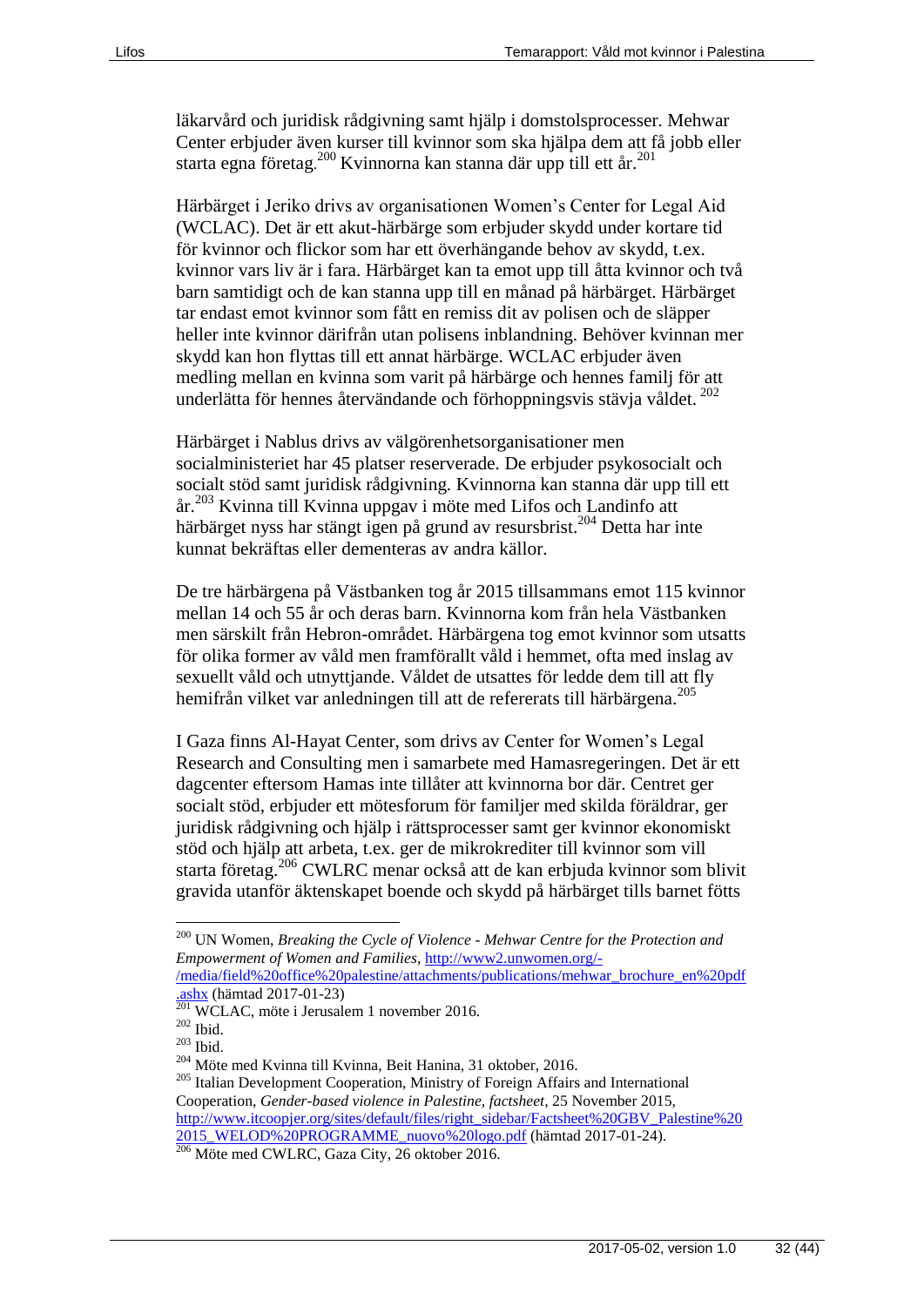läkarvård och juridisk rådgivning samt hjälp i domstolsprocesser. Mehwar Center erbjuder även kurser till kvinnor som ska hjälpa dem att få jobb eller starta egna företag.[200] Kvinnorna kan stanna där upp till ett år.[201]

Härbärget i Jeriko drivs av organisationen Women's Center for Legal Aid (WCLAC). Det är ett akut-härbärge som erbjuder skydd under kortare tid för kvinnor och flickor som har ett överhängande behov av skydd, t.ex. kvinnor vars liv är i fara. Härbärget kan ta emot upp till åtta kvinnor och två barn samtidigt och de kan stanna upp till en månad på härbärget. Härbärget tar endast emot kvinnor som fått en remiss dit av polisen och de släpper heller inte kvinnor därifrån utan polisens inblandning. Behöver kvinnan mer skydd kan hon flyttas till ett annat härbärge. WCLAC erbjuder även medling mellan en kvinna som varit på härbärge och hennes familj för att underlätta för hennes återvändande och förhoppningsvis stävja våldet. [202]

Härbärget i Nablus drivs av välgörenhetsorganisationer men socialministeriet har 45 platser reserverade. De erbjuder psykosocialt och socialt stöd samt juridisk rådgivning. Kvinnorna kan stanna där upp till ett år.[203] Kvinna till Kvinna uppgav i möte med Lifos och Landinfo att härbärget nyss har stängt igen på grund av resursbrist.[204] Detta har inte kunnat bekräftas eller dementeras av andra källor.

De tre härbärgena på Västbanken tog år 2015 tillsammans emot 115 kvinnor mellan 14 och 55 år och deras barn. Kvinnorna kom från hela Västbanken men särskilt från Hebron-området. Härbärgena tog emot kvinnor som utsatts för olika former av våld men framförallt våld i hemmet, ofta med inslag av sexuellt våld och utnyttjande. Våldet de utsattes för ledde dem till att fly hemifrån vilket var anledningen till att de refererats till härbärgena.[205]

I Gaza finns Al-Hayat Center, som drivs av Center for Women's Legal Research and Consulting men i samarbete med Hamasregeringen. Det är ett dagcenter eftersom Hamas inte tillåter att kvinnorna bor där. Centret ger socialt stöd, erbjuder ett mötesforum för familjer med skilda föräldrar, ger juridisk rådgivning och hjälp i rättsprocesser samt ger kvinnor ekonomiskt stöd och hjälp att arbeta, t.ex. ger de mikrokrediter till kvinnor som vill starta företag.[206] CWLRC menar också att de kan erbjuda kvinnor som blivit gravida utanför äktenskapet boende och skydd på härbärget tills barnet fötts

---

[200] UN Women, *Breaking the Cycle of Violence - Mehwar Centre for the Protection and Empowerment of Women and Families*, http://www2.unwomen.org/-/media/field%20office%20palestine/attachments/publications/mehwar_brochure_en%20pdf.ashx (hämtad 2017-01-23)

[201] WCLAC, möte i Jerusalem 1 november 2016.

[202] Ibid.

[203] Ibid.

[204] Möte med Kvinna till Kvinna, Beit Hanina, 31 oktober, 2016.

[205] Italian Development Cooperation, Ministry of Foreign Affairs and International Cooperation, *Gender-based violence in Palestine, factsheet*, 25 November 2015, http://www.itcoopjer.org/sites/default/files/right_sidebar/Factsheet%20GBV_Palestine%202015_WELOD%20PROGRAMME_nuovo%20logo.pdf (hämtad 2017-01-24).

[206] Möte med CWLRC, Gaza City, 26 oktober 2016.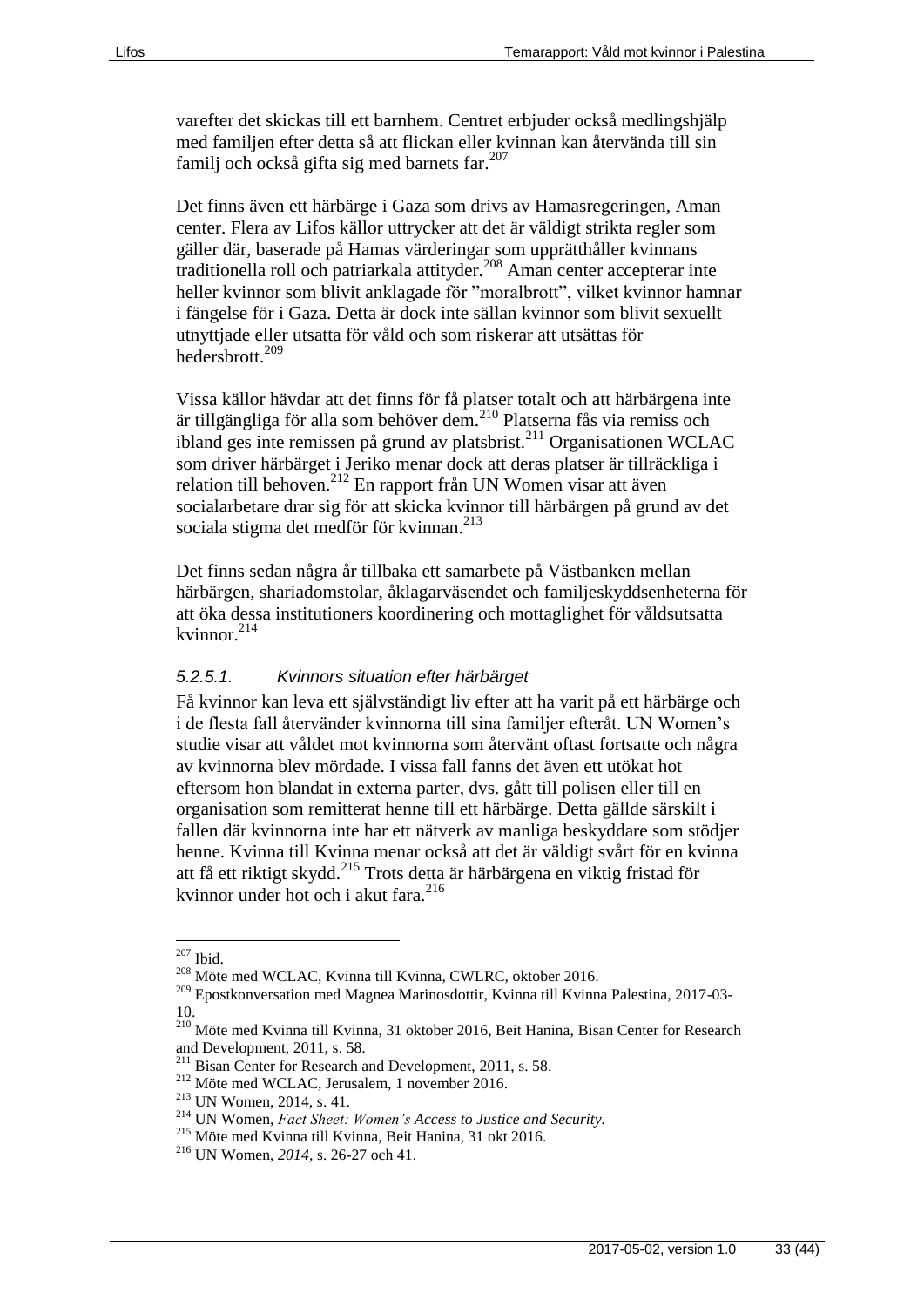varefter det skickas till ett barnhem. Centret erbjuder också medlingshjälp med familjen efter detta så att flickan eller kvinnan kan återvända till sin familj och också gifta sig med barnets far.[207]

Det finns även ett härbärge i Gaza som drivs av Hamasregeringen, Aman center. Flera av Lifos källor uttrycker att det är väldigt strikta regler som gäller där, baserade på Hamas värderingar som upprätthåller kvinnans traditionella roll och patriarkala attityder.[208] Aman center accepterar inte heller kvinnor som blivit anklagade för "moralbrott", vilket kvinnor hamnar i fängelse för i Gaza. Detta är dock inte sällan kvinnor som blivit sexuellt utnyttjade eller utsatta för våld och som riskerar att utsättas för hedersbrott.[209]

Vissa källor hävdar att det finns för få platser totalt och att härbärgena inte är tillgängliga för alla som behöver dem.[210] Platserna fås via remiss och ibland ges inte remissen på grund av platsbrist.[211] Organisationen WCLAC som driver härbärget i Jeriko menar dock att deras platser är tillräckliga i relation till behoven.[212] En rapport från UN Women visar att även socialarbetare drar sig för att skicka kvinnor till härbärgen på grund av det sociala stigma det medför för kvinnan.[213]

Det finns sedan några år tillbaka ett samarbete på Västbanken mellan härbärgen, shariadomstolar, åklagarväsendet och familjeskyddsenheterna för att öka dessa institutioners koordinering och mottaglighet för våldsutsatta kvinnor.[214]

#### *5.2.5.1. Kvinnors situation efter härbärget*

Få kvinnor kan leva ett självständigt liv efter att ha varit på ett härbärge och i de flesta fall återvänder kvinnorna till sina familjer efteråt. UN Women's studie visar att våldet mot kvinnorna som återvänt oftast fortsatte och några av kvinnorna blev mördade. I vissa fall fanns det även ett utökat hot eftersom hon blandat in externa parter, dvs. gått till polisen eller till en organisation som remitterat henne till ett härbärge. Detta gällde särskilt i fallen där kvinnorna inte har ett nätverk av manliga beskyddare som stödjer henne. Kvinna till Kvinna menar också att det är väldigt svårt för en kvinna att få ett riktigt skydd.[215] Trots detta är härbärgena en viktig fristad för kvinnor under hot och i akut fara.[216]

---

[207] Ibid.

[208] Möte med WCLAC, Kvinna till Kvinna, CWLRC, oktober 2016.

[209] Epostkonversation med Magnea Marinosdottir, Kvinna till Kvinna Palestina, 2017-03-10.

[210] Möte med Kvinna till Kvinna, 31 oktober 2016, Beit Hanina, Bisan Center for Research and Development, 2011, s. 58.

[211] Bisan Center for Research and Development, 2011, s. 58.

[212] Möte med WCLAC, Jerusalem, 1 november 2016.

[213] UN Women, 2014, s. 41.

[214] UN Women, *Fact Sheet: Women's Access to Justice and Security.*

[215] Möte med Kvinna till Kvinna, Beit Hanina, 31 okt 2016.

[216] UN Women, *2014*, s. 26-27 och 41.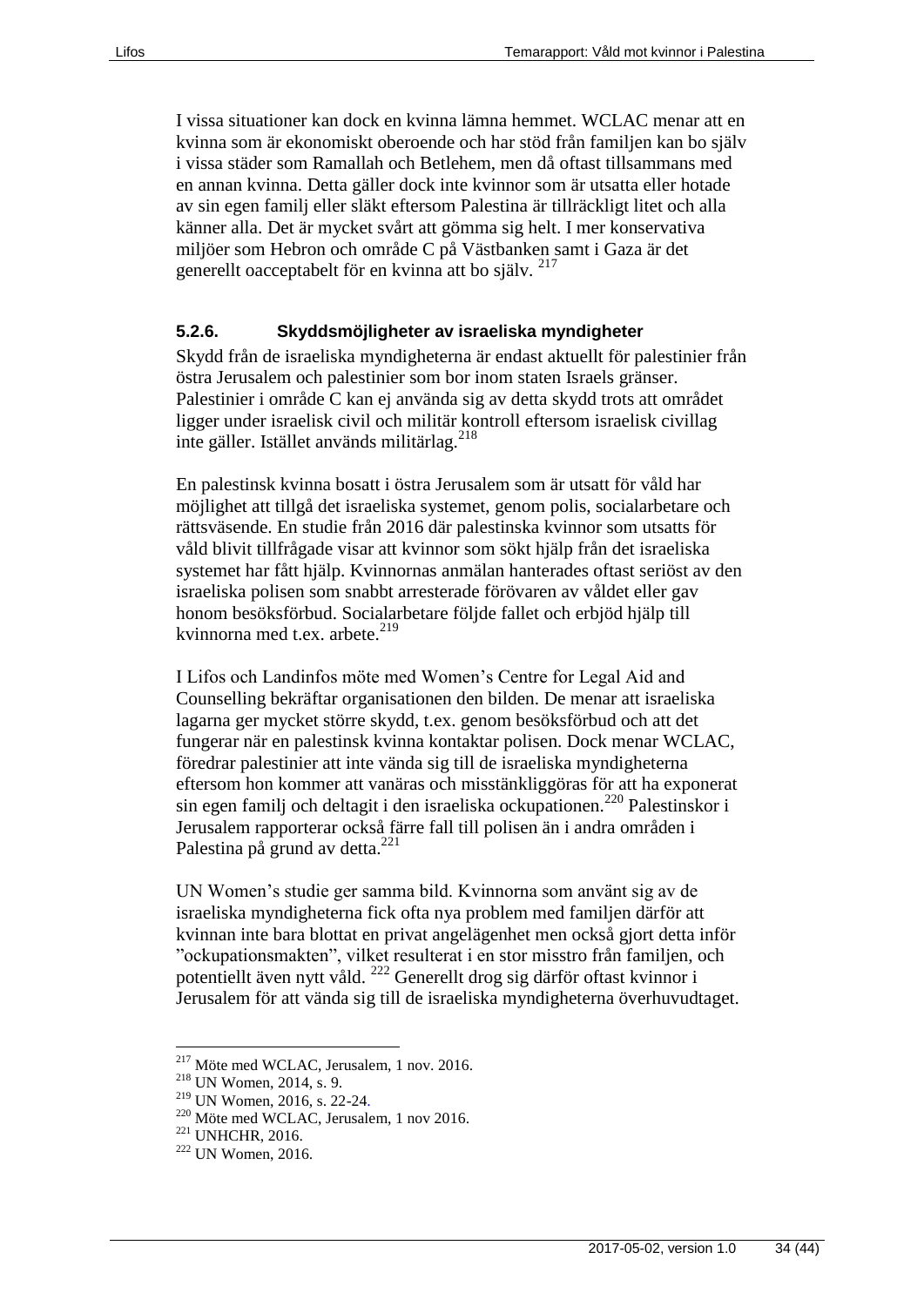I vissa situationer kan dock en kvinna lämna hemmet. WCLAC menar att en kvinna som är ekonomiskt oberoende och har stöd från familjen kan bo själv i vissa städer som Ramallah och Betlehem, men då oftast tillsammans med en annan kvinna. Detta gäller dock inte kvinnor som är utsatta eller hotade av sin egen familj eller släkt eftersom Palestina är tillräckligt litet och alla känner alla. Det är mycket svårt att gömma sig helt. I mer konservativa miljöer som Hebron och område C på Västbanken samt i Gaza är det generellt oacceptabelt för en kvinna att bo själv. [217]

### 5.2.6. Skyddsmöjligheter av israeliska myndigheter

Skydd från de israeliska myndigheterna är endast aktuellt för palestinier från östra Jerusalem och palestinier som bor inom staten Israels gränser. Palestinier i område C kan ej använda sig av detta skydd trots att området ligger under israelisk civil och militär kontroll eftersom israelisk civillag inte gäller. Istället används militärlag.[218]

En palestinsk kvinna bosatt i östra Jerusalem som är utsatt för våld har möjlighet att tillgå det israeliska systemet, genom polis, socialarbetare och rättsväsende. En studie från 2016 där palestinska kvinnor som utsatts för våld blivit tillfrågade visar att kvinnor som sökt hjälp från det israeliska systemet har fått hjälp. Kvinnornas anmälan hanterades oftast seriöst av den israeliska polisen som snabbt arresterade förövaren av våldet eller gav honom besöksförbud. Socialarbetare följde fallet och erbjöd hjälp till kvinnorna med t.ex. arbete.[219]

I Lifos och Landinfos möte med Women's Centre for Legal Aid and Counselling bekräftar organisationen den bilden. De menar att israeliska lagarna ger mycket större skydd, t.ex. genom besöksförbud och att det fungerar när en palestinsk kvinna kontaktar polisen. Dock menar WCLAC, föredrar palestinier att inte vända sig till de israeliska myndigheterna eftersom hon kommer att vanäras och misstänkliggöras för att ha exponerat sin egen familj och deltagit i den israeliska ockupationen.[220] Palestinskor i Jerusalem rapporterar också färre fall till polisen än i andra områden i Palestina på grund av detta.[221]

UN Women's studie ger samma bild. Kvinnorna som använt sig av de israeliska myndigheterna fick ofta nya problem med familjen därför att kvinnan inte bara blottat en privat angelägenhet men också gjort detta inför "ockupationsmakten", vilket resulterat i en stor misstro från familjen, och potentiellt även nytt våld. [222] Generellt drog sig därför oftast kvinnor i Jerusalem för att vända sig till de israeliska myndigheterna överhuvudtaget.

---

[217] Möte med WCLAC, Jerusalem, 1 nov. 2016.
[218] UN Women, 2014, s. 9.
[219] UN Women, 2016, s. 22-24.
[220] Möte med WCLAC, Jerusalem, 1 nov 2016.
[221] UNHCHR, 2016.
[222] UN Women, 2016.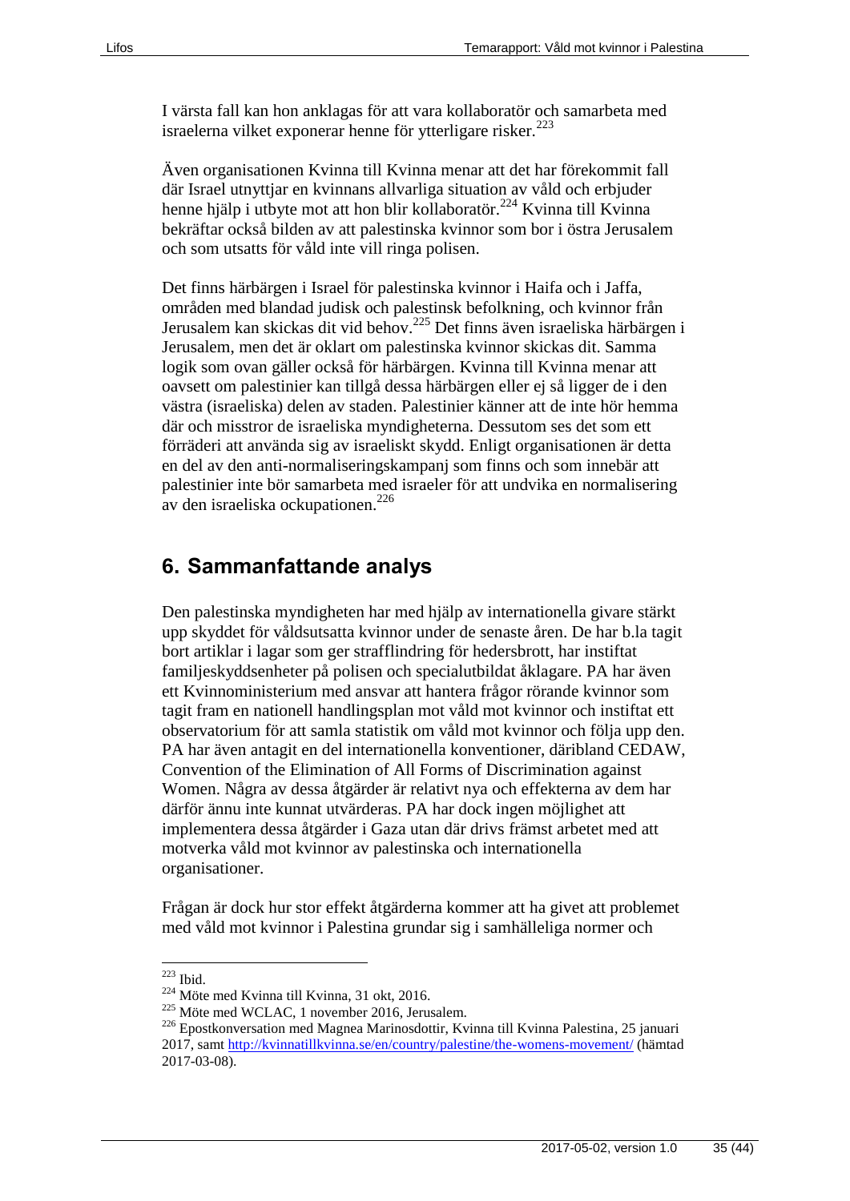I värsta fall kan hon anklagas för att vara kollaboratör och samarbeta med israelerna vilket exponerar henne för ytterligare risker.[223]

Även organisationen Kvinna till Kvinna menar att det har förekommit fall där Israel utnyttjar en kvinnans allvarliga situation av våld och erbjuder henne hjälp i utbyte mot att hon blir kollaboratör.[224] Kvinna till Kvinna bekräftar också bilden av att palestinska kvinnor som bor i östra Jerusalem och som utsatts för våld inte vill ringa polisen.

Det finns härbärgen i Israel för palestinska kvinnor i Haifa och i Jaffa, områden med blandad judisk och palestinsk befolkning, och kvinnor från Jerusalem kan skickas dit vid behov.[225] Det finns även israeliska härbärgen i Jerusalem, men det är oklart om palestinska kvinnor skickas dit. Samma logik som ovan gäller också för härbärgen. Kvinna till Kvinna menar att oavsett om palestinier kan tillgå dessa härbärgen eller ej så ligger de i den västra (israeliska) delen av staden. Palestinier känner att de inte hör hemma där och misstror de israeliska myndigheterna. Dessutom ses det som ett förräderi att använda sig av israeliskt skydd. Enligt organisationen är detta en del av den anti-normaliseringskampanj som finns och som innebär att palestinier inte bör samarbeta med israeler för att undvika en normalisering av den israeliska ockupationen.[226]

## 6. Sammanfattande analys

Den palestinska myndigheten har med hjälp av internationella givare stärkt upp skyddet för våldsutsatta kvinnor under de senaste åren. De har b.la tagit bort artiklar i lagar som ger strafflindring för hedersbrott, har instiftat familjeskyddsenheter på polisen och specialutbildat åklagare. PA har även ett Kvinnoministerium med ansvar att hantera frågor rörande kvinnor som tagit fram en nationell handlingsplan mot våld mot kvinnor och instiftat ett observatorium för att samla statistik om våld mot kvinnor och följa upp den. PA har även antagit en del internationella konventioner, däribland CEDAW, Convention of the Elimination of All Forms of Discrimination against Women. Några av dessa åtgärder är relativt nya och effekterna av dem har därför ännu inte kunnat utvärderas. PA har dock ingen möjlighet att implementera dessa åtgärder i Gaza utan där drivs främst arbetet med att motverka våld mot kvinnor av palestinska och internationella organisationer.

Frågan är dock hur stor effekt åtgärderna kommer att ha givet att problemet med våld mot kvinnor i Palestina grundar sig i samhälleliga normer och

---

[223] Ibid.

[224] Möte med Kvinna till Kvinna, 31 okt, 2016.

[225] Möte med WCLAC, 1 november 2016, Jerusalem.

[226] Epostkonversation med Magnea Marinosdottir, Kvinna till Kvinna Palestina, 25 januari 2017, samt http://kvinnatillkvinna.se/en/country/palestine/the-womens-movement/ (hämtad 2017-03-08).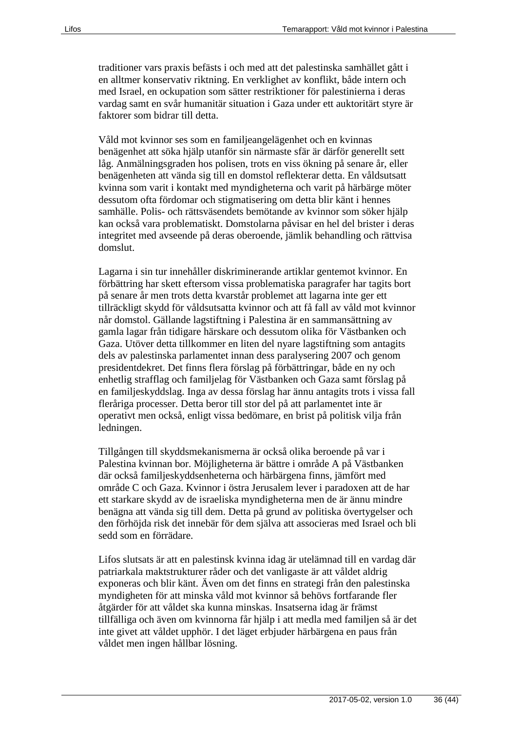traditioner vars praxis befästs i och med att det palestinska samhället gått i en alltmer konservativ riktning. En verklighet av konflikt, både intern och med Israel, en ockupation som sätter restriktioner för palestinierna i deras vardag samt en svår humanitär situation i Gaza under ett auktoritärt styre är faktorer som bidrar till detta.

Våld mot kvinnor ses som en familjeangelägenhet och en kvinnas benägenhet att söka hjälp utanför sin närmaste sfär är därför generellt sett låg. Anmälningsgraden hos polisen, trots en viss ökning på senare år, eller benägenheten att vända sig till en domstol reflekterar detta. En våldsutsatt kvinna som varit i kontakt med myndigheterna och varit på härbärge möter dessutom ofta fördomar och stigmatisering om detta blir känt i hennes samhälle. Polis- och rättsväsendets bemötande av kvinnor som söker hjälp kan också vara problematiskt. Domstolarna påvisar en hel del brister i deras integritet med avseende på deras oberoende, jämlik behandling och rättvisa domslut.

Lagarna i sin tur innehåller diskriminerande artiklar gentemot kvinnor. En förbättring har skett eftersom vissa problematiska paragrafer har tagits bort på senare år men trots detta kvarstår problemet att lagarna inte ger ett tillräckligt skydd för våldsutsatta kvinnor och att få fall av våld mot kvinnor når domstol. Gällande lagstiftning i Palestina är en sammansättning av gamla lagar från tidigare härskare och dessutom olika för Västbanken och Gaza. Utöver detta tillkommer en liten del nyare lagstiftning som antagits dels av palestinska parlamentet innan dess paralysering 2007 och genom presidentdekret. Det finns flera förslag på förbättringar, både en ny och enhetlig strafflag och familjelag för Västbanken och Gaza samt förslag på en familjeskyddslag. Inga av dessa förslag har ännu antagits trots i vissa fall fleråriga processer. Detta beror till stor del på att parlamentet inte är operativt men också, enligt vissa bedömare, en brist på politisk vilja från ledningen.

Tillgången till skyddsmekanismerna är också olika beroende på var i Palestina kvinnan bor. Möjligheterna är bättre i område A på Västbanken där också familjeskyddsenheterna och härbärgena finns, jämfört med område C och Gaza. Kvinnor i östra Jerusalem lever i paradoxen att de har ett starkare skydd av de israeliska myndigheterna men de är ännu mindre benägna att vända sig till dem. Detta på grund av politiska övertygelser och den förhöjda risk det innebär för dem själva att associeras med Israel och bli sedd som en förrädare.

Lifos slutsats är att en palestinsk kvinna idag är utelämnad till en vardag där patriarkala maktstrukturer råder och det vanligaste är att våldet aldrig exponeras och blir känt. Även om det finns en strategi från den palestinska myndigheten för att minska våld mot kvinnor så behövs fortfarande fler åtgärder för att våldet ska kunna minskas. Insatserna idag är främst tillfälliga och även om kvinnorna får hjälp i att medla med familjen så är det inte givet att våldet upphör. I det läget erbjuder härbärgena en paus från våldet men ingen hållbar lösning.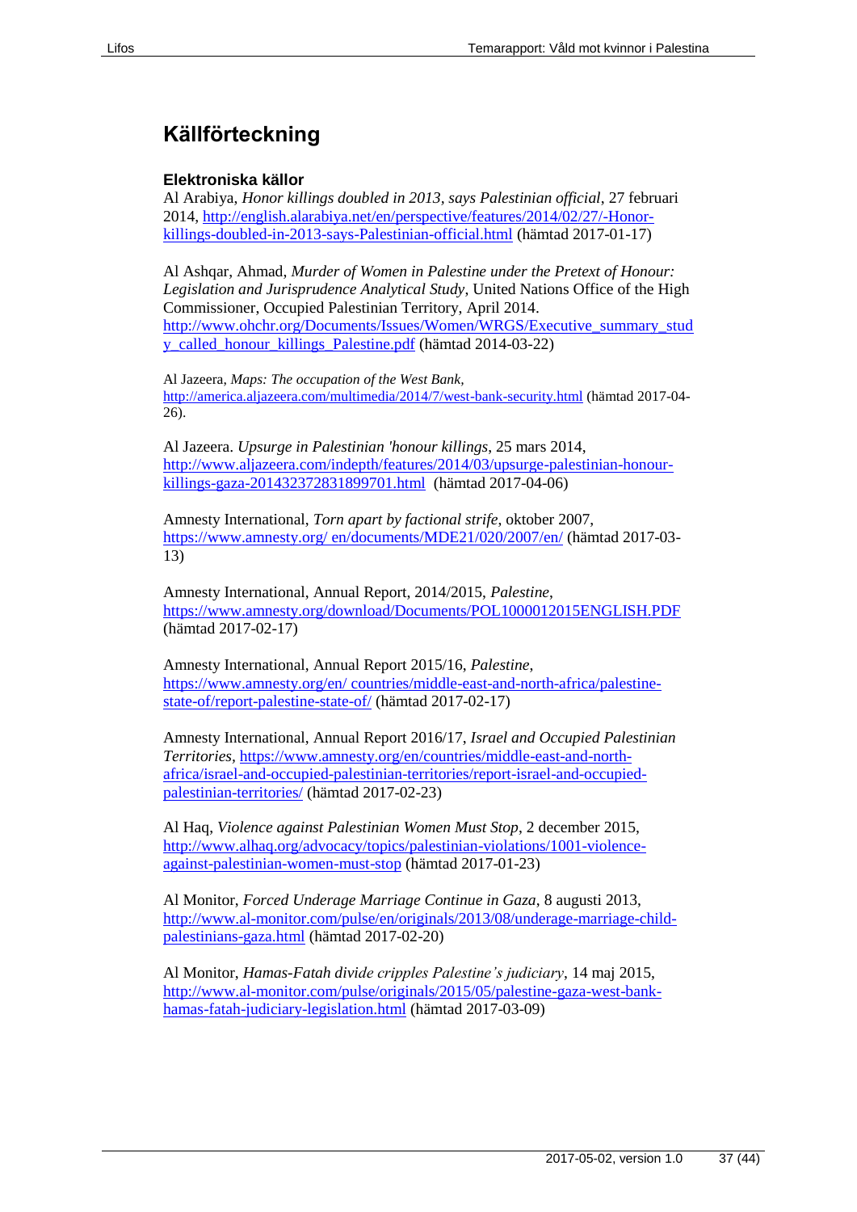# Källförteckning

### Elektroniska källor

Al Arabiya, *Honor killings doubled in 2013, says Palestinian official*, 27 februari 2014, http://english.alarabiya.net/en/perspective/features/2014/02/27/-Honor-killings-doubled-in-2013-says-Palestinian-official.html (hämtad 2017-01-17)

Al Ashqar, Ahmad, *Murder of Women in Palestine under the Pretext of Honour: Legislation and Jurisprudence Analytical Study*, United Nations Office of the High Commissioner, Occupied Palestinian Territory, April 2014. http://www.ohchr.org/Documents/Issues/Women/WRGS/Executive_summary_study_called_honour_killings_Palestine.pdf (hämtad 2014-03-22)

Al Jazeera, *Maps: The occupation of the West Bank*, http://america.aljazeera.com/multimedia/2014/7/west-bank-security.html (hämtad 2017-04-26).

Al Jazeera. *Upsurge in Palestinian 'honour killings*, 25 mars 2014, http://www.aljazeera.com/indepth/features/2014/03/upsurge-palestinian-honour-killings-gaza-201432372831899701.html (hämtad 2017-04-06)

Amnesty International, *Torn apart by factional strife*, oktober 2007, https://www.amnesty.org/ en/documents/MDE21/020/2007/en/ (hämtad 2017-03-13)

Amnesty International, Annual Report, 2014/2015, *Palestine*, https://www.amnesty.org/download/Documents/POL1000012015ENGLISH.PDF (hämtad 2017-02-17)

Amnesty International, Annual Report 2015/16, *Palestine*, https://www.amnesty.org/en/ countries/middle-east-and-north-africa/palestine-state-of/report-palestine-state-of/ (hämtad 2017-02-17)

Amnesty International, Annual Report 2016/17, *Israel and Occupied Palestinian Territories*, https://www.amnesty.org/en/countries/middle-east-and-north-africa/israel-and-occupied-palestinian-territories/report-israel-and-occupied-palestinian-territories/ (hämtad 2017-02-23)

Al Haq, *Violence against Palestinian Women Must Stop*, 2 december 2015, http://www.alhaq.org/advocacy/topics/palestinian-violations/1001-violence-against-palestinian-women-must-stop (hämtad 2017-01-23)

Al Monitor, *Forced Underage Marriage Continue in Gaza*, 8 augusti 2013, http://www.al-monitor.com/pulse/en/originals/2013/08/underage-marriage-child-palestinians-gaza.html (hämtad 2017-02-20)

Al Monitor, *Hamas-Fatah divide cripples Palestine's judiciary*, 14 maj 2015, http://www.al-monitor.com/pulse/originals/2015/05/palestine-gaza-west-bank-hamas-fatah-judiciary-legislation.html (hämtad 2017-03-09)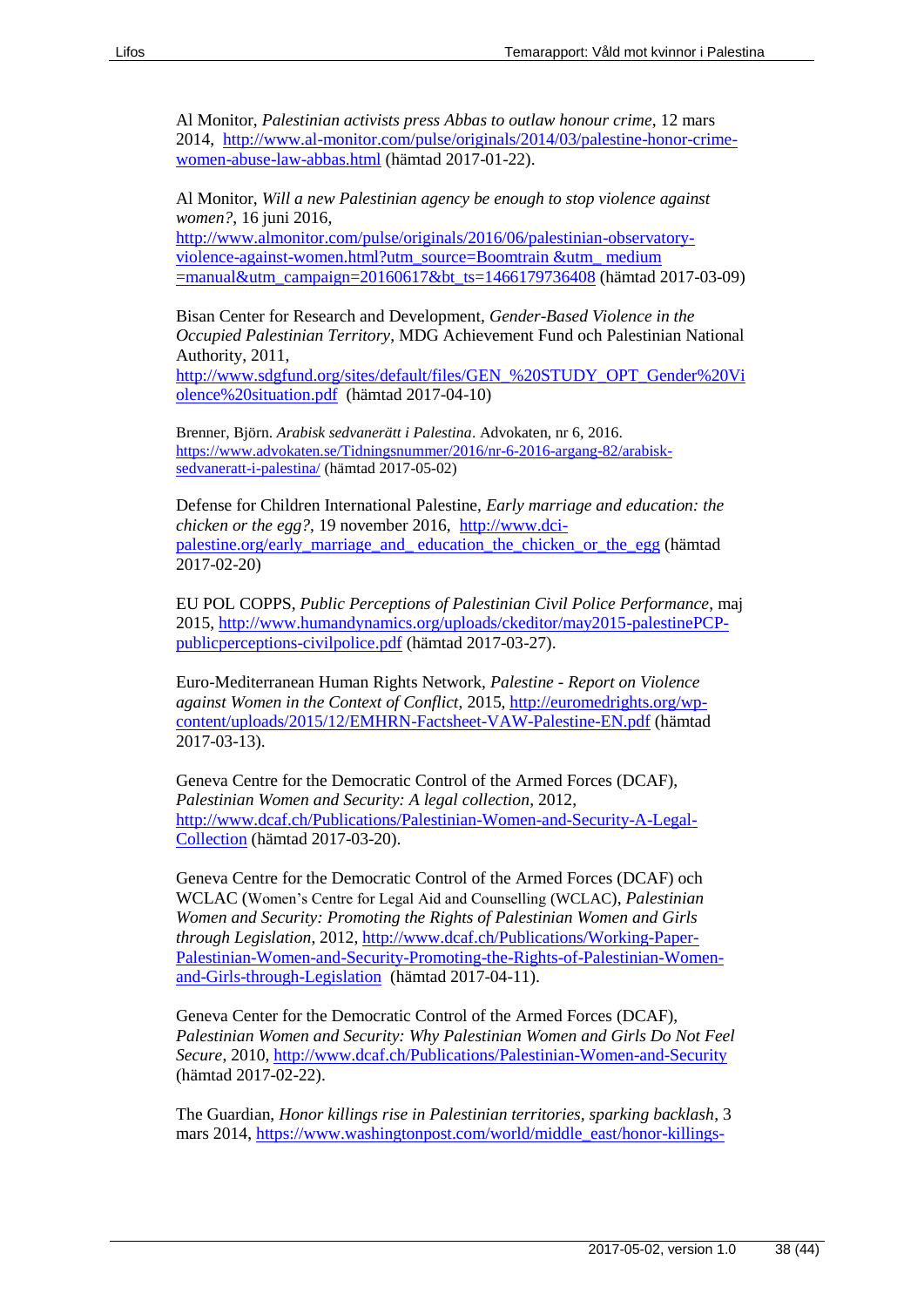Al Monitor, *Palestinian activists press Abbas to outlaw honour crime*, 12 mars 2014, http://www.al-monitor.com/pulse/originals/2014/03/palestine-honor-crime-women-abuse-law-abbas.html (hämtad 2017-01-22).

Al Monitor, *Will a new Palestinian agency be enough to stop violence against women?*, 16 juni 2016, http://www.almonitor.com/pulse/originals/2016/06/palestinian-observatory-violence-against-women.html?utm_source=Boomtrain &utm_ medium =manual&utm_campaign=20160617&bt_ts=1466179736408 (hämtad 2017-03-09)

Bisan Center for Research and Development, *Gender-Based Violence in the Occupied Palestinian Territory*, MDG Achievement Fund och Palestinian National Authority, 2011, http://www.sdgfund.org/sites/default/files/GEN_%20STUDY_OPT_Gender%20Violence%20situation.pdf (hämtad 2017-04-10)

Brenner, Björn. *Arabisk sedvanerätt i Palestina*. Advokaten, nr 6, 2016. https://www.advokaten.se/Tidningsnummer/2016/nr-6-2016-argang-82/arabisk-sedvaneratt-i-palestina/ (hämtad 2017-05-02)

Defense for Children International Palestine, *Early marriage and education: the chicken or the egg?*, 19 november 2016, http://www.dci-palestine.org/early_marriage_and_ education_the_chicken_or_the_egg (hämtad 2017-02-20)

EU POL COPPS, *Public Perceptions of Palestinian Civil Police Performance*, maj 2015, http://www.humandynamics.org/uploads/ckeditor/may2015-palestinePCP-publicperceptions-civilpolice.pdf (hämtad 2017-03-27).

Euro-Mediterranean Human Rights Network, *Palestine - Report on Violence against Women in the Context of Conflict*, 2015, http://euromedrights.org/wp-content/uploads/2015/12/EMHRN-Factsheet-VAW-Palestine-EN.pdf (hämtad 2017-03-13).

Geneva Centre for the Democratic Control of the Armed Forces (DCAF), *Palestinian Women and Security: A legal collection*, 2012, http://www.dcaf.ch/Publications/Palestinian-Women-and-Security-A-Legal-Collection (hämtad 2017-03-20).

Geneva Centre for the Democratic Control of the Armed Forces (DCAF) och WCLAC (Women's Centre for Legal Aid and Counselling (WCLAC), *Palestinian Women and Security: Promoting the Rights of Palestinian Women and Girls through Legislation*, 2012, http://www.dcaf.ch/Publications/Working-Paper-Palestinian-Women-and-Security-Promoting-the-Rights-of-Palestinian-Women-and-Girls-through-Legislation (hämtad 2017-04-11).

Geneva Center for the Democratic Control of the Armed Forces (DCAF), *Palestinian Women and Security: Why Palestinian Women and Girls Do Not Feel Secure*, 2010, http://www.dcaf.ch/Publications/Palestinian-Women-and-Security (hämtad 2017-02-22).

The Guardian, *Honor killings rise in Palestinian territories, sparking backlash*, 3 mars 2014, https://www.washingtonpost.com/world/middle_east/honor-killings-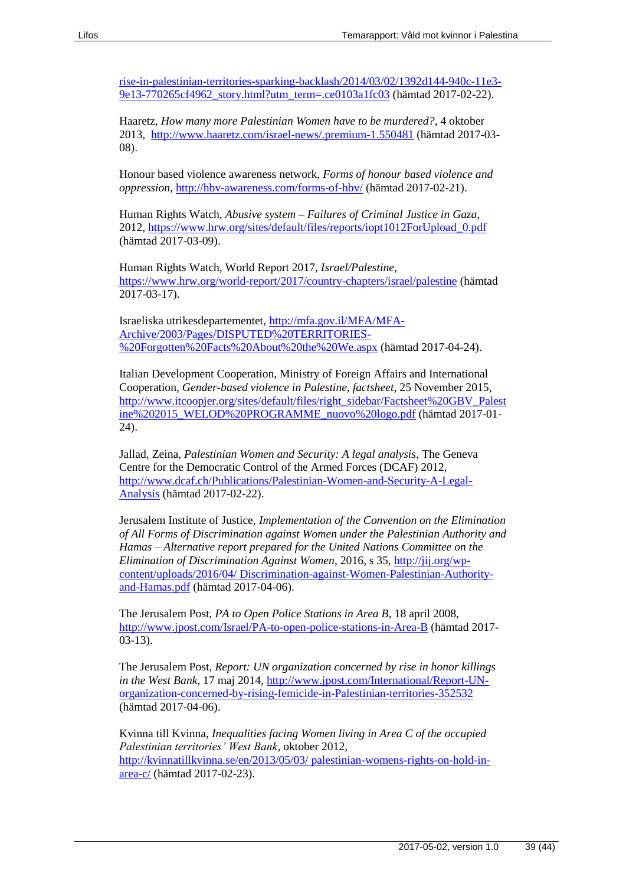rise-in-palestinian-territories-sparking-backlash/2014/03/02/1392d144-940c-11e3-9e13-770265cf4962_story.html?utm_term=.ce0103a1fc03 (hämtad 2017-02-22).

Haaretz, *How many more Palestinian Women have to be murdered?*, 4 oktober 2013, http://www.haaretz.com/israel-news/.premium-1.550481 (hämtad 2017-03-08).

Honour based violence awareness network, *Forms of honour based violence and oppression*, http://hbv-awareness.com/forms-of-hbv/ (hämtad 2017-02-21).

Human Rights Watch, *Abusive system – Failures of Criminal Justice in Gaza*, 2012, https://www.hrw.org/sites/default/files/reports/iopt1012ForUpload_0.pdf (hämtad 2017-03-09).

Human Rights Watch, World Report 2017, *Israel/Palestine*, https://www.hrw.org/world-report/2017/country-chapters/israel/palestine (hämtad 2017-03-17).

Israeliska utrikesdepartementet, http://mfa.gov.il/MFA/MFA-Archive/2003/Pages/DISPUTED%20TERRITORIES-%20Forgotten%20Facts%20About%20the%20We.aspx (hämtad 2017-04-24).

Italian Development Cooperation, Ministry of Foreign Affairs and International Cooperation, *Gender-based violence in Palestine, factsheet*, 25 November 2015, http://www.itcoopjer.org/sites/default/files/right_sidebar/Factsheet%20GBV_Palestine%202015_WELOD%20PROGRAMME_nuovo%20logo.pdf (hämtad 2017-01-24).

Jallad, Zeina, *Palestinian Women and Security: A legal analysis*, The Geneva Centre for the Democratic Control of the Armed Forces (DCAF) 2012, http://www.dcaf.ch/Publications/Palestinian-Women-and-Security-A-Legal-Analysis (hämtad 2017-02-22).

Jerusalem Institute of Justice, *Implementation of the Convention on the Elimination of All Forms of Discrimination against Women under the Palestinian Authority and Hamas – Alternative report prepared for the United Nations Committee on the Elimination of Discrimination Against Women*, 2016, s 35, http://jij.org/wp-content/uploads/2016/04/ Discrimination-against-Women-Palestinian-Authority-and-Hamas.pdf (hämtad 2017-04-06).

The Jerusalem Post, *PA to Open Police Stations in Area B*, 18 april 2008, http://www.jpost.com/Israel/PA-to-open-police-stations-in-Area-B (hämtad 2017-03-13).

The Jerusalem Post, *Report: UN organization concerned by rise in honor killings in the West Bank*, 17 maj 2014, http://www.jpost.com/International/Report-UN-organization-concerned-by-rising-femicide-in-Palestinian-territories-352532 (hämtad 2017-04-06).

Kvinna till Kvinna, *Inequalities facing Women living in Area C of the occupied Palestinian territories' West Bank*, oktober 2012, http://kvinnatillkvinna.se/en/2013/05/03/ palestinian-womens-rights-on-hold-in-area-c/ (hämtad 2017-02-23).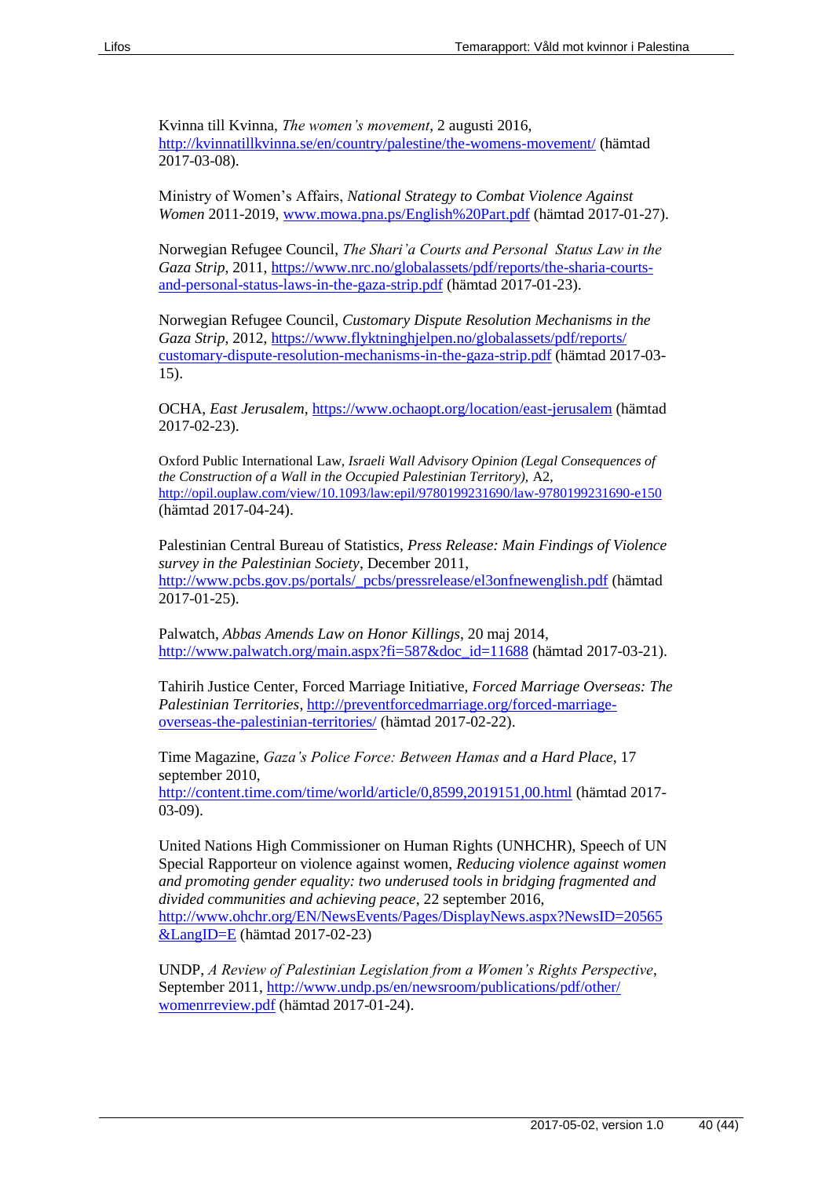Kvinna till Kvinna, *The women's movement*, 2 augusti 2016, http://kvinnatillkvinna.se/en/country/palestine/the-womens-movement/ (hämtad 2017-03-08).

Ministry of Women's Affairs, *National Strategy to Combat Violence Against Women* 2011-2019, www.mowa.pna.ps/English%20Part.pdf (hämtad 2017-01-27).

Norwegian Refugee Council, *The Shari'a Courts and Personal Status Law in the Gaza Strip*, 2011, https://www.nrc.no/globalassets/pdf/reports/the-sharia-courts-and-personal-status-laws-in-the-gaza-strip.pdf (hämtad 2017-01-23).

Norwegian Refugee Council, *Customary Dispute Resolution Mechanisms in the Gaza Strip*, 2012, https://www.flyktninghjelpen.no/globalassets/pdf/reports/customary-dispute-resolution-mechanisms-in-the-gaza-strip.pdf (hämtad 2017-03-15).

OCHA, *East Jerusalem*, https://www.ochaopt.org/location/east-jerusalem (hämtad 2017-02-23).

Oxford Public International Law, *Israeli Wall Advisory Opinion (Legal Consequences of the Construction of a Wall in the Occupied Palestinian Territory)*, A2, http://opil.ouplaw.com/view/10.1093/law:epil/9780199231690/law-9780199231690-e150 (hämtad 2017-04-24).

Palestinian Central Bureau of Statistics, *Press Release: Main Findings of Violence survey in the Palestinian Society*, December 2011, http://www.pcbs.gov.ps/portals/_pcbs/pressrelease/el3onfnewenglish.pdf (hämtad 2017-01-25).

Palwatch, *Abbas Amends Law on Honor Killings*, 20 maj 2014, http://www.palwatch.org/main.aspx?fi=587&doc_id=11688 (hämtad 2017-03-21).

Tahirih Justice Center, Forced Marriage Initiative, *Forced Marriage Overseas: The Palestinian Territories*, http://preventforcedmarriage.org/forced-marriage-overseas-the-palestinian-territories/ (hämtad 2017-02-22).

Time Magazine, *Gaza's Police Force: Between Hamas and a Hard Place*, 17 september 2010, http://content.time.com/time/world/article/0,8599,2019151,00.html (hämtad 2017-03-09).

United Nations High Commissioner on Human Rights (UNHCHR), Speech of UN Special Rapporteur on violence against women, *Reducing violence against women and promoting gender equality: two underused tools in bridging fragmented and divided communities and achieving peace*, 22 september 2016, http://www.ohchr.org/EN/NewsEvents/Pages/DisplayNews.aspx?NewsID=20565&LangID=E (hämtad 2017-02-23)

UNDP, *A Review of Palestinian Legislation from a Women's Rights Perspective*, September 2011, http://www.undp.ps/en/newsroom/publications/pdf/other/womenrreview.pdf (hämtad 2017-01-24).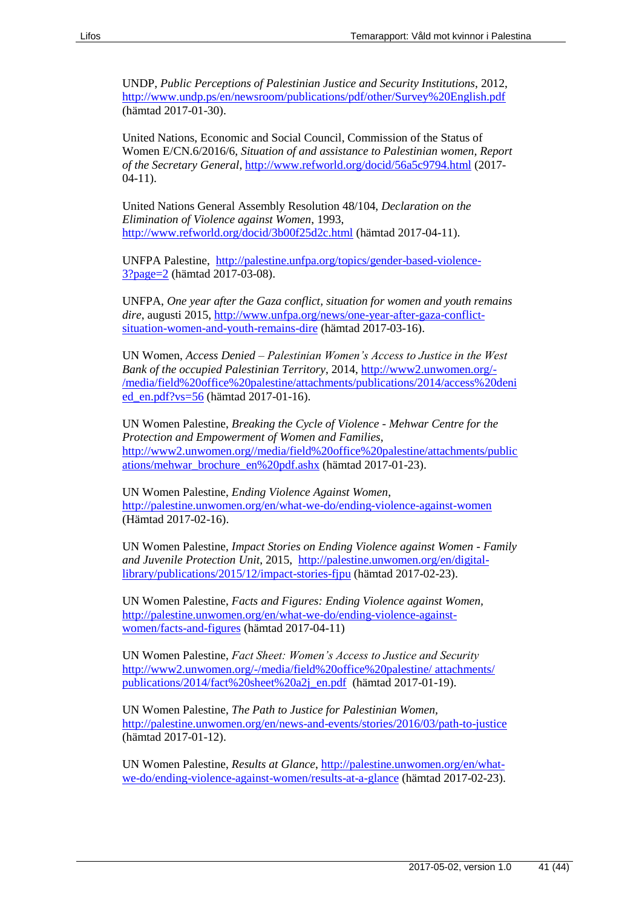UNDP, *Public Perceptions of Palestinian Justice and Security Institutions*, 2012, http://www.undp.ps/en/newsroom/publications/pdf/other/Survey%20English.pdf (hämtad 2017-01-30).

United Nations, Economic and Social Council, Commission of the Status of Women E/CN.6/2016/6, *Situation of and assistance to Palestinian women, Report of the Secretary General*, http://www.refworld.org/docid/56a5c9794.html (2017-04-11).

United Nations General Assembly Resolution 48/104, *Declaration on the Elimination of Violence against Women*, 1993, http://www.refworld.org/docid/3b00f25d2c.html (hämtad 2017-04-11).

UNFPA Palestine, http://palestine.unfpa.org/topics/gender-based-violence-3?page=2 (hämtad 2017-03-08).

UNFPA, *One year after the Gaza conflict, situation for women and youth remains dire*, augusti 2015, http://www.unfpa.org/news/one-year-after-gaza-conflict-situation-women-and-youth-remains-dire (hämtad 2017-03-16).

UN Women, *Access Denied – Palestinian Women's Access to Justice in the West Bank of the occupied Palestinian Territory*, 2014, http://www2.unwomen.org/-/media/field%20office%20palestine/attachments/publications/2014/access%20denied_en.pdf?vs=56 (hämtad 2017-01-16).

UN Women Palestine, *Breaking the Cycle of Violence - Mehwar Centre for the Protection and Empowerment of Women and Families*, http://www2.unwomen.org//media/field%20office%20palestine/attachments/publications/mehwar_brochure_en%20pdf.ashx (hämtad 2017-01-23).

UN Women Palestine, *Ending Violence Against Women*, http://palestine.unwomen.org/en/what-we-do/ending-violence-against-women (Hämtad 2017-02-16).

UN Women Palestine, *Impact Stories on Ending Violence against Women - Family and Juvenile Protection Unit*, 2015, http://palestine.unwomen.org/en/digital-library/publications/2015/12/impact-stories-fjpu (hämtad 2017-02-23).

UN Women Palestine, *Facts and Figures: Ending Violence against Women*, http://palestine.unwomen.org/en/what-we-do/ending-violence-against-women/facts-and-figures (hämtad 2017-04-11)

UN Women Palestine, *Fact Sheet: Women's Access to Justice and Security* http://www2.unwomen.org/-/media/field%20office%20palestine/ attachments/ publications/2014/fact%20sheet%20a2j_en.pdf (hämtad 2017-01-19).

UN Women Palestine, *The Path to Justice for Palestinian Women*, http://palestine.unwomen.org/en/news-and-events/stories/2016/03/path-to-justice (hämtad 2017-01-12).

UN Women Palestine, *Results at Glance*, http://palestine.unwomen.org/en/what-we-do/ending-violence-against-women/results-at-a-glance (hämtad 2017-02-23).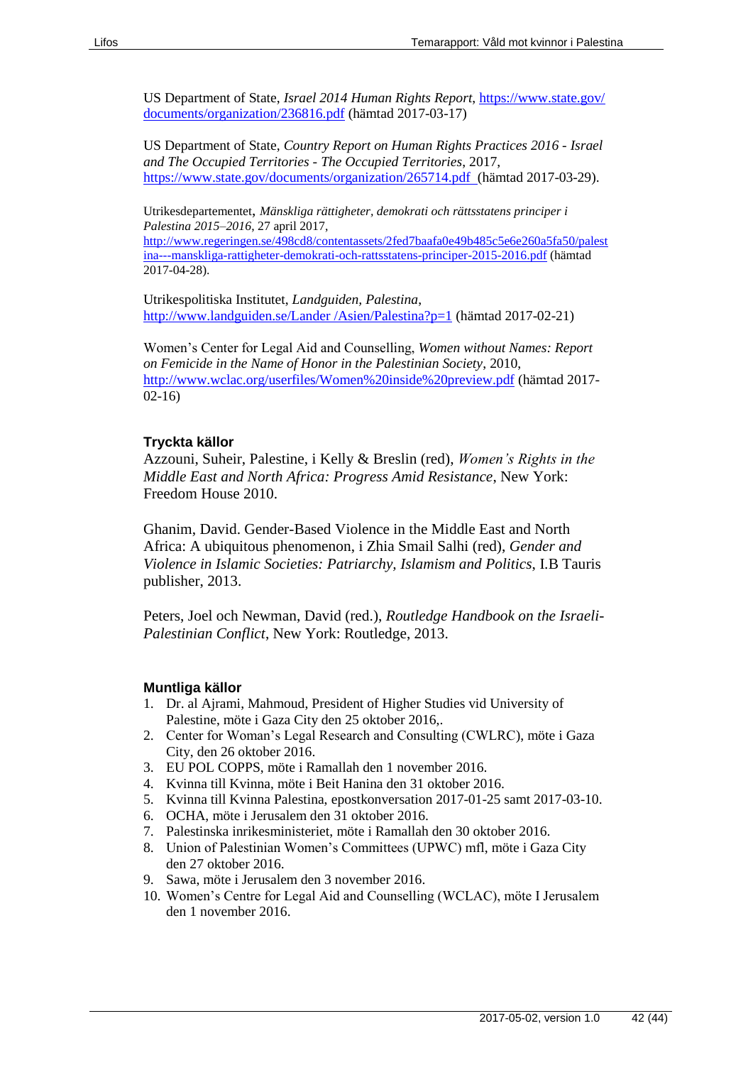US Department of State, *Israel 2014 Human Rights Report*, https://www.state.gov/documents/organization/236816.pdf (hämtad 2017-03-17)

US Department of State, *Country Report on Human Rights Practices 2016 - Israel and The Occupied Territories - The Occupied Territories*, 2017, https://www.state.gov/documents/organization/265714.pdf (hämtad 2017-03-29).

Utrikesdepartementet, *Mänskliga rättigheter, demokrati och rättsstatens principer i Palestina 2015–2016*, 27 april 2017, http://www.regeringen.se/498cd8/contentassets/2fed7baafa0e49b485c5e6e260a5fa50/palestina---manskliga-rattigheter-demokrati-och-rattsstatens-principer-2015-2016.pdf (hämtad 2017-04-28).

Utrikespolitiska Institutet, *Landguiden, Palestina*, http://www.landguiden.se/Lander /Asien/Palestina?p=1 (hämtad 2017-02-21)

Women's Center for Legal Aid and Counselling, *Women without Names: Report on Femicide in the Name of Honor in the Palestinian Society*, 2010, http://www.wclac.org/userfiles/Women%20inside%20preview.pdf (hämtad 2017-02-16)

### Tryckta källor

Azzouni, Suheir, Palestine, i Kelly & Breslin (red), *Women's Rights in the Middle East and North Africa: Progress Amid Resistance*, New York: Freedom House 2010.

Ghanim, David. Gender-Based Violence in the Middle East and North Africa: A ubiquitous phenomenon, i Zhia Smail Salhi (red), *Gender and Violence in Islamic Societies: Patriarchy, Islamism and Politics*, I.B Tauris publisher, 2013.

Peters, Joel och Newman, David (red.), *Routledge Handbook on the Israeli-Palestinian Conflict*, New York: Routledge, 2013.

### Muntliga källor

1. Dr. al Ajrami, Mahmoud, President of Higher Studies vid University of Palestine, möte i Gaza City den 25 oktober 2016,.
2. Center for Woman's Legal Research and Consulting (CWLRC), möte i Gaza City, den 26 oktober 2016.
3. EU POL COPPS, möte i Ramallah den 1 november 2016.
4. Kvinna till Kvinna, möte i Beit Hanina den 31 oktober 2016.
5. Kvinna till Kvinna Palestina, epostkonversation 2017-01-25 samt 2017-03-10.
6. OCHA, möte i Jerusalem den 31 oktober 2016.
7. Palestinska inrikesministeriet, möte i Ramallah den 30 oktober 2016.
8. Union of Palestinian Women's Committees (UPWC) mfl, möte i Gaza City den 27 oktober 2016.
9. Sawa, möte i Jerusalem den 3 november 2016.
10. Women's Centre for Legal Aid and Counselling (WCLAC), möte I Jerusalem den 1 november 2016.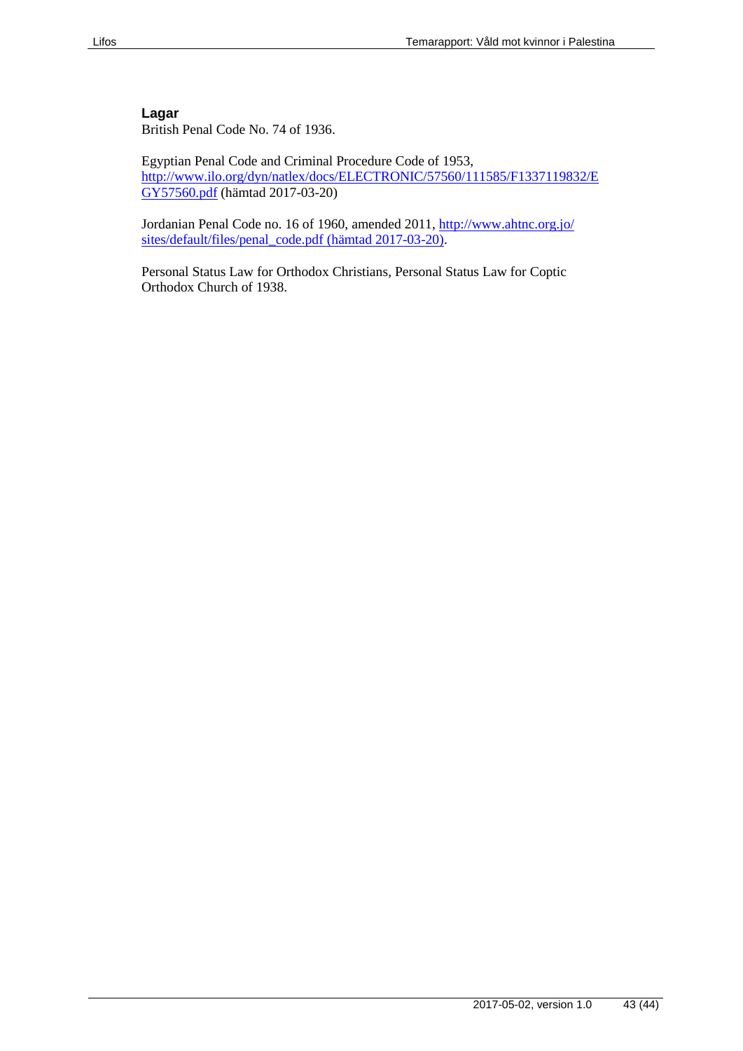### Lagar

British Penal Code No. 74 of 1936.

Egyptian Penal Code and Criminal Procedure Code of 1953, http://www.ilo.org/dyn/natlex/docs/ELECTRONIC/57560/111585/F1337119832/EGY57560.pdf (hämtad 2017-03-20)

Jordanian Penal Code no. 16 of 1960, amended 2011, http://www.ahtnc.org.jo/sites/default/files/penal_code.pdf (hämtad 2017-03-20).

Personal Status Law for Orthodox Christians, Personal Status Law for Coptic Orthodox Church of 1938.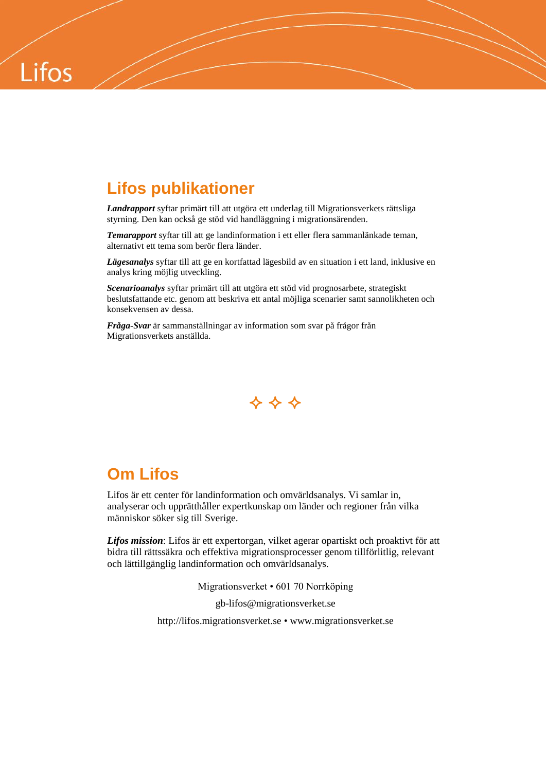Lifos

## Lifos publikationer

***Landrapport*** syftar primärt till att utgöra ett underlag till Migrationsverkets rättsliga styrning. Den kan också ge stöd vid handläggning i migrationsärenden.

***Temarapport*** syftar till att ge landinformation i ett eller flera sammanlänkade teman, alternativt ett tema som berör flera länder.

***Lägesanalys*** syftar till att ge en kortfattad lägesbild av en situation i ett land, inklusive en analys kring möjlig utveckling.

***Scenarioanalys*** syftar primärt till att utgöra ett stöd vid prognosarbete, strategiskt beslutsfattande etc. genom att beskriva ett antal möjliga scenarier samt sannolikheten och konsekvensen av dessa.

***Fråga-Svar*** är sammanställningar av information som svar på frågor från Migrationsverkets anställda.

✧ ✧ ✧

## Om Lifos

Lifos är ett center för landinformation och omvärldsanalys. Vi samlar in, analyserar och upprätthåller expertkunskap om länder och regioner från vilka människor söker sig till Sverige.

***Lifos mission***: Lifos är ett expertorgan, vilket agerar opartiskt och proaktivt för att bidra till rättssäkra och effektiva migrationsprocesser genom tillförlitlig, relevant och lättillgänglig landinformation och omvärldsanalys.

Migrationsverket • 601 70 Norrköping

gb-lifos@migrationsverket.se

http://lifos.migrationsverket.se • www.migrationsverket.se